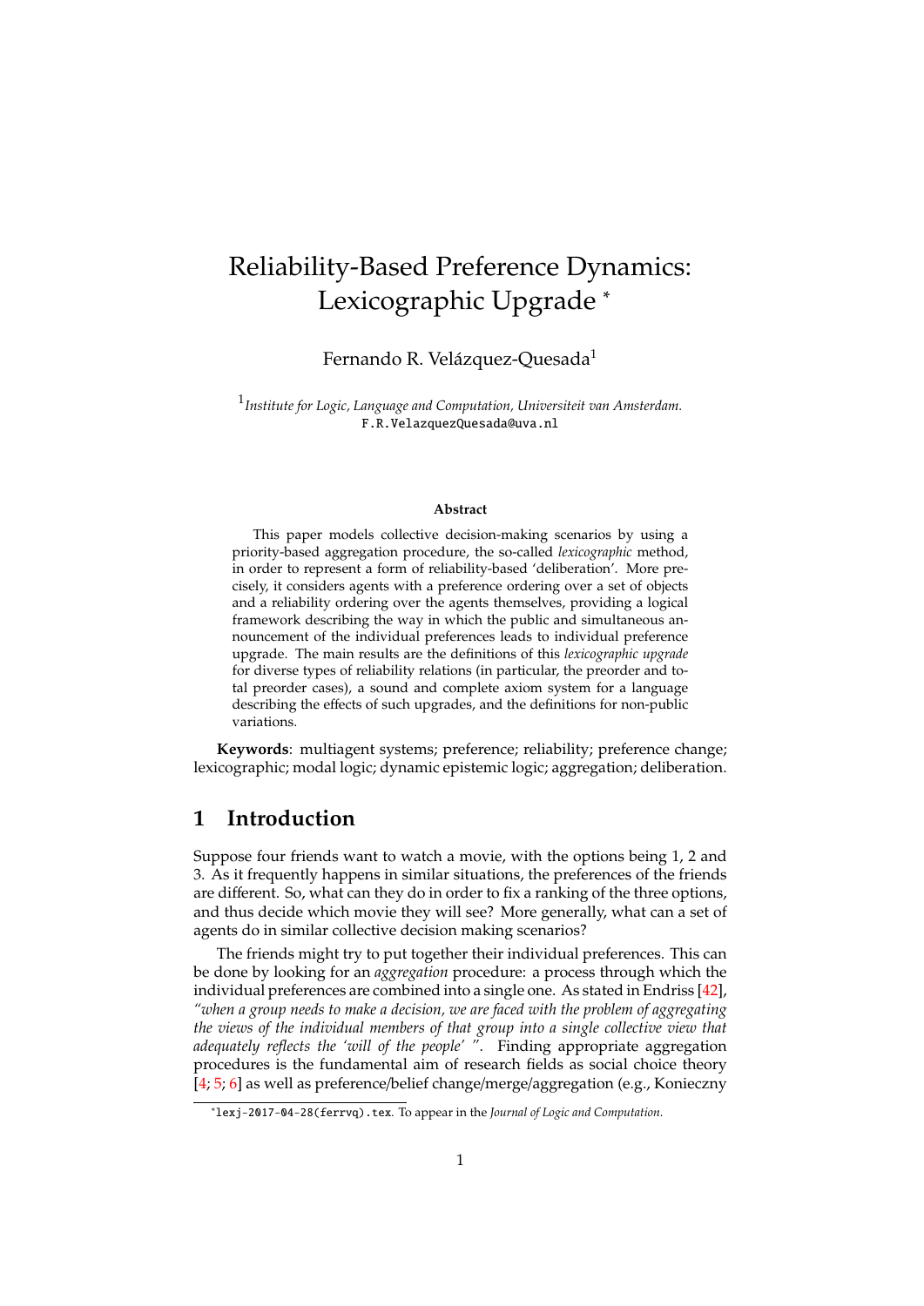# Reliability-Based Preference Dynamics: Lexicographic Upgrade [*]

Fernando R. Velázquez-Quesada[1]

[1] *Institute for Logic, Language and Computation, Universiteit van Amsterdam.*
F.R.VelazquezQuesada@uva.nl

**Abstract**

This paper models collective decision-making scenarios by using a priority-based aggregation procedure, the so-called *lexicographic* method, in order to represent a form of reliability-based 'deliberation'. More precisely, it considers agents with a preference ordering over a set of objects and a reliability ordering over the agents themselves, providing a logical framework describing the way in which the public and simultaneous announcement of the individual preferences leads to individual preference upgrade. The main results are the definitions of this *lexicographic upgrade* for diverse types of reliability relations (in particular, the preorder and total preorder cases), a sound and complete axiom system for a language describing the effects of such upgrades, and the definitions for non-public variations.

**Keywords**: multiagent systems; preference; reliability; preference change; lexicographic; modal logic; dynamic epistemic logic; aggregation; deliberation.

## 1 Introduction

Suppose four friends want to watch a movie, with the options being 1, 2 and 3. As it frequently happens in similar situations, the preferences of the friends are different. So, what can they do in order to fix a ranking of the three options, and thus decide which movie they will see? More generally, what can a set of agents do in similar collective decision making scenarios?

The friends might try to put together their individual preferences. This can be done by looking for an *aggregation* procedure: a process through which the individual preferences are combined into a single one. As stated in Endriss [42], *"when a group needs to make a decision, we are faced with the problem of aggregating the views of the individual members of that group into a single collective view that adequately reflects the 'will of the people' "*. Finding appropriate aggregation procedures is the fundamental aim of research fields as social choice theory [4; 5; 6] as well as preference/belief change/merge/aggregation (e.g., Konieczny

---

[*] lexj-2017-04-28(ferrvq).tex. To appear in the *Journal of Logic and Computation*.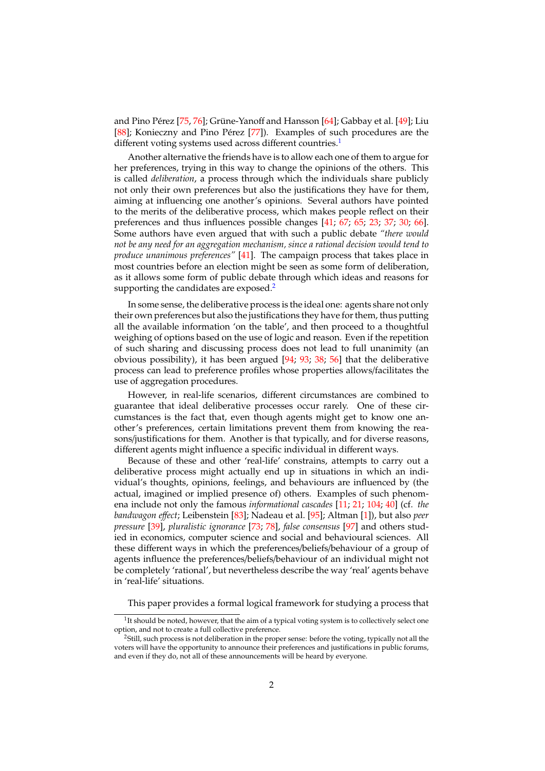and Pino Pérez [75, 76]; Grüne-Yanoff and Hansson [64]; Gabbay et al. [49]; Liu [88]; Konieczny and Pino Pérez [77]). Examples of such procedures are the different voting systems used across different countries.[1]

Another alternative the friends have is to allow each one of them to argue for her preferences, trying in this way to change the opinions of the others. This is called *deliberation*, a process through which the individuals share publicly not only their own preferences but also the justifications they have for them, aiming at influencing one another's opinions. Several authors have pointed to the merits of the deliberative process, which makes people reflect on their preferences and thus influences possible changes [41; 67; 65; 23; 37; 30; 66]. Some authors have even argued that with such a public debate *"there would not be any need for an aggregation mechanism, since a rational decision would tend to produce unanimous preferences"* [41]. The campaign process that takes place in most countries before an election might be seen as some form of deliberation, as it allows some form of public debate through which ideas and reasons for supporting the candidates are exposed.[2]

In some sense, the deliberative process is the ideal one: agents share not only their own preferences but also the justifications they have for them, thus putting all the available information 'on the table', and then proceed to a thoughtful weighing of options based on the use of logic and reason. Even if the repetition of such sharing and discussing process does not lead to full unanimity (an obvious possibility), it has been argued [94; 93; 38; 56] that the deliberative process can lead to preference profiles whose properties allows/facilitates the use of aggregation procedures.

However, in real-life scenarios, different circumstances are combined to guarantee that ideal deliberative processes occur rarely. One of these circumstances is the fact that, even though agents might get to know one another's preferences, certain limitations prevent them from knowing the reasons/justifications for them. Another is that typically, and for diverse reasons, different agents might influence a specific individual in different ways.

Because of these and other 'real-life' constrains, attempts to carry out a deliberative process might actually end up in situations in which an individual's thoughts, opinions, feelings, and behaviours are influenced by (the actual, imagined or implied presence of) others. Examples of such phenomena include not only the famous *informational cascades* [11; 21; 104; 40] (cf. *the bandwagon effect*; Leibenstein [83]; Nadeau et al. [95]; Altman [1]), but also *peer pressure* [39], *pluralistic ignorance* [73; 78], *false consensus* [97] and others studied in economics, computer science and social and behavioural sciences. All these different ways in which the preferences/beliefs/behaviour of a group of agents influence the preferences/beliefs/behaviour of an individual might not be completely 'rational', but nevertheless describe the way 'real' agents behave in 'real-life' situations.

This paper provides a formal logical framework for studying a process that

[1] It should be noted, however, that the aim of a typical voting system is to collectively select one option, and not to create a full collective preference.

[2] Still, such process is not deliberation in the proper sense: before the voting, typically not all the voters will have the opportunity to announce their preferences and justifications in public forums, and even if they do, not all of these announcements will be heard by everyone.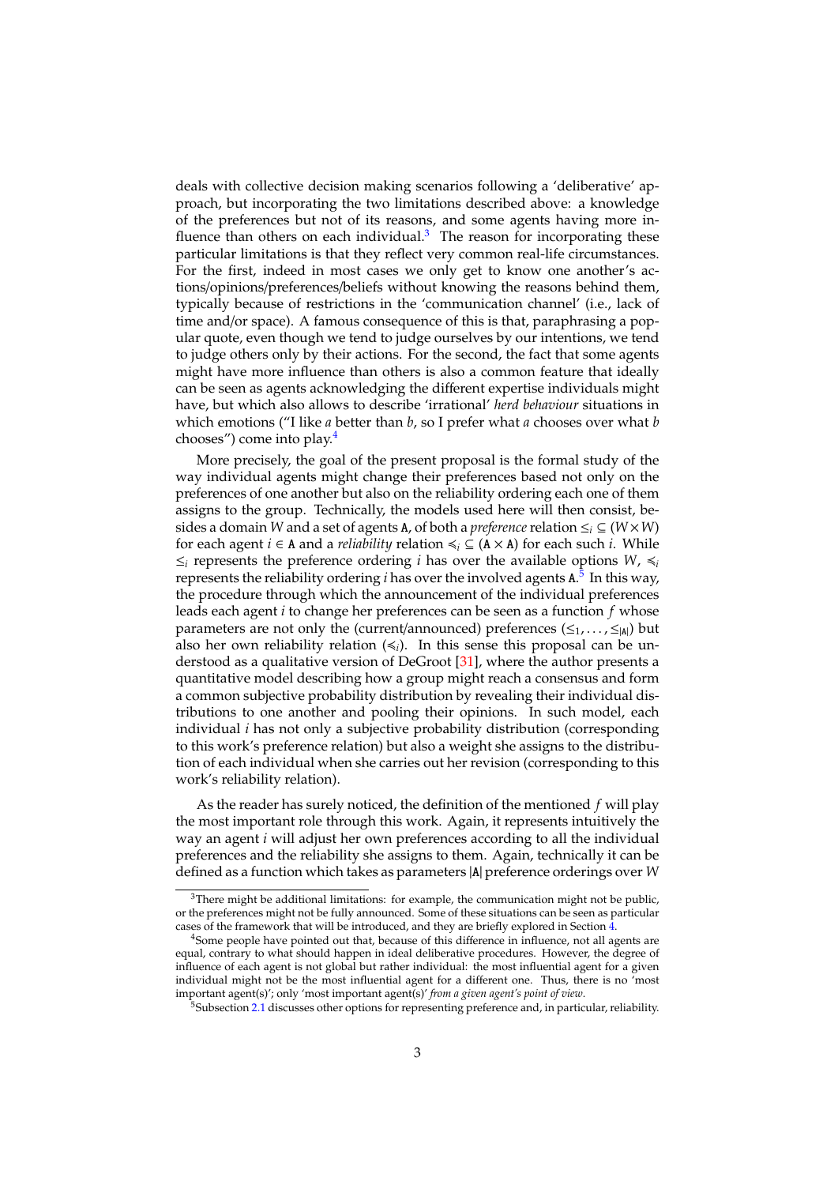deals with collective decision making scenarios following a 'deliberative' approach, but incorporating the two limitations described above: a knowledge of the preferences but not of its reasons, and some agents having more influence than others on each individual.[3] The reason for incorporating these particular limitations is that they reflect very common real-life circumstances. For the first, indeed in most cases we only get to know one another's actions/opinions/preferences/beliefs without knowing the reasons behind them, typically because of restrictions in the 'communication channel' (i.e., lack of time and/or space). A famous consequence of this is that, paraphrasing a popular quote, even though we tend to judge ourselves by our intentions, we tend to judge others only by their actions. For the second, the fact that some agents might have more influence than others is also a common feature that ideally can be seen as agents acknowledging the different expertise individuals might have, but which also allows to describe 'irrational' *herd behaviour* situations in which emotions ("I like $a$ better than $b$, so I prefer what $a$ chooses over what $b$ chooses") come into play.[4]

More precisely, the goal of the present proposal is the formal study of the way individual agents might change their preferences based not only on the preferences of one another but also on the reliability ordering each one of them assigns to the group. Technically, the models used here will then consist, besides a domain $W$ and a set of agents $\mathtt{A}$, of both a *preference* relation $\leq_i \subseteq (W \times W)$ for each agent $i \in \mathtt{A}$ and a *reliability* relation $\preccurlyeq_i \subseteq (\mathtt{A} \times \mathtt{A})$ for each such $i$. While $\leq_i$ represents the preference ordering $i$ has over the available options $W$, $\preccurlyeq_i$ represents the reliability ordering $i$ has over the involved agents $\mathtt{A}$.[5] In this way, the procedure through which the announcement of the individual preferences leads each agent $i$ to change her preferences can be seen as a function $f$ whose parameters are not only the (current/announced) preferences $(\leq_1, \ldots, \leq_{|\mathtt{A}|})$ but also her own reliability relation ($\preccurlyeq_i$). In this sense this proposal can be understood as a qualitative version of DeGroot [31], where the author presents a quantitative model describing how a group might reach a consensus and form a common subjective probability distribution by revealing their individual distributions to one another and pooling their opinions. In such model, each individual $i$ has not only a subjective probability distribution (corresponding to this work's preference relation) but also a weight she assigns to the distribution of each individual when she carries out her revision (corresponding to this work's reliability relation).

As the reader has surely noticed, the definition of the mentioned $f$ will play the most important role through this work. Again, it represents intuitively the way an agent $i$ will adjust her own preferences according to all the individual preferences and the reliability she assigns to them. Again, technically it can be defined as a function which takes as parameters $|\mathtt{A}|$ preference orderings over $W$

[3] There might be additional limitations: for example, the communication might not be public, or the preferences might not be fully announced. Some of these situations can be seen as particular cases of the framework that will be introduced, and they are briefly explored in Section 4.

[4] Some people have pointed out that, because of this difference in influence, not all agents are equal, contrary to what should happen in ideal deliberative procedures. However, the degree of influence of each agent is not global but rather individual: the most influential agent for a given individual might not be the most influential agent for a different one. Thus, there is no 'most important agent(s)'; only 'most important agent(s)' *from a given agent's point of view*.

[5] Subsection 2.1 discusses other options for representing preference and, in particular, reliability.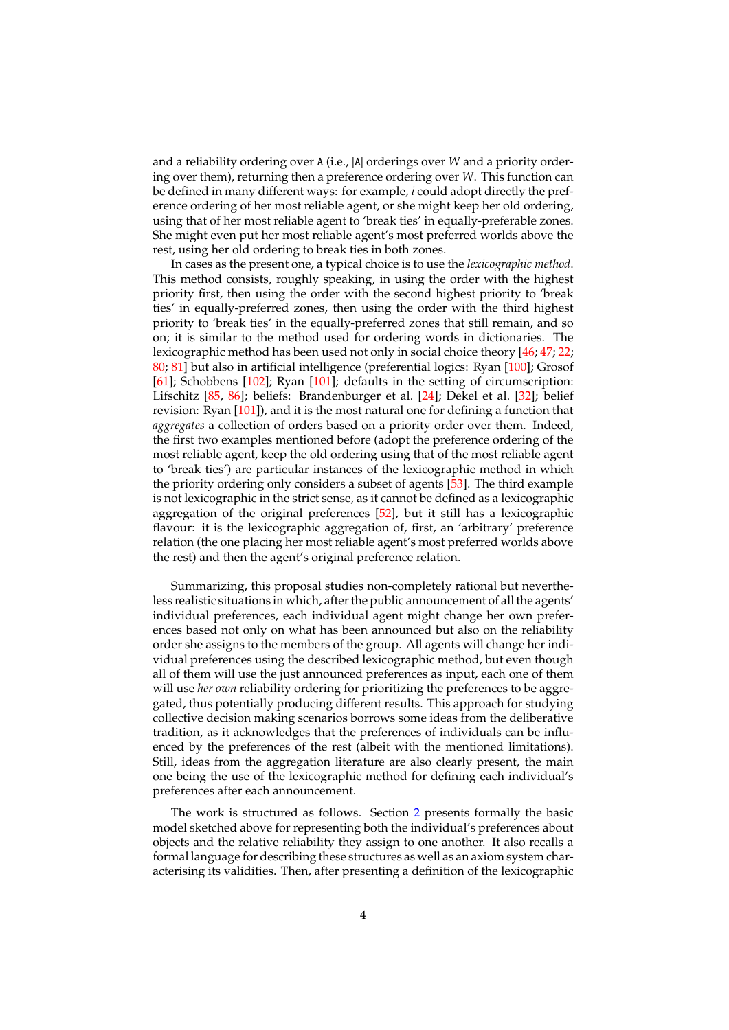and a reliability ordering over $\mathtt{A}$ (i.e., $|\mathtt{A}|$ orderings over $W$ and a priority ordering over them), returning then a preference ordering over $W$. This function can be defined in many different ways: for example, $i$ could adopt directly the preference ordering of her most reliable agent, or she might keep her old ordering, using that of her most reliable agent to 'break ties' in equally-preferable zones. She might even put her most reliable agent's most preferred worlds above the rest, using her old ordering to break ties in both zones.

In cases as the present one, a typical choice is to use the *lexicographic method*. This method consists, roughly speaking, in using the order with the highest priority first, then using the order with the second highest priority to 'break ties' in equally-preferred zones, then using the order with the third highest priority to 'break ties' in the equally-preferred zones that still remain, and so on; it is similar to the method used for ordering words in dictionaries. The lexicographic method has been used not only in social choice theory [46; 47; 22; 80; 81] but also in artificial intelligence (preferential logics: Ryan [100]; Grosof [61]; Schobbens [102]; Ryan [101]; defaults in the setting of circumscription: Lifschitz [85, 86]; beliefs: Brandenburger et al. [24]; Dekel et al. [32]; belief revision: Ryan [101]), and it is the most natural one for defining a function that *aggregates* a collection of orders based on a priority order over them. Indeed, the first two examples mentioned before (adopt the preference ordering of the most reliable agent, keep the old ordering using that of the most reliable agent to 'break ties') are particular instances of the lexicographic method in which the priority ordering only considers a subset of agents [53]. The third example is not lexicographic in the strict sense, as it cannot be defined as a lexicographic aggregation of the original preferences [52], but it still has a lexicographic flavour: it is the lexicographic aggregation of, first, an 'arbitrary' preference relation (the one placing her most reliable agent's most preferred worlds above the rest) and then the agent's original preference relation.

Summarizing, this proposal studies non-completely rational but nevertheless realistic situations in which, after the public announcement of all the agents' individual preferences, each individual agent might change her own preferences based not only on what has been announced but also on the reliability order she assigns to the members of the group. All agents will change her individual preferences using the described lexicographic method, but even though all of them will use the just announced preferences as input, each one of them will use *her own* reliability ordering for prioritizing the preferences to be aggregated, thus potentially producing different results. This approach for studying collective decision making scenarios borrows some ideas from the deliberative tradition, as it acknowledges that the preferences of individuals can be influenced by the preferences of the rest (albeit with the mentioned limitations). Still, ideas from the aggregation literature are also clearly present, the main one being the use of the lexicographic method for defining each individual's preferences after each announcement.

The work is structured as follows. Section 2 presents formally the basic model sketched above for representing both the individual's preferences about objects and the relative reliability they assign to one another. It also recalls a formal language for describing these structures as well as an axiom system characterising its validities. Then, after presenting a definition of the lexicographic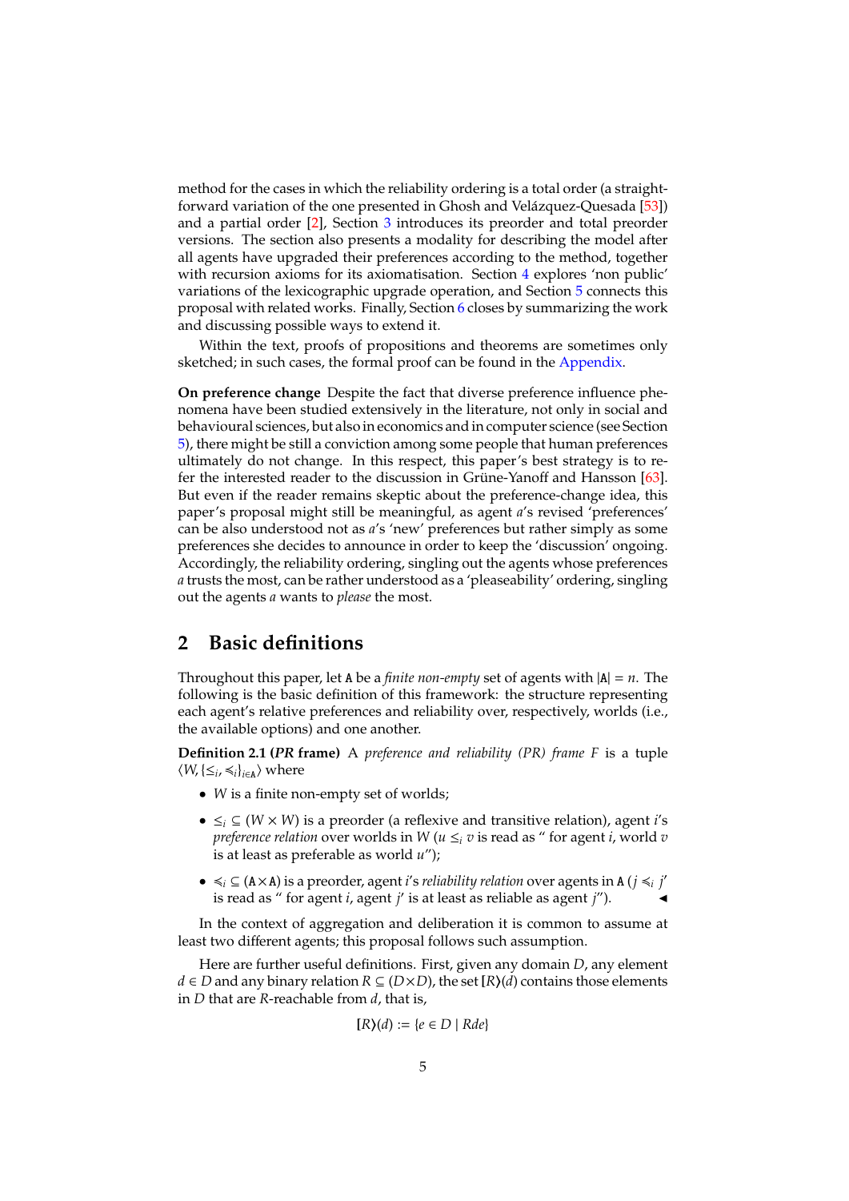method for the cases in which the reliability ordering is a total order (a straightforward variation of the one presented in Ghosh and Velázquez-Quesada [53]) and a partial order [2], Section 3 introduces its preorder and total preorder versions. The section also presents a modality for describing the model after all agents have upgraded their preferences according to the method, together with recursion axioms for its axiomatisation. Section 4 explores 'non public' variations of the lexicographic upgrade operation, and Section 5 connects this proposal with related works. Finally, Section 6 closes by summarizing the work and discussing possible ways to extend it.

Within the text, proofs of propositions and theorems are sometimes only sketched; in such cases, the formal proof can be found in the Appendix.

**On preference change** Despite the fact that diverse preference influence phenomena have been studied extensively in the literature, not only in social and behavioural sciences, but also in economics and in computer science (see Section 5), there might be still a conviction among some people that human preferences ultimately do not change. In this respect, this paper's best strategy is to refer the interested reader to the discussion in Grüne-Yanoff and Hansson [63]. But even if the reader remains skeptic about the preference-change idea, this paper's proposal might still be meaningful, as agent $a$'s revised 'preferences' can be also understood not as $a$'s 'new' preferences but rather simply as some preferences she decides to announce in order to keep the 'discussion' ongoing. Accordingly, the reliability ordering, singling out the agents whose preferences $a$ trusts the most, can be rather understood as a 'pleaseability' ordering, singling out the agents $a$ wants to *please* the most.

## 2 Basic definitions

Throughout this paper, let $\mathtt{A}$ be a *finite non-empty* set of agents with $|\mathtt{A}| = n$. The following is the basic definition of this framework: the structure representing each agent's relative preferences and reliability over, respectively, worlds (i.e., the available options) and one another.

**Definition 2.1 (*PR* frame)** A *preference and reliability (PR) frame* $F$ is a tuple $\langle W, \{\leq_i, \preccurlyeq_i\}_{i \in \mathtt{A}} \rangle$ where

- $W$ is a finite non-empty set of worlds;
- $\leq_i \subseteq (W \times W)$ is a preorder (a reflexive and transitive relation), agent $i$'s *preference relation* over worlds in $W$ ($u \leq_i v$ is read as " for agent $i$, world $v$ is at least as preferable as world $u$");
- $\preccurlyeq_i \subseteq (\mathtt{A} \times \mathtt{A})$ is a preorder, agent $i$'s *reliability relation* over agents in $\mathtt{A}$ ($j \preccurlyeq_i j'$ is read as " for agent $i$, agent $j'$ is at least as reliable as agent $j$"). ◀

In the context of aggregation and deliberation it is common to assume at least two different agents; this proposal follows such assumption.

Here are further useful definitions. First, given any domain $D$, any element $d \in D$ and any binary relation $R \subseteq (D \times D)$, the set $[R\rangle(d)$ contains those elements in $D$ that are $R$-reachable from $d$, that is,

$$[R\rangle(d) := \{e \in D \mid Rde\}$$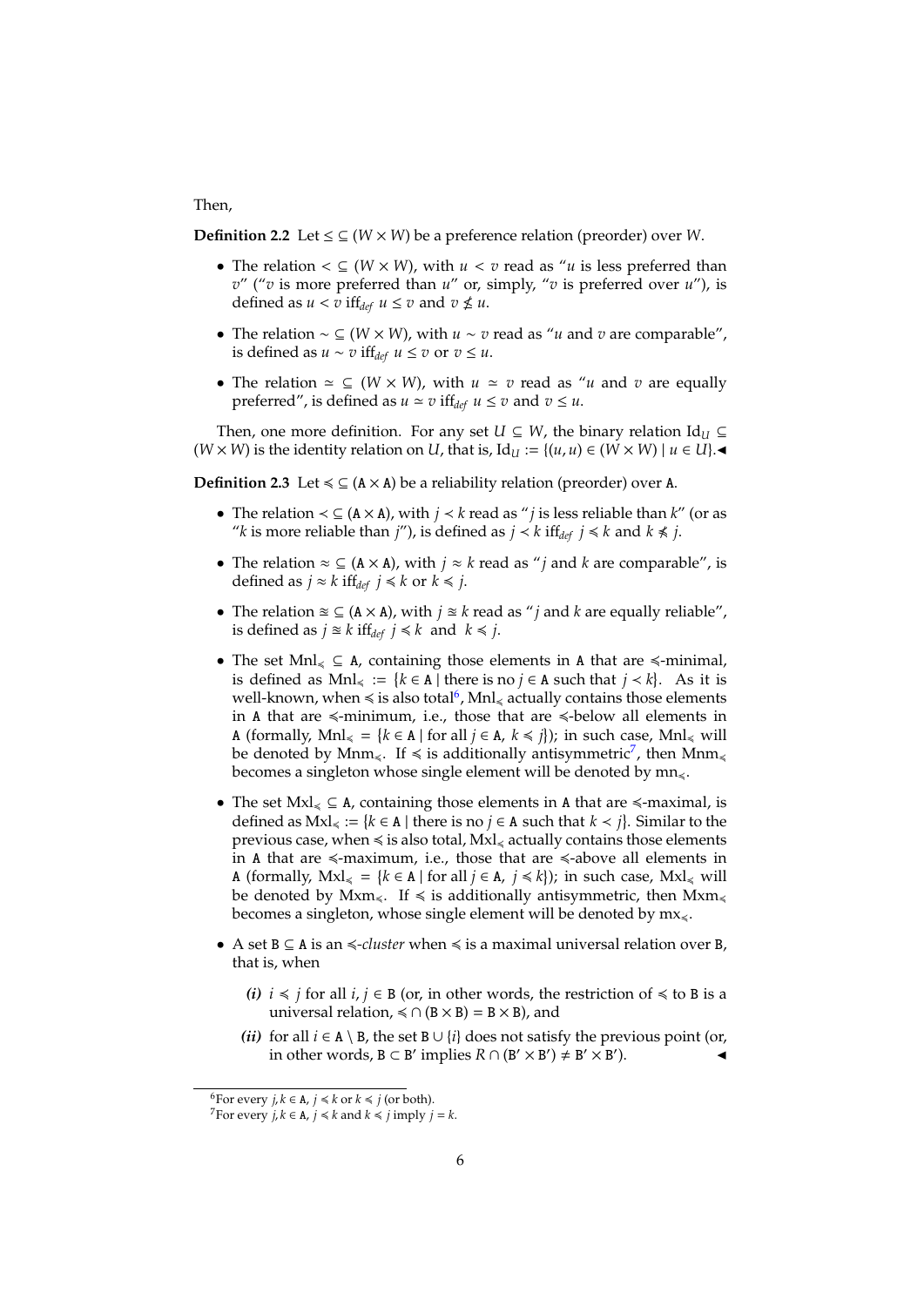Then,

**Definition 2.2** Let $\leq \subseteq (W \times W)$ be a preference relation (preorder) over $W$.

- The relation $< \subseteq (W \times W)$, with $u < v$ read as "$u$ is less preferred than $v$" ("$v$ is more preferred than $u$" or, simply, "$v$ is preferred over $u$"), is defined as $u < v$ iff$_{def}$ $u \leq v$ and $v \nleq u$.
- The relation $\sim \subseteq (W \times W)$, with $u \sim v$ read as "$u$ and $v$ are comparable", is defined as $u \sim v$ iff$_{def}$ $u \leq v$ or $v \leq u$.
- The relation $\simeq \subseteq (W \times W)$, with $u \simeq v$ read as "$u$ and $v$ are equally preferred", is defined as $u \simeq v$ iff$_{def}$ $u \leq v$ and $v \leq u$.

Then, one more definition. For any set $U \subseteq W$, the binary relation $\mathrm{Id}_U \subseteq (W \times W)$ is the identity relation on $U$, that is, $\mathrm{Id}_U := \{(u, u) \in (W \times W) \mid u \in U\}$.◄

**Definition 2.3** Let $\preccurlyeq \subseteq (\mathtt{A} \times \mathtt{A})$ be a reliability relation (preorder) over $\mathtt{A}$.

- The relation $\prec \subseteq (\mathtt{A} \times \mathtt{A})$, with $j \prec k$ read as "$j$ is less reliable than $k$" (or as "$k$ is more reliable than $j$"), is defined as $j \prec k$ iff$_{def}$ $j \preccurlyeq k$ and $k \not\preccurlyeq j$.
- The relation $\approx \subseteq (\mathtt{A} \times \mathtt{A})$, with $j \approx k$ read as "$j$ and $k$ are comparable", is defined as $j \approx k$ iff$_{def}$ $j \preccurlyeq k$ or $k \preccurlyeq j$.
- The relation $\cong \subseteq (\mathtt{A} \times \mathtt{A})$, with $j \cong k$ read as "$j$ and $k$ are equally reliable", is defined as $j \cong k$ iff$_{def}$ $j \preccurlyeq k$ and $k \preccurlyeq j$.
- The set $\mathrm{Mnl}_{\preccurlyeq} \subseteq \mathtt{A}$, containing those elements in $\mathtt{A}$ that are $\preccurlyeq$-minimal, is defined as $\mathrm{Mnl}_{\preccurlyeq} := \{k \in \mathtt{A} \mid \text{there is no } j \in \mathtt{A} \text{ such that } j \prec k\}$. As it is well-known, when $\preccurlyeq$ is also total[6], $\mathrm{Mnl}_{\preccurlyeq}$ actually contains those elements in $\mathtt{A}$ that are $\preccurlyeq$-minimum, i.e., those that are $\preccurlyeq$-below all elements in $\mathtt{A}$ (formally, $\mathrm{Mnl}_{\preccurlyeq} = \{k \in \mathtt{A} \mid \text{for all } j \in \mathtt{A},\ k \preccurlyeq j\}$); in such case, $\mathrm{Mnl}_{\preccurlyeq}$ will be denoted by $\mathrm{Mnm}_{\preccurlyeq}$. If $\preccurlyeq$ is additionally antisymmetric[7], then $\mathrm{Mnm}_{\preccurlyeq}$ becomes a singleton whose single element will be denoted by $\mathrm{mn}_{\preccurlyeq}$.
- The set $\mathrm{Mxl}_{\preccurlyeq} \subseteq \mathtt{A}$, containing those elements in $\mathtt{A}$ that are $\preccurlyeq$-maximal, is defined as $\mathrm{Mxl}_{\preccurlyeq} := \{k \in \mathtt{A} \mid \text{there is no } j \in \mathtt{A} \text{ such that } k \prec j\}$. Similar to the previous case, when $\preccurlyeq$ is also total, $\mathrm{Mxl}_{\preccurlyeq}$ actually contains those elements in $\mathtt{A}$ that are $\preccurlyeq$-maximum, i.e., those that are $\preccurlyeq$-above all elements in $\mathtt{A}$ (formally, $\mathrm{Mxl}_{\preccurlyeq} = \{k \in \mathtt{A} \mid \text{for all } j \in \mathtt{A},\ j \preccurlyeq k\}$); in such case, $\mathrm{Mxl}_{\preccurlyeq}$ will be denoted by $\mathrm{Mxm}_{\preccurlyeq}$. If $\preccurlyeq$ is additionally antisymmetric, then $\mathrm{Mxm}_{\preccurlyeq}$ becomes a singleton, whose single element will be denoted by $\mathrm{mx}_{\preccurlyeq}$.
- A set $\mathtt{B} \subseteq \mathtt{A}$ is an $\preccurlyeq$-*cluster* when $\preccurlyeq$ is a maximal universal relation over $\mathtt{B}$, that is, when
  - ***(i)*** $i \preccurlyeq j$ for all $i, j \in \mathtt{B}$ (or, in other words, the restriction of $\preccurlyeq$ to $\mathtt{B}$ is a universal relation, $\preccurlyeq \cap (\mathtt{B} \times \mathtt{B}) = \mathtt{B} \times \mathtt{B}$), and
  - ***(ii)*** for all $i \in \mathtt{A} \setminus \mathtt{B}$, the set $\mathtt{B} \cup \{i\}$ does not satisfy the previous point (or, in other words, $\mathtt{B} \subset \mathtt{B}'$ implies $R \cap (\mathtt{B}' \times \mathtt{B}') \neq \mathtt{B}' \times \mathtt{B}'$). ◄

[6] For every $j, k \in \mathtt{A}$, $j \preccurlyeq k$ or $k \preccurlyeq j$ (or both).

[7] For every $j, k \in \mathtt{A}$, $j \preccurlyeq k$ and $k \preccurlyeq j$ imply $j = k$.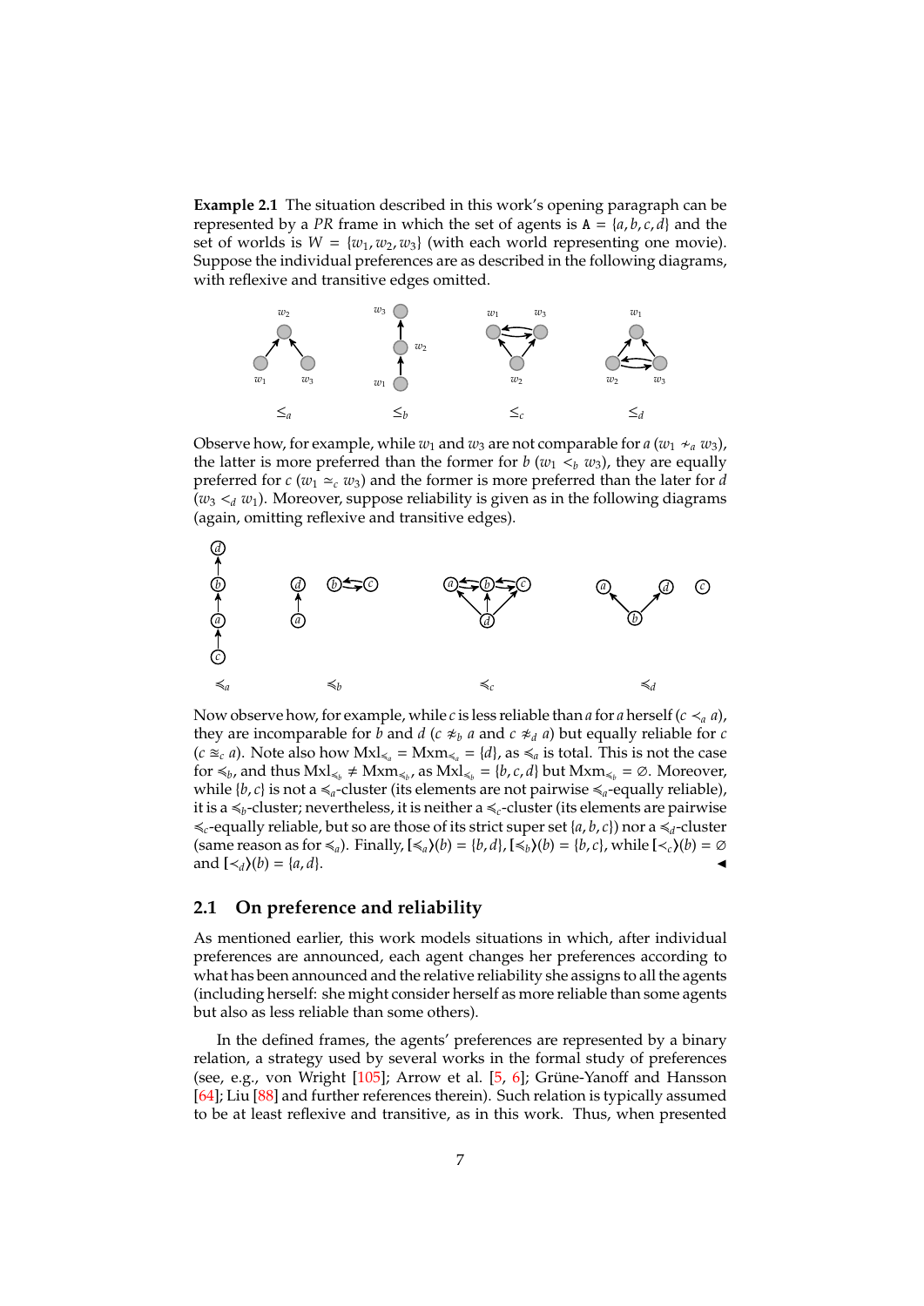**Example 2.1** The situation described in this work's opening paragraph can be represented by a *PR* frame in which the set of agents is $\mathtt{A} = \{a, b, c, d\}$ and the set of worlds is $W = \{w_1, w_2, w_3\}$ (with each world representing one movie). Suppose the individual preferences are as described in the following diagrams, with reflexive and transitive edges omitted.

Observe how, for example, while $w_1$ and $w_3$ are not comparable for $a$ ($w_1 \not\simeq_a w_3$), the latter is more preferred than the former for $b$ ($w_1 <_b w_3$), they are equally preferred for $c$ ($w_1 \simeq_c w_3$) and the former is more preferred than the later for $d$ ($w_3 <_d w_1$). Moreover, suppose reliability is given as in the following diagrams (again, omitting reflexive and transitive edges).

Now observe how, for example, while $c$ is less reliable than $a$ for $a$ herself ($c \prec_a a$), they are incomparable for $b$ and $d$ ($c \not\approx_b a$ and $c \not\approx_d a$) but equally reliable for $c$ ($c \approxeq_c a$). Note also how $\mathrm{Mxl}_{\preccurlyeq_a} = \mathrm{Mxm}_{\preccurlyeq_a} = \{d\}$, as $\preccurlyeq_a$ is total. This is not the case for $\preccurlyeq_b$, and thus $\mathrm{Mxl}_{\preccurlyeq_b} \neq \mathrm{Mxm}_{\preccurlyeq_b}$, as $\mathrm{Mxl}_{\preccurlyeq_b} = \{b, c, d\}$ but $\mathrm{Mxm}_{\preccurlyeq_b} = \varnothing$. Moreover, while $\{b, c\}$ is not a $\preccurlyeq_a$-cluster (its elements are not pairwise $\preccurlyeq_a$-equally reliable), it is a $\preccurlyeq_b$-cluster; nevertheless, it is neither a $\preccurlyeq_c$-cluster (its elements are pairwise $\preccurlyeq_c$-equally reliable, but so are those of its strict super set $\{a, b, c\}$) nor a $\preccurlyeq_d$-cluster (same reason as for $\preccurlyeq_a$). Finally, $[\preccurlyeq_a\rangle(b) = \{b, d\}$, $[\preccurlyeq_b\rangle(b) = \{b, c\}$, while $[\prec_c\rangle(b) = \varnothing$ and $[\prec_d\rangle(b) = \{a, d\}$. ◂

## 2.1 On preference and reliability

As mentioned earlier, this work models situations in which, after individual preferences are announced, each agent changes her preferences according to what has been announced and the relative reliability she assigns to all the agents (including herself: she might consider herself as more reliable than some agents but also as less reliable than some others).

In the defined frames, the agents' preferences are represented by a binary relation, a strategy used by several works in the formal study of preferences (see, e.g., von Wright [105]; Arrow et al. [5, 6]; Grüne-Yanoff and Hansson [64]; Liu [88] and further references therein). Such relation is typically assumed to be at least reflexive and transitive, as in this work. Thus, when presented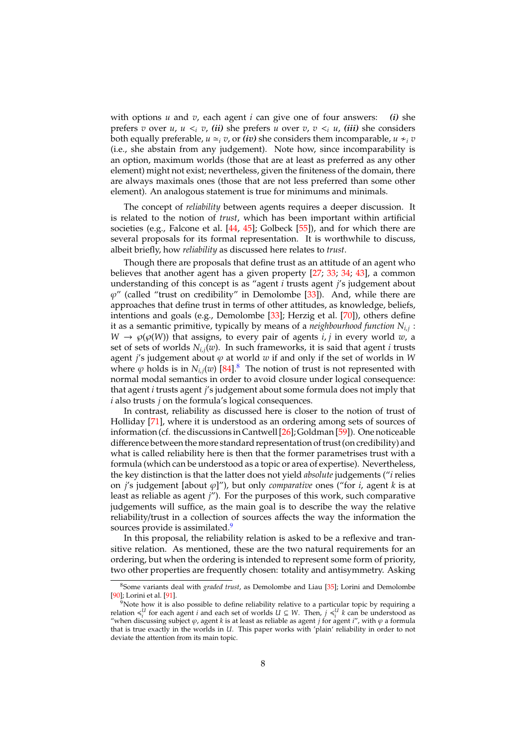with options $u$ and $v$, each agent $i$ can give one of four answers: ***(i)*** she prefers $v$ over $u$, $u <_i v$, ***(ii)*** she prefers $u$ over $v$, $v <_i u$, ***(iii)*** she considers both equally preferable, $u \simeq_i v$, or ***(iv)*** she considers them incomparable, $u \nsim_i v$ (i.e., she abstain from any judgement). Note how, since incomparability is an option, maximum worlds (those that are at least as preferred as any other element) might not exist; nevertheless, given the finiteness of the domain, there are always maximals ones (those that are not less preferred than some other element). An analogous statement is true for minimums and minimals.

The concept of *reliability* between agents requires a deeper discussion. It is related to the notion of *trust*, which has been important within artificial societies (e.g., Falcone et al. [44, 45]; Golbeck [55]), and for which there are several proposals for its formal representation. It is worthwhile to discuss, albeit briefly, how *reliability* as discussed here relates to *trust*.

Though there are proposals that define trust as an attitude of an agent who believes that another agent has a given property [27; 33; 34; 43], a common understanding of this concept is as "agent $i$ trusts agent $j$'s judgement about $\varphi$" (called "trust on credibility" in Demolombe [33]). And, while there are approaches that define trust in terms of other attitudes, as knowledge, beliefs, intentions and goals (e.g., Demolombe [33]; Herzig et al. [70]), others define it as a semantic primitive, typically by means of a *neighbourhood function* $N_{i,j} : W \to \wp(\wp(W))$ that assigns, to every pair of agents $i, j$ in every world $w$, a set of sets of worlds $N_{i,j}(w)$. In such frameworks, it is said that agent $i$ trusts agent $j$'s judgement about $\varphi$ at world $w$ if and only if the set of worlds in $W$ where $\varphi$ holds is in $N_{i,j}(w)$ [84].[8] The notion of trust is not represented with normal modal semantics in order to avoid closure under logical consequence: that agent $i$ trusts agent $j$'s judgement about some formula does not imply that $i$ also trusts $j$ on the formula's logical consequences.

In contrast, reliability as discussed here is closer to the notion of trust of Holliday [71], where it is understood as an ordering among sets of sources of information (cf. the discussions in Cantwell [26]; Goldman [59]). One noticeable difference between the more standard representation of trust (on credibility) and what is called reliability here is then that the former parametrises trust with a formula (which can be understood as a topic or area of expertise). Nevertheless, the key distinction is that the latter does not yield *absolute* judgements ("$i$ relies on $j$'s judgement [about $\varphi$]"), but only *comparative* ones ("for $i$, agent $k$ is at least as reliable as agent $j$"). For the purposes of this work, such comparative judgements will suffice, as the main goal is to describe the way the relative reliability/trust in a collection of sources affects the way the information the sources provide is assimilated.[9]

In this proposal, the reliability relation is asked to be a reflexive and transitive relation. As mentioned, these are the two natural requirements for an ordering, but when the ordering is intended to represent some form of priority, two other properties are frequently chosen: totality and antisymmetry. Asking

---

[8] Some variants deal with *graded trust*, as Demolombe and Liau [35]; Lorini and Demolombe [90]; Lorini et al. [91].

[9] Note how it is also possible to define reliability relative to a particular topic by requiring a relation $\preccurlyeq_i^U$ for each agent $i$ and each set of worlds $U \subseteq W$. Then, $j \preccurlyeq_i^U k$ can be understood as "when discussing subject $\varphi$, agent $k$ is at least as reliable as agent $j$ for agent $i$", with $\varphi$ a formula that is true exactly in the worlds in $U$. This paper works with 'plain' reliability in order to not deviate the attention from its main topic.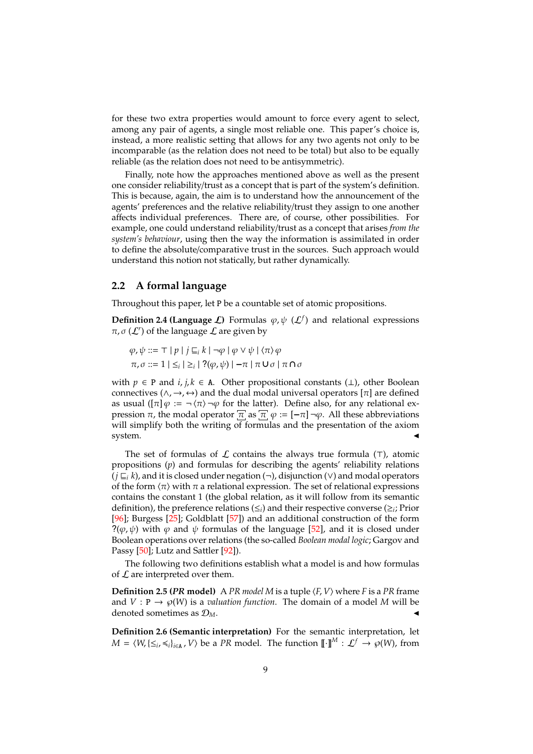for these two extra properties would amount to force every agent to select, among any pair of agents, a single most reliable one. This paper's choice is, instead, a more realistic setting that allows for any two agents not only to be incomparable (as the relation does not need to be total) but also to be equally reliable (as the relation does not need to be antisymmetric).

Finally, note how the approaches mentioned above as well as the present one consider reliability/trust as a concept that is part of the system's definition. This is because, again, the aim is to understand how the announcement of the agents' preferences and the relative reliability/trust they assign to one another affects individual preferences. There are, of course, other possibilities. For example, one could understand reliability/trust as a concept that arises *from the system's behaviour*, using then the way the information is assimilated in order to define the absolute/comparative trust in the sources. Such approach would understand this notion not statically, but rather dynamically.

## 2.2 A formal language

Throughout this paper, let $\mathtt{P}$ be a countable set of atomic propositions.

**Definition 2.4 (Language $\mathcal{L}$)** Formulas $\varphi, \psi$ ($\mathcal{L}^f$) and relational expressions $\pi, \sigma$ ($\mathcal{L}^r$) of the language $\mathcal{L}$ are given by

$$\varphi, \psi ::= \top \mid p \mid j \sqsubseteq_i k \mid \neg\varphi \mid \varphi \vee \psi \mid \langle \pi \rangle \varphi$$
$$\pi, \sigma ::= 1 \mid \leq_i \mid \geq_i \mid ?(\varphi, \psi) \mid -\pi \mid \pi \cup \sigma \mid \pi \cap \sigma$$

with $p \in \mathtt{P}$ and $i, j, k \in \mathtt{A}$. Other propositional constants ($\bot$), other Boolean connectives ($\wedge, \rightarrow, \leftrightarrow$) and the dual modal universal operators $[\pi]$ are defined as usual ($[\pi]\varphi := \neg\langle\pi\rangle\neg\varphi$ for the latter). Define also, for any relational expression $\pi$, the modal operator $\overline{\underline{\pi}}$ as $\overline{\underline{\pi}}\,\varphi := [-\pi]\neg\varphi$. All these abbreviations will simplify both the writing of formulas and the presentation of the axiom system. ◂

The set of formulas of $\mathcal{L}$ contains the always true formula ($\top$), atomic propositions ($p$) and formulas for describing the agents' reliability relations ($j \sqsubseteq_i k$), and it is closed under negation ($\neg$), disjunction ($\vee$) and modal operators of the form $\langle\pi\rangle$ with $\pi$ a relational expression. The set of relational expressions contains the constant 1 (the global relation, as it will follow from its semantic definition), the preference relations ($\leq_i$) and their respective converse ($\geq_i$; Prior [96]; Burgess [25]; Goldblatt [57]) and an additional construction of the form $?(\varphi, \psi)$ with $\varphi$ and $\psi$ formulas of the language [52], and it is closed under Boolean operations over relations (the so-called *Boolean modal logic*; Gargov and Passy [50]; Lutz and Sattler [92]).

The following two definitions establish what a model is and how formulas of $\mathcal{L}$ are interpreted over them.

**Definition 2.5 (*PR* model)** A *PR model* $M$ is a tuple $\langle F, V\rangle$ where $F$ is a *PR* frame and $V : \mathtt{P} \to \wp(W)$ is a *valuation function*. The domain of a model $M$ will be denoted sometimes as $\mathcal{D}_M$. ◂

**Definition 2.6 (Semantic interpretation)** For the semantic interpretation, let $M = \langle W, \{\leq_i, \preccurlyeq_i\}_{i \in \mathtt{A}}, V\rangle$ be a *PR* model. The function $[\![\cdot]\!]^M : \mathcal{L}^f \to \wp(W)$, from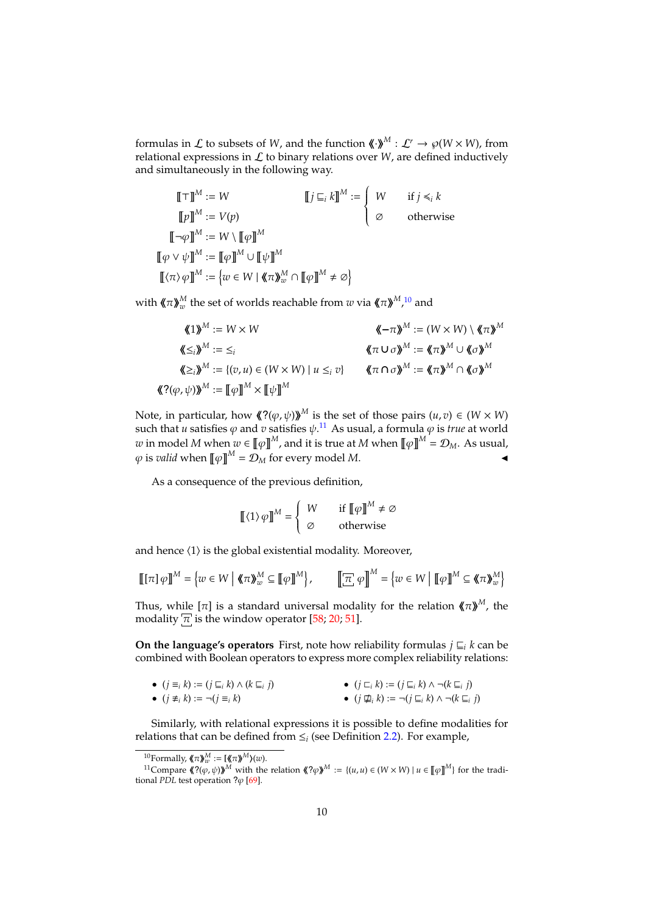formulas in $\mathcal{L}$ to subsets of $W$, and the function $⟪\cdot⟫^M : \mathcal{L}^r \to \wp(W \times W)$, from relational expressions in $\mathcal{L}$ to binary relations over $W$, are defined inductively and simultaneously in the following way.

$$
\begin{aligned}
[\![\top]\!]^M &:= W & \quad [\![j \sqsubseteq_i k]\!]^M &:= \begin{cases} W & \text{if } j \preccurlyeq_i k \\ \varnothing & \text{otherwise} \end{cases} \\
[\![p]\!]^M &:= V(p) \\
[\![\neg\varphi]\!]^M &:= W \setminus [\![\varphi]\!]^M \\
[\![\varphi \vee \psi]\!]^M &:= [\![\varphi]\!]^M \cup [\![\psi]\!]^M \\
[\![\langle\pi\rangle\,\varphi]\!]^M &:= \left\{w \in W \mid ⟪\pi⟫^M_w \cap [\![\varphi]\!]^M \neq \varnothing\right\}
\end{aligned}
$$

with $⟪\pi⟫^M_w$ the set of worlds reachable from $w$ via $⟪\pi⟫^M$,[10] and

$$
\begin{aligned}
⟪1⟫^M &:= W \times W & \quad ⟪-\pi⟫^M &:= (W \times W) \setminus ⟪\pi⟫^M \\
⟪\leq_i⟫^M &:= \leq_i & ⟪\pi \cup \sigma⟫^M &:= ⟪\pi⟫^M \cup ⟪\sigma⟫^M \\
⟪\geq_i⟫^M &:= \{(v,u) \in (W \times W) \mid u \leq_i v\} & ⟪\pi \cap \sigma⟫^M &:= ⟪\pi⟫^M \cap ⟪\sigma⟫^M \\
⟪?(\varphi,\psi)⟫^M &:= [\![\varphi]\!]^M \times [\![\psi]\!]^M
\end{aligned}
$$

Note, in particular, how $⟪?(\varphi,\psi)⟫^M$ is the set of those pairs $(u,v) \in (W \times W)$ such that $u$ satisfies $\varphi$ and $v$ satisfies $\psi$.[11] As usual, a formula $\varphi$ is *true* at world $w$ in model $M$ when $w \in [\![\varphi]\!]^M$, and it is true at $M$ when $[\![\varphi]\!]^M = \mathcal{D}_M$. As usual, $\varphi$ is *valid* when $[\![\varphi]\!]^M = \mathcal{D}_M$ for every model $M$. ◀

As a consequence of the previous definition,

$$
[\![\langle 1\rangle\,\varphi]\!]^M = \begin{cases} W & \text{if } [\![\varphi]\!]^M \neq \varnothing \\ \varnothing & \text{otherwise} \end{cases}
$$

and hence $\langle 1\rangle$ is the global existential modality. Moreover,

$$
[\![[\pi]\,\varphi]\!]^M = \left\{w \in W \;\middle|\; ⟪\pi⟫^M_w \subseteq [\![\varphi]\!]^M\right\}, \qquad [\![\overline{\underline{\pi}}\,\varphi]\!]^M = \left\{w \in W \;\middle|\; [\![\varphi]\!]^M \subseteq ⟪\pi⟫^M_w\right\}
$$

Thus, while $[\pi]$ is a standard universal modality for the relation $⟪\pi⟫^M$, the modality $\overline{\underline{\pi}}$ is the window operator [58; 20; 51].

**On the language's operators** First, note how reliability formulas $j \sqsubseteq_i k$ can be combined with Boolean operators to express more complex reliability relations:

- $(j \equiv_i k) := (j \sqsubseteq_i k) \wedge (k \sqsubseteq_i j)$
- $(j \not\equiv_i k) := \neg(j \equiv_i k)$
- $(j \sqsubset_i k) := (j \sqsubseteq_i k) \wedge \neg(k \sqsubseteq_i j)$
- $(j \not\sqsupseteq_i k) := \neg(j \sqsubseteq_i k) \wedge \neg(k \sqsubseteq_i j)$

Similarly, with relational expressions it is possible to define modalities for relations that can be defined from $\leq_i$ (see Definition 2.2). For example,

---

[10] Formally, $⟪\pi⟫^M_w := [⟪\pi⟫^M](w)$.

[11] Compare $⟪?(\varphi,\psi)⟫^M$ with the relation $⟪?\varphi⟫^M := \{(u,u) \in (W \times W) \mid u \in [\![\varphi]\!]^M\}$ for the traditional *PDL* test operation $?\varphi$ [69].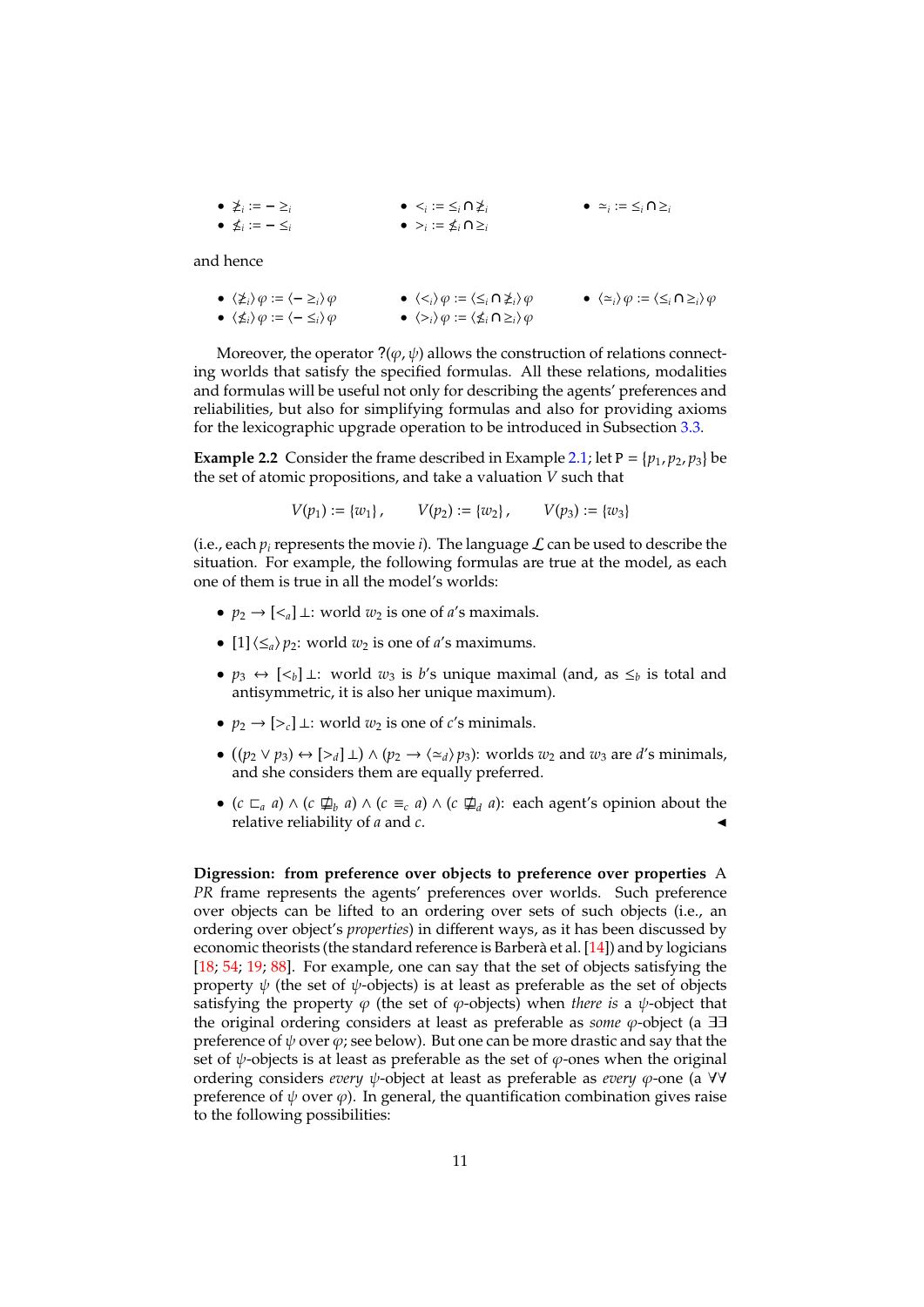- $\not\geq_i := - \geq_i$
- $\not\leq_i := - \leq_i$
- $<_i := \leq_i \cap \not\geq_i$
- $>_i := \not\leq_i \cap \geq_i$
- $\simeq_i := \leq_i \cap \geq_i$

and hence

- $\langle \not\geq_i \rangle \varphi := \langle - \geq_i \rangle \varphi$
- $\langle \not\leq_i \rangle \varphi := \langle - \leq_i \rangle \varphi$
- $\langle <_i \rangle \varphi := \langle \leq_i \cap \not\geq_i \rangle \varphi$
- $\langle >_i \rangle \varphi := \langle \not\leq_i \cap \geq_i \rangle \varphi$
- $\langle \simeq_i \rangle \varphi := \langle \leq_i \cap \geq_i \rangle \varphi$

Moreover, the operator $?(\varphi, \psi)$ allows the construction of relations connecting worlds that satisfy the specified formulas. All these relations, modalities and formulas will be useful not only for describing the agents' preferences and reliabilities, but also for simplifying formulas and also for providing axioms for the lexicographic upgrade operation to be introduced in Subsection 3.3.

**Example 2.2** Consider the frame described in Example 2.1; let $\mathrm{P} = \{p_1, p_2, p_3\}$ be the set of atomic propositions, and take a valuation $V$ such that

$$V(p_1) := \{w_1\}, \qquad V(p_2) := \{w_2\}, \qquad V(p_3) := \{w_3\}$$

(i.e., each $p_i$ represents the movie $i$). The language $\mathcal{L}$ can be used to describe the situation. For example, the following formulas are true at the model, as each one of them is true in all the model's worlds:

- $p_2 \rightarrow [<_a] \bot$: world $w_2$ is one of $a$'s maximals.
- $[1] \langle \leq_a \rangle p_2$: world $w_2$ is one of $a$'s maximums.
- $p_3 \leftrightarrow [<_b] \bot$: world $w_3$ is $b$'s unique maximal (and, as $\leq_b$ is total and antisymmetric, it is also her unique maximum).
- $p_2 \rightarrow [>_c] \bot$: world $w_2$ is one of $c$'s minimals.
- $((p_2 \vee p_3) \leftrightarrow [>_d] \bot) \wedge (p_2 \rightarrow \langle \simeq_d \rangle p_3)$: worlds $w_2$ and $w_3$ are $d$'s minimals, and she considers them are equally preferred.
- $(c \sqsubset_a a) \wedge (c \not\sqsubseteq_b a) \wedge (c \equiv_c a) \wedge (c \not\sqsubseteq_d a)$: each agent's opinion about the relative reliability of $a$ and $c$. ◀

**Digression: from preference over objects to preference over properties** A *PR* frame represents the agents' preferences over worlds. Such preference over objects can be lifted to an ordering over sets of such objects (i.e., an ordering over object's *properties*) in different ways, as it has been discussed by economic theorists (the standard reference is Barberà et al. [14]) and by logicians [18; 54; 19; 88]. For example, one can say that the set of objects satisfying the property $\psi$ (the set of $\psi$-objects) is at least as preferable as the set of objects satisfying the property $\varphi$ (the set of $\varphi$-objects) when *there is* a $\psi$-object that the original ordering considers at least as preferable as *some* $\varphi$-object (a $\exists\exists$ preference of $\psi$ over $\varphi$; see below). But one can be more drastic and say that the set of $\psi$-objects is at least as preferable as the set of $\varphi$-ones when the original ordering considers *every* $\psi$-object at least as preferable as *every* $\varphi$-one (a $\forall\forall$ preference of $\psi$ over $\varphi$). In general, the quantification combination gives raise to the following possibilities: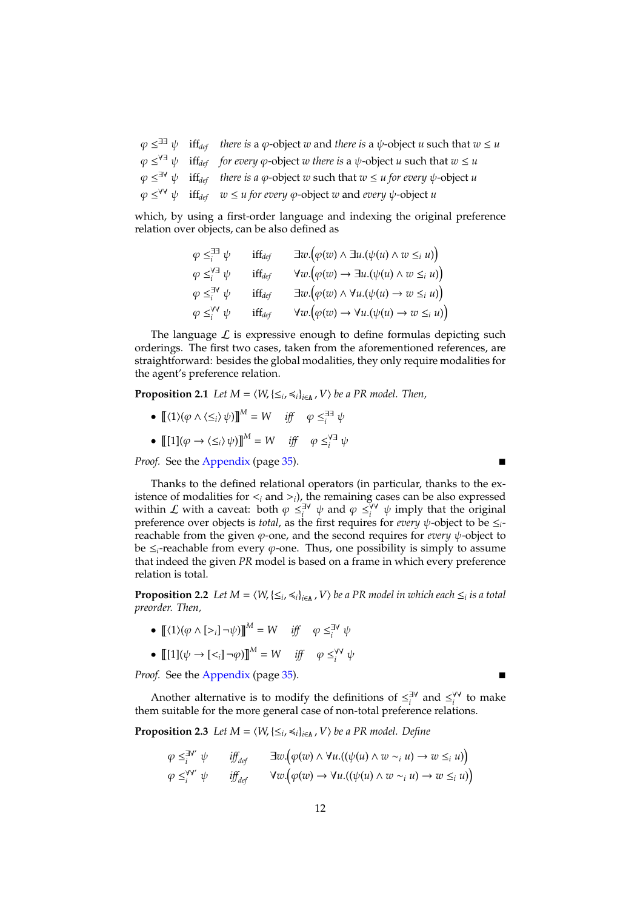$\varphi \leq^{\exists\exists} \psi$ iff$_{def}$ *there is* a $\varphi$-object $w$ and *there is* a $\psi$-object $u$ such that $w \leq u$
$\varphi \leq^{\forall\exists} \psi$ iff$_{def}$ *for every* $\varphi$-object $w$ *there is* a $\psi$-object $u$ such that $w \leq u$
$\varphi \leq^{\exists\forall} \psi$ iff$_{def}$ *there is a* $\varphi$-object $w$ such that $w \leq u$ *for every* $\psi$-object $u$
$\varphi \leq^{\forall\forall} \psi$ iff$_{def}$ $w \leq u$ *for every* $\varphi$-object $w$ and *every* $\psi$-object $u$

which, by using a first-order language and indexing the original preference relation over objects, can be also defined as

$$
\begin{array}{lll}
\varphi \leq_i^{\exists\exists} \psi & \text{iff}_{def} & \exists w.\big(\varphi(w) \wedge \exists u.(\psi(u) \wedge w \leq_i u)\big) \\
\varphi \leq_i^{\forall\exists} \psi & \text{iff}_{def} & \forall w.\big(\varphi(w) \rightarrow \exists u.(\psi(u) \wedge w \leq_i u)\big) \\
\varphi \leq_i^{\exists\forall} \psi & \text{iff}_{def} & \exists w.\big(\varphi(w) \wedge \forall u.(\psi(u) \rightarrow w \leq_i u)\big) \\
\varphi \leq_i^{\forall\forall} \psi & \text{iff}_{def} & \forall w.\big(\varphi(w) \rightarrow \forall u.(\psi(u) \rightarrow w \leq_i u)\big)
\end{array}
$$

The language $\mathcal{L}$ is expressive enough to define formulas depicting such orderings. The first two cases, taken from the aforementioned references, are straightforward: besides the global modalities, they only require modalities for the agent's preference relation.

**Proposition 2.1** *Let $M = \langle W, \{\leq_i, \preccurlyeq_i\}_{i\in A}, V\rangle$ be a PR model. Then,*

- $[\![\langle 1\rangle(\varphi \wedge \langle \leq_i\rangle \psi)]\!]^M = W$ *iff* $\varphi \leq_i^{\exists\exists} \psi$
- $[\![[1](\varphi \rightarrow \langle \leq_i\rangle \psi)]\!]^M = W$ *iff* $\varphi \leq_i^{\forall\exists} \psi$

*Proof.* See the Appendix (page 35). ∎

Thanks to the defined relational operators (in particular, thanks to the existence of modalities for $<_i$ and $>_i$), the remaining cases can be also expressed within $\mathcal{L}$ with a caveat: both $\varphi \leq_i^{\exists\forall} \psi$ and $\varphi \leq_i^{\forall\forall} \psi$ imply that the original preference over objects is *total*, as the first requires for *every* $\psi$-object to be $\leq_i$-reachable from the given $\varphi$-one, and the second requires for *every* $\psi$-object to be $\leq_i$-reachable from every $\varphi$-one. Thus, one possibility is simply to assume that indeed the given *PR* model is based on a frame in which every preference relation is total.

**Proposition 2.2** *Let $M = \langle W, \{\leq_i, \preccurlyeq_i\}_{i\in A}, V\rangle$ be a PR model in which each $\leq_i$ is a total preorder. Then,*

- $[\![\langle 1\rangle(\varphi \wedge [>_i]\neg\psi)]\!]^M = W$ *iff* $\varphi \leq_i^{\exists\forall} \psi$
- $[\![[1](\psi \rightarrow [<_i]\neg\varphi)]\!]^M = W$ *iff* $\varphi \leq_i^{\forall\forall} \psi$

*Proof.* See the Appendix (page 35). ∎

Another alternative is to modify the definitions of $\leq_i^{\exists\forall}$ and $\leq_i^{\forall\forall}$ to make them suitable for the more general case of non-total preference relations.

**Proposition 2.3** *Let $M = \langle W, \{\leq_i, \preccurlyeq_i\}_{i\in A}, V\rangle$ be a PR model. Define*

$$
\begin{array}{lll}
\varphi \leq_i^{\exists\forall'} \psi & \textit{iff}_{def} & \exists w.\big(\varphi(w) \wedge \forall u.((\psi(u) \wedge w \sim_i u) \rightarrow w \leq_i u)\big) \\
\varphi \leq_i^{\forall\forall'} \psi & \textit{iff}_{def} & \forall w.\big(\varphi(w) \rightarrow \forall u.((\psi(u) \wedge w \sim_i u) \rightarrow w \leq_i u)\big)
\end{array}
$$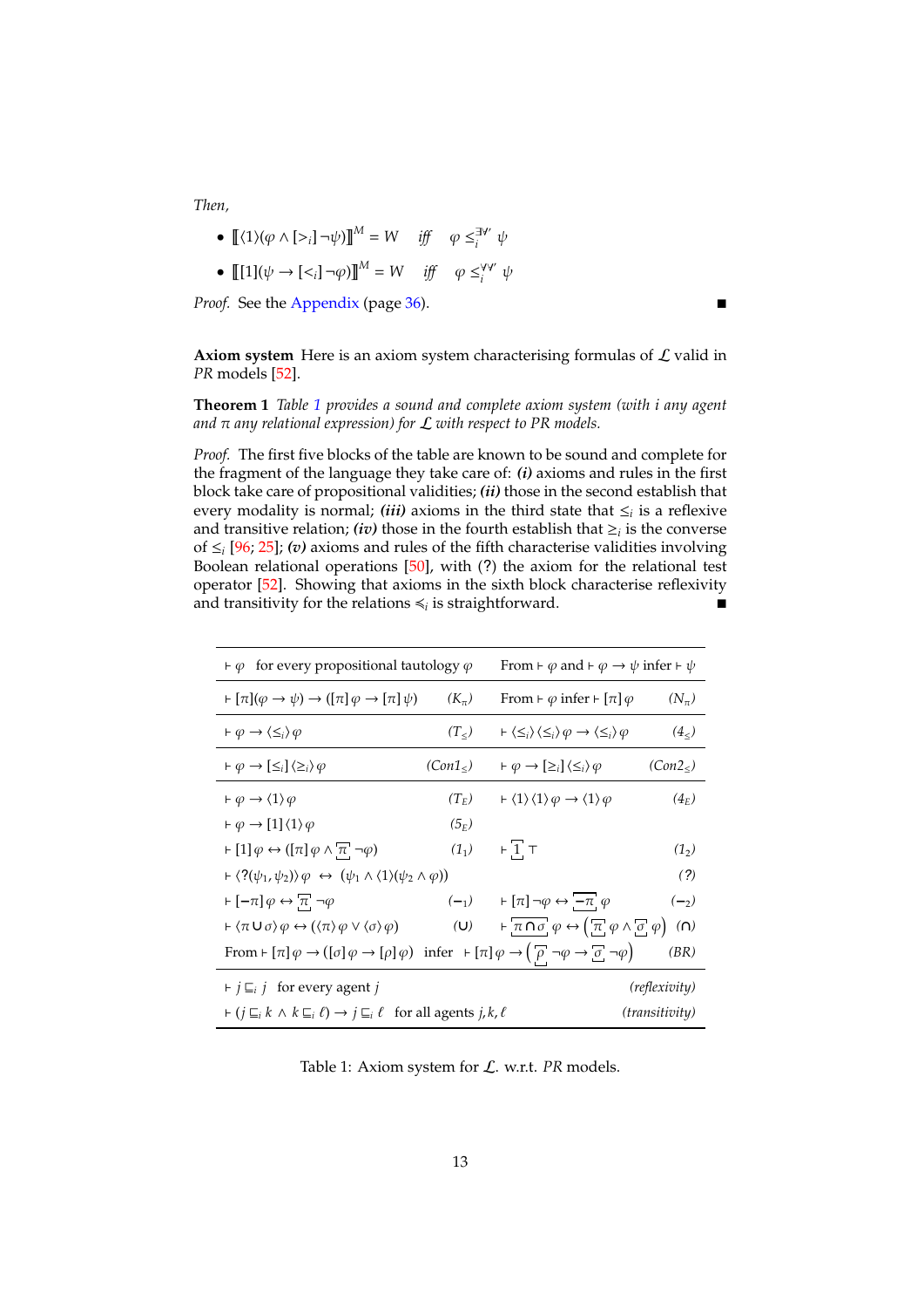*Then,*

- $[\![\langle 1\rangle(\varphi \wedge [>_i]\neg\psi)]\!]^M = W$ *iff* $\varphi \leq_i^{\exists\forall'} \psi$
- $[\![[1](\psi \to [<_i]\neg\varphi)]\!]^M = W$ *iff* $\varphi \leq_i^{\forall\forall'} \psi$

*Proof.* See the Appendix (page 36). ■

**Axiom system** Here is an axiom system characterising formulas of $\mathcal{L}$ valid in *PR* models [52].

**Theorem 1** *Table 1 provides a sound and complete axiom system (with i any agent and $\pi$ any relational expression) for $\mathcal{L}$ with respect to PR models.*

*Proof.* The first five blocks of the table are known to be sound and complete for the fragment of the language they take care of: ***(i)*** axioms and rules in the first block take care of propositional validities; ***(ii)*** those in the second establish that every modality is normal; ***(iii)*** axioms in the third state that $\leq_i$ is a reflexive and transitive relation; ***(iv)*** those in the fourth establish that $\geq_i$ is the converse of $\leq_i$ [96; 25]; ***(v)*** axioms and rules of the fifth characterise validities involving Boolean relational operations [50], with (?) the axiom for the relational test operator [52]. Showing that axioms in the sixth block characterise reflexivity and transitivity for the relations $\preccurlyeq_i$ is straightforward. ■

| | | | |
|---|---|---|---|
| $\vdash \varphi$ for every propositional tautology $\varphi$ | | From $\vdash \varphi$ and $\vdash \varphi \to \psi$ infer $\vdash \psi$ | |
| $\vdash [\pi](\varphi \to \psi) \to ([\pi]\varphi \to [\pi]\psi)$ | $(K_\pi)$ | From $\vdash \varphi$ infer $\vdash [\pi]\varphi$ | $(N_\pi)$ |
| $\vdash \varphi \to \langle\leq_i\rangle\varphi$ | $(T_\leq)$ | $\vdash \langle\leq_i\rangle\langle\leq_i\rangle\varphi \to \langle\leq_i\rangle\varphi$ | $(4_\leq)$ |
| $\vdash \varphi \to [\leq_i]\langle\geq_i\rangle\varphi$ | $(Con1_\leq)$ | $\vdash \varphi \to [\geq_i]\langle\leq_i\rangle\varphi$ | $(Con2_\leq)$ |
| $\vdash \varphi \to \langle 1\rangle\varphi$ | $(T_E)$ | $\vdash \langle 1\rangle\langle 1\rangle\varphi \to \langle 1\rangle\varphi$ | $(4_E)$ |
| $\vdash \varphi \to [1]\langle 1\rangle\varphi$ | $(5_E)$ | | |
| $\vdash [1]\varphi \leftrightarrow ([\pi]\varphi \wedge \boxed{\pi}\,\neg\varphi)$ | $(1_1)$ | $\vdash \boxed{1}\,\top$ | $(1_2)$ |
| $\vdash \langle ?(\psi_1, \psi_2)\rangle\varphi \leftrightarrow (\psi_1 \wedge \langle 1\rangle(\psi_2 \wedge \varphi))$ | | | $(?)$ |
| $\vdash [-\pi]\varphi \leftrightarrow \boxed{\pi}\,\neg\varphi$ | $(-_1)$ | $\vdash [\pi]\neg\varphi \leftrightarrow \boxed{-\pi}\,\varphi$ | $(-_2)$ |
| $\vdash \langle\pi \cup \sigma\rangle\varphi \leftrightarrow (\langle\pi\rangle\varphi \vee \langle\sigma\rangle\varphi)$ | $(\cup)$ | $\vdash \boxed{\pi \cap \sigma}\,\varphi \leftrightarrow \left(\boxed{\pi}\,\varphi \wedge \boxed{\sigma}\,\varphi\right)$ | $(\cap)$ |
| From $\vdash [\pi]\varphi \to ([\sigma]\varphi \to [\rho]\varphi)$ infer $\vdash [\pi]\varphi \to \left(\boxed{\rho}\,\neg\varphi \to \boxed{\sigma}\,\neg\varphi\right)$ | | | $(BR)$ |
| $\vdash j \sqsubseteq_i j$ for every agent $j$ | | | *(reflexivity)* |
| $\vdash (j \sqsubseteq_i k \wedge k \sqsubseteq_i \ell) \to j \sqsubseteq_i \ell$ for all agents $j, k, \ell$ | | | *(transitivity)* |

Table 1: Axiom system for $\mathcal{L}$. w.r.t. *PR* models.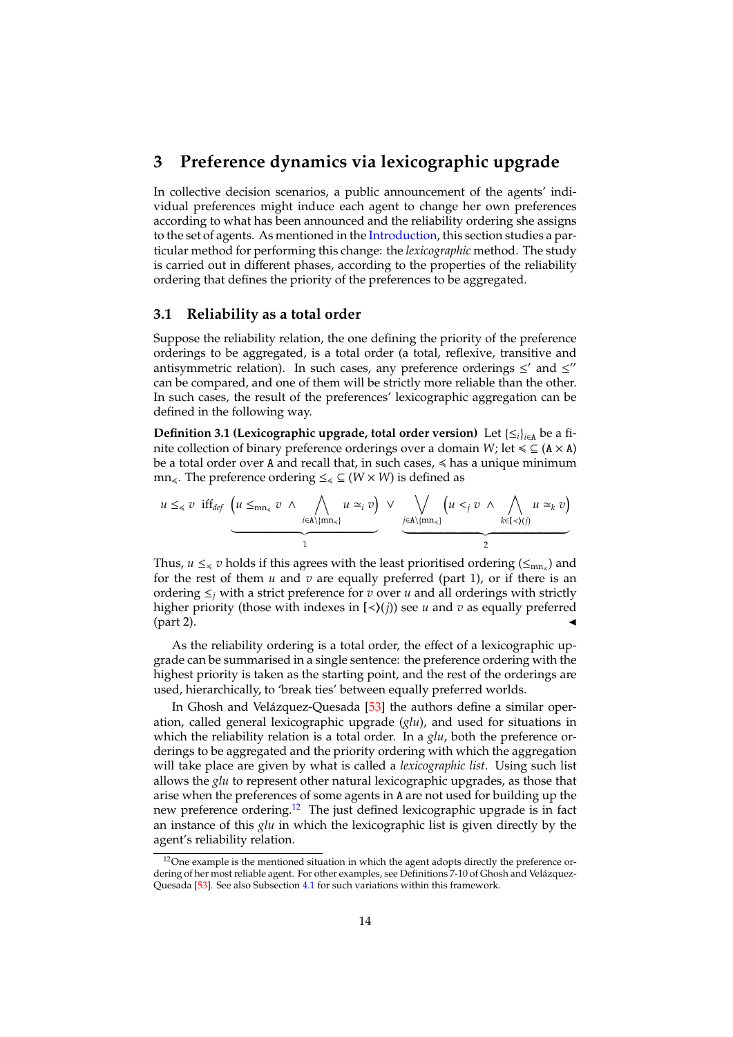# 3 Preference dynamics via lexicographic upgrade

In collective decision scenarios, a public announcement of the agents' individual preferences might induce each agent to change her own preferences according to what has been announced and the reliability ordering she assigns to the set of agents. As mentioned in the Introduction, this section studies a particular method for performing this change: the *lexicographic* method. The study is carried out in different phases, according to the properties of the reliability ordering that defines the priority of the preferences to be aggregated.

## 3.1 Reliability as a total order

Suppose the reliability relation, the one defining the priority of the preference orderings to be aggregated, is a total order (a total, reflexive, transitive and antisymmetric relation). In such cases, any preference orderings $\leq'$ and $\leq''$ can be compared, and one of them will be strictly more reliable than the other. In such cases, the result of the preferences' lexicographic aggregation can be defined in the following way.

**Definition 3.1 (Lexicographic upgrade, total order version)** Let $\{\leq_i\}_{i \in \mathtt{A}}$ be a finite collection of binary preference orderings over a domain $W$; let $\preccurlyeq \subseteq (\mathtt{A} \times \mathtt{A})$ be a total order over $\mathtt{A}$ and recall that, in such cases, $\preccurlyeq$ has a unique minimum $\mathrm{mn}_{\preccurlyeq}$. The preference ordering $\leq_{\preccurlyeq} \subseteq (W \times W)$ is defined as

$$u \leq_{\preccurlyeq} v \ \text{ iff}_{def} \ \underbrace{\Big(u \leq_{\mathrm{mn}_{\preccurlyeq}} v \ \wedge \bigwedge_{i \in \mathtt{A} \setminus \{\mathrm{mn}_{\preccurlyeq}\}} u \simeq_i v\Big)}_{1} \ \vee \ \underbrace{\bigvee_{j \in \mathtt{A} \setminus \{\mathrm{mn}_{\preccurlyeq}\}} \Big(u <_j v \ \wedge \bigwedge_{k \in [\prec\rangle(j)} u \simeq_k v\Big)}_{2}$$

Thus, $u \leq_{\preccurlyeq} v$ holds if this agrees with the least prioritised ordering ($\leq_{\mathrm{mn}_{\preccurlyeq}}$) and for the rest of them $u$ and $v$ are equally preferred (part 1), or if there is an ordering $\leq_j$ with a strict preference for $v$ over $u$ and all orderings with strictly higher priority (those with indexes in $[\prec\rangle(j)$) see $u$ and $v$ as equally preferred (part 2). ◄

As the reliability ordering is a total order, the effect of a lexicographic upgrade can be summarised in a single sentence: the preference ordering with the highest priority is taken as the starting point, and the rest of the orderings are used, hierarchically, to 'break ties' between equally preferred worlds.

In Ghosh and Velázquez-Quesada [53] the authors define a similar operation, called general lexicographic upgrade (*glu*), and used for situations in which the reliability relation is a total order. In a *glu*, both the preference orderings to be aggregated and the priority ordering with which the aggregation will take place are given by what is called a *lexicographic list*. Using such list allows the *glu* to represent other natural lexicographic upgrades, as those that arise when the preferences of some agents in $\mathtt{A}$ are not used for building up the new preference ordering.[12] The just defined lexicographic upgrade is in fact an instance of this *glu* in which the lexicographic list is given directly by the agent's reliability relation.

[12] One example is the mentioned situation in which the agent adopts directly the preference ordering of her most reliable agent. For other examples, see Definitions 7-10 of Ghosh and Velázquez-Quesada [53]. See also Subsection 4.1 for such variations within this framework.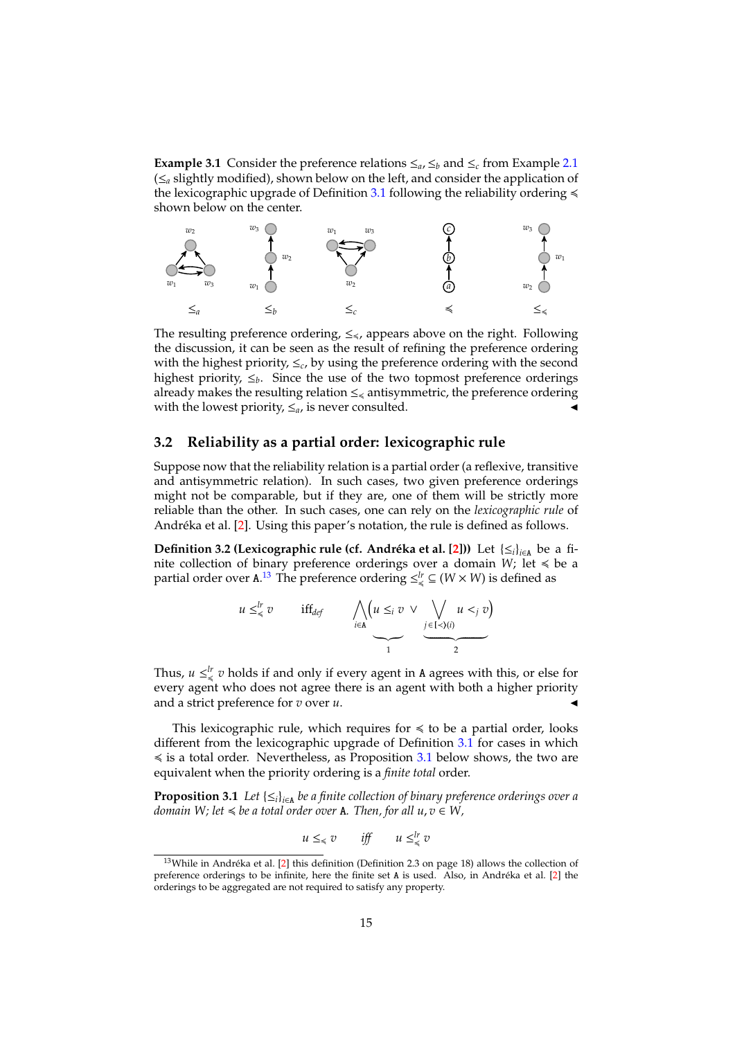**Example 3.1** Consider the preference relations $\leq_a$, $\leq_b$ and $\leq_c$ from Example 2.1 ($\leq_a$ slightly modified), shown below on the left, and consider the application of the lexicographic upgrade of Definition 3.1 following the reliability ordering $\preccurlyeq$ shown below on the center.

The resulting preference ordering, $\leq_{\preccurlyeq}$, appears above on the right. Following the discussion, it can be seen as the result of refining the preference ordering with the highest priority, $\leq_c$, by using the preference ordering with the second highest priority, $\leq_b$. Since the use of the two topmost preference orderings already makes the resulting relation $\leq_{\preccurlyeq}$ antisymmetric, the preference ordering with the lowest priority, $\leq_a$, is never consulted. ◂

## 3.2 Reliability as a partial order: lexicographic rule

Suppose now that the reliability relation is a partial order (a reflexive, transitive and antisymmetric relation). In such cases, two given preference orderings might not be comparable, but if they are, one of them will be strictly more reliable than the other. In such cases, one can rely on the *lexicographic rule* of Andréka et al. [2]. Using this paper's notation, the rule is defined as follows.

**Definition 3.2 (Lexicographic rule (cf. Andréka et al. [2]))** Let $\{\leq_i\}_{i \in \mathtt{A}}$ be a finite collection of binary preference orderings over a domain $W$; let $\preccurlyeq$ be a partial order over $\mathtt{A}$.[13] The preference ordering $\leq^{lr}_{\preccurlyeq} \subseteq (W \times W)$ is defined as

$$u \leq^{lr}_{\preccurlyeq} v \qquad \text{iff}_{def} \qquad \bigwedge_{i \in \mathtt{A}} \Big( \underbrace{u \leq_i v}_{1} \;\vee\; \underbrace{\bigvee_{j \in [\prec\rangle(i)} u <_j v}_{2} \Big)$$

Thus, $u \leq^{lr}_{\preccurlyeq} v$ holds if and only if every agent in $\mathtt{A}$ agrees with this, or else for every agent who does not agree there is an agent with both a higher priority and a strict preference for $v$ over $u$. ◂

This lexicographic rule, which requires for $\preccurlyeq$ to be a partial order, looks different from the lexicographic upgrade of Definition 3.1 for cases in which $\preccurlyeq$ is a total order. Nevertheless, as Proposition 3.1 below shows, the two are equivalent when the priority ordering is a *finite total* order.

**Proposition 3.1** *Let $\{\leq_i\}_{i \in \mathtt{A}}$ be a finite collection of binary preference orderings over a domain $W$; let $\preccurlyeq$ be a total order over $\mathtt{A}$. Then, for all $u, v \in W$,*

$$u \leq_{\preccurlyeq} v \qquad \textit{iff} \qquad u \leq^{lr}_{\preccurlyeq} v$$

[13] While in Andréka et al. [2] this definition (Definition 2.3 on page 18) allows the collection of preference orderings to be infinite, here the finite set $\mathtt{A}$ is used. Also, in Andréka et al. [2] the orderings to be aggregated are not required to satisfy any property.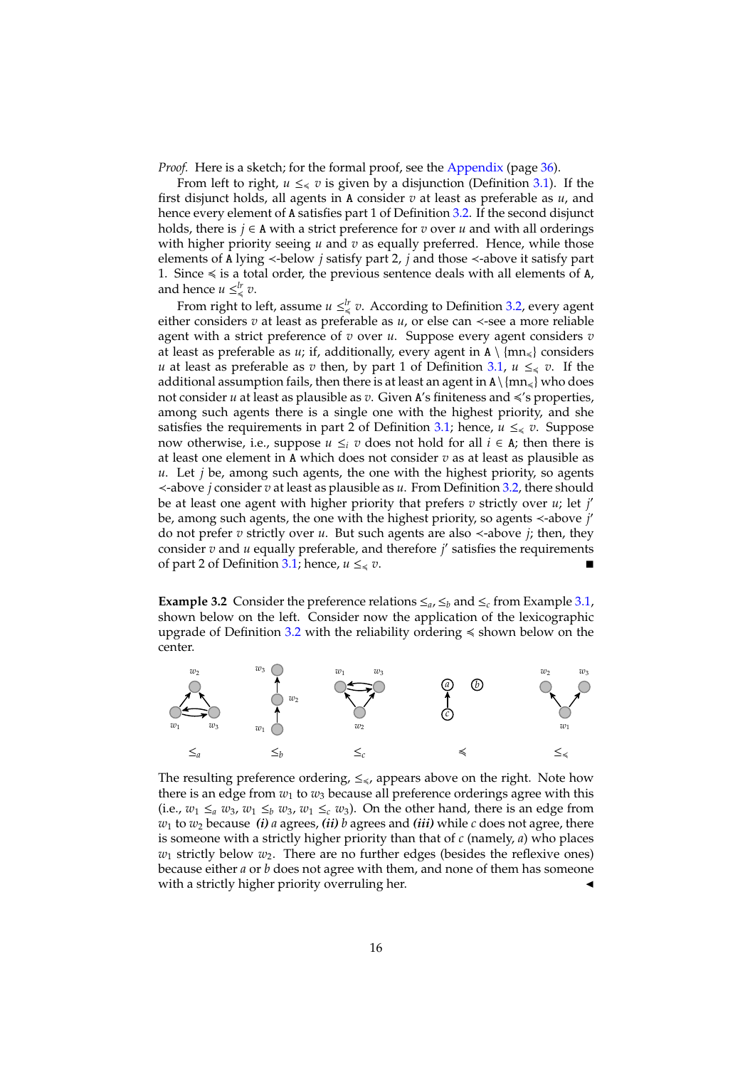*Proof.* Here is a sketch; for the formal proof, see the Appendix (page 36).

From left to right, $u \leq_{\preccurlyeq} v$ is given by a disjunction (Definition 3.1). If the first disjunct holds, all agents in A consider $v$ at least as preferable as $u$, and hence every element of A satisfies part 1 of Definition 3.2. If the second disjunct holds, there is $j \in$ A with a strict preference for $v$ over $u$ and with all orderings with higher priority seeing $u$ and $v$ as equally preferred. Hence, while those elements of A lying $\prec$-below $j$ satisfy part 2, $j$ and those $\prec$-above it satisfy part 1. Since $\preccurlyeq$ is a total order, the previous sentence deals with all elements of A, and hence $u \leq^{lr}_{\preccurlyeq} v$.

From right to left, assume $u \leq^{lr}_{\preccurlyeq} v$. According to Definition 3.2, every agent either considers $v$ at least as preferable as $u$, or else can $\prec$-see a more reliable agent with a strict preference of $v$ over $u$. Suppose every agent considers $v$ at least as preferable as $u$; if, additionally, every agent in $\mathtt{A} \setminus \{\mathrm{mn}_{\preccurlyeq}\}$ considers $u$ at least as preferable as $v$ then, by part 1 of Definition 3.1, $u \leq_{\preccurlyeq} v$. If the additional assumption fails, then there is at least an agent in $\mathtt{A} \setminus \{\mathrm{mn}_{\preccurlyeq}\}$ who does not consider $u$ at least as plausible as $v$. Given A's finiteness and $\preccurlyeq$'s properties, among such agents there is a single one with the highest priority, and she satisfies the requirements in part 2 of Definition 3.1; hence, $u \leq_{\preccurlyeq} v$. Suppose now otherwise, i.e., suppose $u \leq_i v$ does not hold for all $i \in$ A; then there is at least one element in A which does not consider $v$ as at least as plausible as $u$. Let $j$ be, among such agents, the one with the highest priority, so agents $\prec$-above $j$ consider $v$ at least as plausible as $u$. From Definition 3.2, there should be at least one agent with higher priority that prefers $v$ strictly over $u$; let $j'$ be, among such agents, the one with the highest priority, so agents $\prec$-above $j'$ do not prefer $v$ strictly over $u$. But such agents are also $\prec$-above $j$; then, they consider $v$ and $u$ equally preferable, and therefore $j'$ satisfies the requirements of part 2 of Definition 3.1; hence, $u \leq_{\preccurlyeq} v$. ∎

**Example 3.2** Consider the preference relations $\leq_a$, $\leq_b$ and $\leq_c$ from Example 3.1, shown below on the left. Consider now the application of the lexicographic upgrade of Definition 3.2 with the reliability ordering $\preccurlyeq$ shown below on the center.

The resulting preference ordering, $\leq_{\preccurlyeq}$, appears above on the right. Note how there is an edge from $w_1$ to $w_3$ because all preference orderings agree with this (i.e., $w_1 \leq_a w_3$, $w_1 \leq_b w_3$, $w_1 \leq_c w_3$). On the other hand, there is an edge from $w_1$ to $w_2$ because ***(i)*** $a$ agrees, ***(ii)*** $b$ agrees and ***(iii)*** while $c$ does not agree, there is someone with a strictly higher priority than that of $c$ (namely, $a$) who places $w_1$ strictly below $w_2$. There are no further edges (besides the reflexive ones) because either $a$ or $b$ does not agree with them, and none of them has someone with a strictly higher priority overruling her. ◀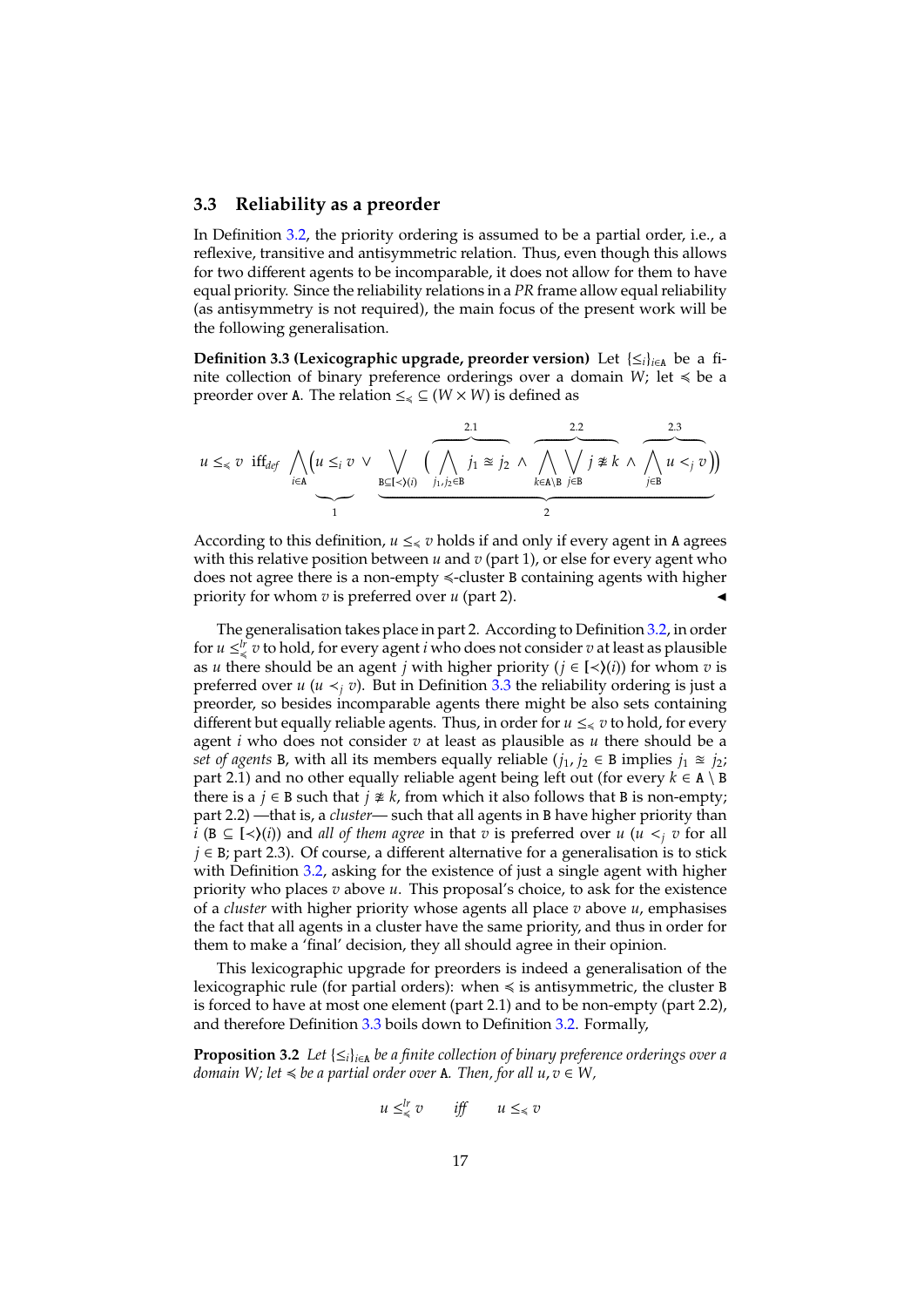## 3.3 Reliability as a preorder

In Definition 3.2, the priority ordering is assumed to be a partial order, i.e., a reflexive, transitive and antisymmetric relation. Thus, even though this allows for two different agents to be incomparable, it does not allow for them to have equal priority. Since the reliability relations in a *PR* frame allow equal reliability (as antisymmetry is not required), the main focus of the present work will be the following generalisation.

**Definition 3.3 (Lexicographic upgrade, preorder version)** Let $\{\leq_i\}_{i\in\mathtt{A}}$ be a finite collection of binary preference orderings over a domain $W$; let $\preccurlyeq$ be a preorder over $\mathtt{A}$. The relation $\leq_{\preccurlyeq} \subseteq (W \times W)$ is defined as

$$u \leq_{\preccurlyeq} v \;\text{ iff}_{def}\; \bigwedge_{i\in\mathtt{A}} \Big( \underbrace{u \leq_i v}_{1} \;\vee\; \underbrace{\bigvee_{\mathtt{B}\subseteq[\prec\rangle(i)} \Big( \overbrace{\bigwedge_{j_1,j_2\in\mathtt{B}} j_1 \cong j_2}^{2.1} \;\wedge\; \overbrace{\bigwedge_{k\in\mathtt{A}\setminus\mathtt{B}} \bigvee_{j\in\mathtt{B}} j \not\cong k}^{2.2} \;\wedge\; \overbrace{\bigwedge_{j\in\mathtt{B}} u <_j v}^{2.3} \Big)}_{2} \Big)$$

According to this definition, $u \leq_{\preccurlyeq} v$ holds if and only if every agent in $\mathtt{A}$ agrees with this relative position between $u$ and $v$ (part 1), or else for every agent who does not agree there is a non-empty $\preccurlyeq$-cluster $\mathtt{B}$ containing agents with higher priority for whom $v$ is preferred over $u$ (part 2). ◂

The generalisation takes place in part 2. According to Definition 3.2, in order for $u \leq^{lr}_{\preccurlyeq} v$ to hold, for every agent $i$ who does not consider $v$ at least as plausible as $u$ there should be an agent $j$ with higher priority ($j \in [\prec\rangle(i)$) for whom $v$ is preferred over $u$ ($u <_j v$). But in Definition 3.3 the reliability ordering is just a preorder, so besides incomparable agents there might be also sets containing different but equally reliable agents. Thus, in order for $u \leq_{\preccurlyeq} v$ to hold, for every agent $i$ who does not consider $v$ at least as plausible as $u$ there should be a *set of agents* $\mathtt{B}$, with all its members equally reliable ($j_1, j_2 \in \mathtt{B}$ implies $j_1 \cong j_2$; part 2.1) and no other equally reliable agent being left out (for every $k \in \mathtt{A} \setminus \mathtt{B}$ there is a $j \in \mathtt{B}$ such that $j \not\cong k$, from which it also follows that $\mathtt{B}$ is non-empty; part 2.2) —that is, a *cluster*— such that all agents in $\mathtt{B}$ have higher priority than $i$ ($\mathtt{B} \subseteq [\prec\rangle(i)$) and *all of them agree* in that $v$ is preferred over $u$ ($u <_j v$ for all $j \in \mathtt{B}$; part 2.3). Of course, a different alternative for a generalisation is to stick with Definition 3.2, asking for the existence of just a single agent with higher priority who places $v$ above $u$. This proposal's choice, to ask for the existence of a *cluster* with higher priority whose agents all place $v$ above $u$, emphasises the fact that all agents in a cluster have the same priority, and thus in order for them to make a 'final' decision, they all should agree in their opinion.

This lexicographic upgrade for preorders is indeed a generalisation of the lexicographic rule (for partial orders): when $\preccurlyeq$ is antisymmetric, the cluster $\mathtt{B}$ is forced to have at most one element (part 2.1) and to be non-empty (part 2.2), and therefore Definition 3.3 boils down to Definition 3.2. Formally,

**Proposition 3.2** *Let $\{\leq_i\}_{i\in\mathtt{A}}$ be a finite collection of binary preference orderings over a domain $W$; let $\preccurlyeq$ be a partial order over $\mathtt{A}$. Then, for all $u, v \in W$,*

$$u \leq^{lr}_{\preccurlyeq} v \qquad \textit{iff} \qquad u \leq_{\preccurlyeq} v$$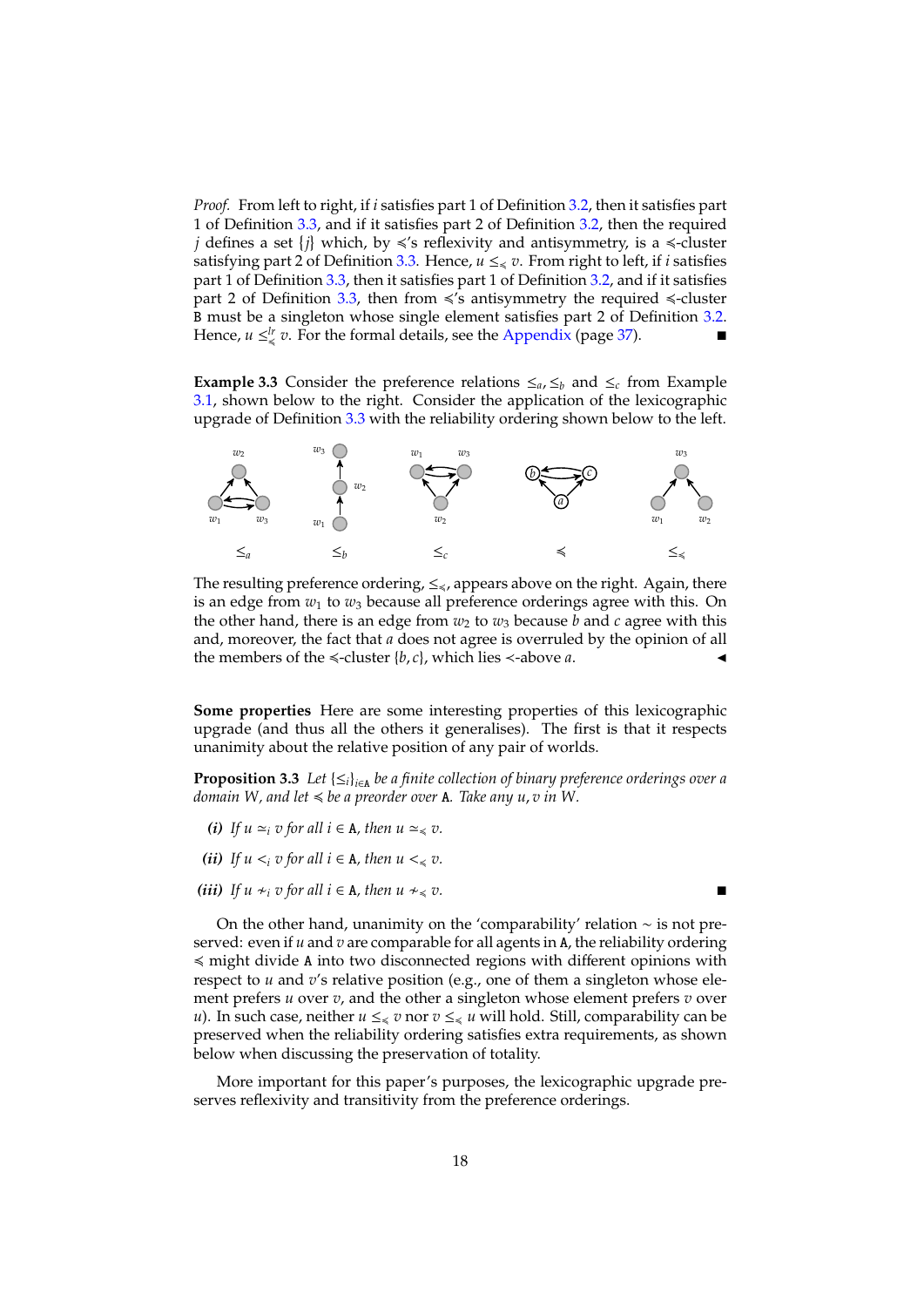*Proof.* From left to right, if $i$ satisfies part 1 of Definition 3.2, then it satisfies part 1 of Definition 3.3, and if it satisfies part 2 of Definition 3.2, then the required $j$ defines a set $\{j\}$ which, by $\preccurlyeq$'s reflexivity and antisymmetry, is a $\preccurlyeq$-cluster satisfying part 2 of Definition 3.3. Hence, $u \leq_{\preccurlyeq} v$. From right to left, if $i$ satisfies part 1 of Definition 3.3, then it satisfies part 1 of Definition 3.2, and if it satisfies part 2 of Definition 3.3, then from $\preccurlyeq$'s antisymmetry the required $\preccurlyeq$-cluster $\mathtt{B}$ must be a singleton whose single element satisfies part 2 of Definition 3.2. Hence, $u \leq^{lr}_{\preccurlyeq} v$. For the formal details, see the Appendix (page 37). ■

**Example 3.3** Consider the preference relations $\leq_a, \leq_b$ and $\leq_c$ from Example 3.1, shown below to the right. Consider the application of the lexicographic upgrade of Definition 3.3 with the reliability ordering shown below to the left.

$\leq_a$ $\quad$ $\leq_b$ $\quad$ $\leq_c$ $\quad$ $\preccurlyeq$ $\quad$ $\leq_{\preccurlyeq}$

The resulting preference ordering, $\leq_{\preccurlyeq}$, appears above on the right. Again, there is an edge from $w_1$ to $w_3$ because all preference orderings agree with this. On the other hand, there is an edge from $w_2$ to $w_3$ because $b$ and $c$ agree with this and, moreover, the fact that $a$ does not agree is overruled by the opinion of all the members of the $\preccurlyeq$-cluster $\{b, c\}$, which lies $\prec$-above $a$. ◂

**Some properties** Here are some interesting properties of this lexicographic upgrade (and thus all the others it generalises). The first is that it respects unanimity about the relative position of any pair of worlds.

**Proposition 3.3** *Let $\{\leq_i\}_{i \in \mathtt{A}}$ be a finite collection of binary preference orderings over a domain $W$, and let $\preccurlyeq$ be a preorder over $\mathtt{A}$. Take any $u, v$ in $W$.*

- ***(i)*** *If $u \simeq_i v$ for all $i \in \mathtt{A}$, then $u \simeq_{\preccurlyeq} v$.*
- ***(ii)*** *If $u <_i v$ for all $i \in \mathtt{A}$, then $u <_{\preccurlyeq} v$.*
- ***(iii)*** *If $u \nsim_i v$ for all $i \in \mathtt{A}$, then $u \nsim_{\preccurlyeq} v$.* ■

On the other hand, unanimity on the 'comparability' relation $\sim$ is not preserved: even if $u$ and $v$ are comparable for all agents in $\mathtt{A}$, the reliability ordering $\preccurlyeq$ might divide $\mathtt{A}$ into two disconnected regions with different opinions with respect to $u$ and $v$'s relative position (e.g., one of them a singleton whose element prefers $u$ over $v$, and the other a singleton whose element prefers $v$ over $u$). In such case, neither $u \leq_{\preccurlyeq} v$ nor $v \leq_{\preccurlyeq} u$ will hold. Still, comparability can be preserved when the reliability ordering satisfies extra requirements, as shown below when discussing the preservation of totality.

More important for this paper's purposes, the lexicographic upgrade preserves reflexivity and transitivity from the preference orderings.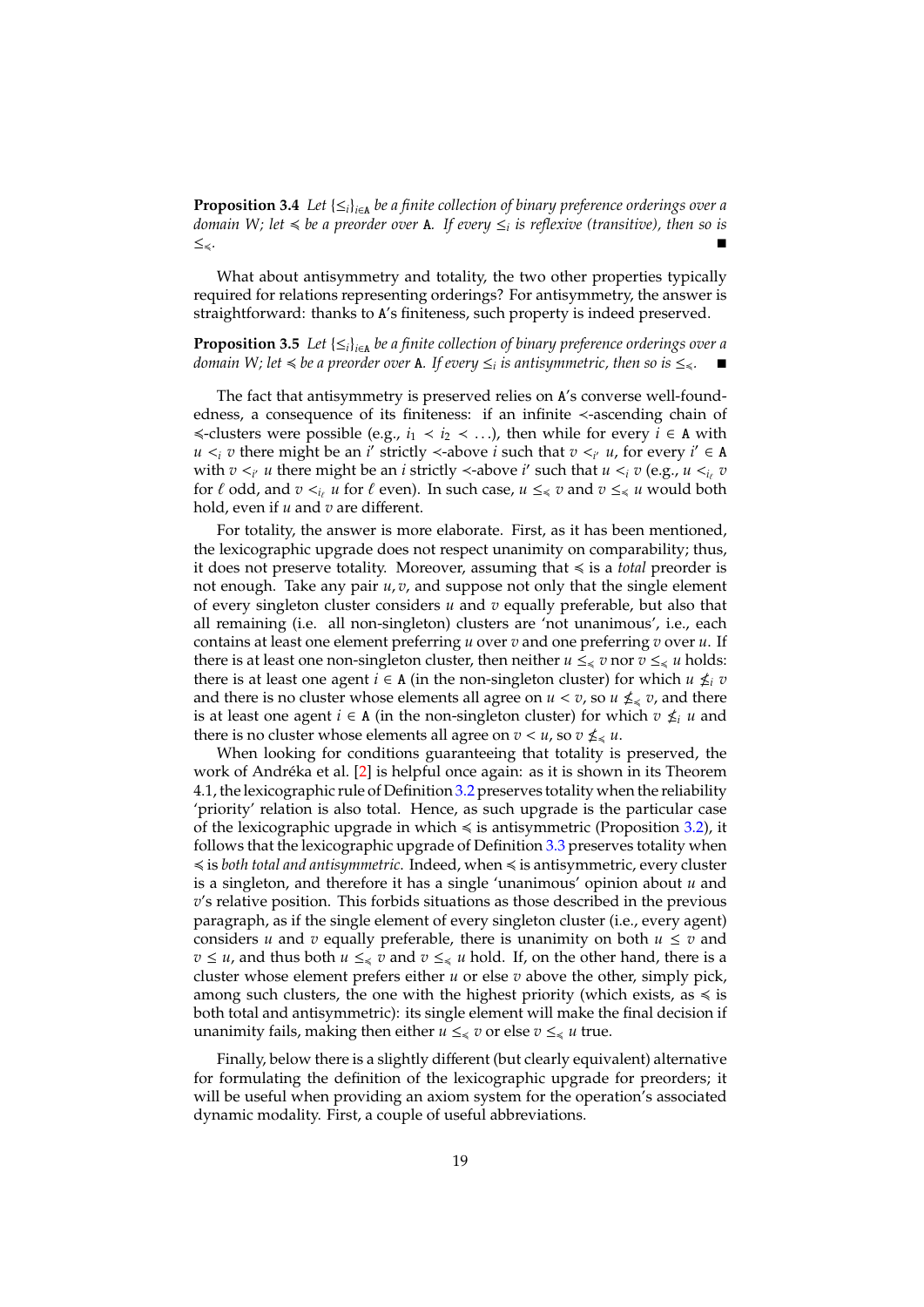**Proposition 3.4** *Let $\{\leq_i\}_{i \in \mathtt{A}}$ be a finite collection of binary preference orderings over a domain $W$; let $\preccurlyeq$ be a preorder over $\mathtt{A}$. If every $\leq_i$ is reflexive (transitive), then so is $\leq_{\preccurlyeq}$.* ∎

What about antisymmetry and totality, the two other properties typically required for relations representing orderings? For antisymmetry, the answer is straightforward: thanks to $\mathtt{A}$'s finiteness, such property is indeed preserved.

**Proposition 3.5** *Let $\{\leq_i\}_{i \in \mathtt{A}}$ be a finite collection of binary preference orderings over a domain $W$; let $\preccurlyeq$ be a preorder over $\mathtt{A}$. If every $\leq_i$ is antisymmetric, then so is $\leq_{\preccurlyeq}$.* ∎

The fact that antisymmetry is preserved relies on $\mathtt{A}$'s converse well-foundedness, a consequence of its finiteness: if an infinite $\prec$-ascending chain of $\preccurlyeq$-clusters were possible (e.g., $i_1 \prec i_2 \prec \ldots$), then while for every $i \in \mathtt{A}$ with $u <_i v$ there might be an $i'$ strictly $\prec$-above $i$ such that $v <_{i'} u$, for every $i' \in \mathtt{A}$ with $v <_{i'} u$ there might be an $i$ strictly $\prec$-above $i'$ such that $u <_i v$ (e.g., $u <_{i_\ell} v$ for $\ell$ odd, and $v <_{i_\ell} u$ for $\ell$ even). In such case, $u \leq_{\preccurlyeq} v$ and $v \leq_{\preccurlyeq} u$ would both hold, even if $u$ and $v$ are different.

For totality, the answer is more elaborate. First, as it has been mentioned, the lexicographic upgrade does not respect unanimity on comparability; thus, it does not preserve totality. Moreover, assuming that $\preccurlyeq$ is a *total* preorder is not enough. Take any pair $u, v$, and suppose not only that the single element of every singleton cluster considers $u$ and $v$ equally preferable, but also that all remaining (i.e. all non-singleton) clusters are 'not unanimous', i.e., each contains at least one element preferring $u$ over $v$ and one preferring $v$ over $u$. If there is at least one non-singleton cluster, then neither $u \leq_{\preccurlyeq} v$ nor $v \leq_{\preccurlyeq} u$ holds: there is at least one agent $i \in \mathtt{A}$ (in the non-singleton cluster) for which $u \nleq_i v$ and there is no cluster whose elements all agree on $u < v$, so $u \nleq_{\preccurlyeq} v$, and there is at least one agent $i \in \mathtt{A}$ (in the non-singleton cluster) for which $v \nleq_i u$ and there is no cluster whose elements all agree on $v < u$, so $v \nleq_{\preccurlyeq} u$.

When looking for conditions guaranteeing that totality is preserved, the work of Andréka et al. [2] is helpful once again: as it is shown in its Theorem 4.1, the lexicographic rule of Definition 3.2 preserves totality when the reliability 'priority' relation is also total. Hence, as such upgrade is the particular case of the lexicographic upgrade in which $\preccurlyeq$ is antisymmetric (Proposition 3.2), it follows that the lexicographic upgrade of Definition 3.3 preserves totality when $\preccurlyeq$ is *both total and antisymmetric*. Indeed, when $\preccurlyeq$ is antisymmetric, every cluster is a singleton, and therefore it has a single 'unanimous' opinion about $u$ and $v$'s relative position. This forbids situations as those described in the previous paragraph, as if the single element of every singleton cluster (i.e., every agent) considers $u$ and $v$ equally preferable, there is unanimity on both $u \leq v$ and $v \leq u$, and thus both $u \leq_{\preccurlyeq} v$ and $v \leq_{\preccurlyeq} u$ hold. If, on the other hand, there is a cluster whose element prefers either $u$ or else $v$ above the other, simply pick, among such clusters, the one with the highest priority (which exists, as $\preccurlyeq$ is both total and antisymmetric): its single element will make the final decision if unanimity fails, making then either $u \leq_{\preccurlyeq} v$ or else $v \leq_{\preccurlyeq} u$ true.

Finally, below there is a slightly different (but clearly equivalent) alternative for formulating the definition of the lexicographic upgrade for preorders; it will be useful when providing an axiom system for the operation's associated dynamic modality. First, a couple of useful abbreviations.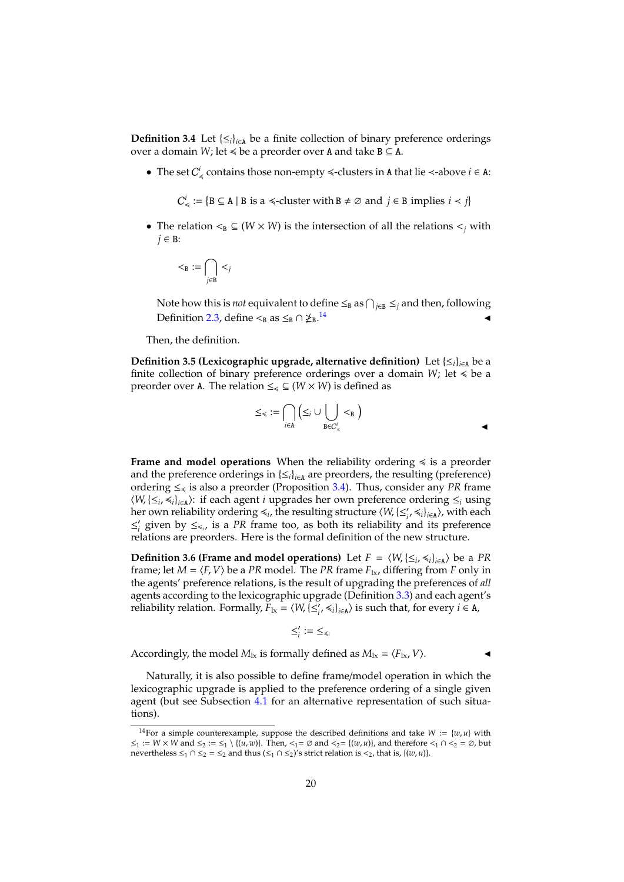**Definition 3.4** Let $\{\leq_i\}_{i \in \mathtt{A}}$ be a finite collection of binary preference orderings over a domain $W$; let $\preccurlyeq$ be a preorder over $\mathtt{A}$ and take $\mathtt{B} \subseteq \mathtt{A}$.

- The set $C^i_{\preccurlyeq}$ contains those non-empty $\preccurlyeq$-clusters in $\mathtt{A}$ that lie $\prec$-above $i \in \mathtt{A}$:

$$C^i_{\preccurlyeq} := \{\mathtt{B} \subseteq \mathtt{A} \mid \mathtt{B} \text{ is a } \preccurlyeq\text{-cluster with } \mathtt{B} \neq \emptyset \text{ and } j \in \mathtt{B} \text{ implies } i \prec j\}$$

- The relation $<_{\mathtt{B}} \subseteq (W \times W)$ is the intersection of all the relations $<_j$ with $j \in \mathtt{B}$:

$$<_{\mathtt{B}} := \bigcap_{j \in \mathtt{B}} <_j$$

Note how this is *not* equivalent to define $\leq_{\mathtt{B}}$ as $\bigcap_{j \in \mathtt{B}} \leq_j$ and then, following Definition 2.3, define $<_{\mathtt{B}}$ as $\leq_{\mathtt{B}} \cap \not\geq_{\mathtt{B}}$.[14] ◂

Then, the definition.

**Definition 3.5 (Lexicographic upgrade, alternative definition)** Let $\{\leq_i\}_{i \in \mathtt{A}}$ be a finite collection of binary preference orderings over a domain $W$; let $\preccurlyeq$ be a preorder over $\mathtt{A}$. The relation $\leq_{\preccurlyeq} \subseteq (W \times W)$ is defined as

$$\leq_{\preccurlyeq} := \bigcap_{i \in \mathtt{A}} \Big( \leq_i \cup \bigcup_{\mathtt{B} \in C^i_{\preccurlyeq}} <_{\mathtt{B}} \Big)$$

◂

**Frame and model operations** When the reliability ordering $\preccurlyeq$ is a preorder and the preference orderings in $\{\leq_i\}_{i \in \mathtt{A}}$ are preorders, the resulting (preference) ordering $\leq_{\preccurlyeq}$ is also a preorder (Proposition 3.4). Thus, consider any *PR* frame $\langle W, \{\leq_i, \preccurlyeq_i\}_{i \in \mathtt{A}} \rangle$: if each agent $i$ upgrades her own preference ordering $\leq_i$ using her own reliability ordering $\preccurlyeq_i$, the resulting structure $\langle W, \{\leq'_i, \preccurlyeq_i\}_{i \in \mathtt{A}} \rangle$, with each $\leq'_i$ given by $\leq_{\preccurlyeq_i}$, is a *PR* frame too, as both its reliability and its preference relations are preorders. Here is the formal definition of the new structure.

**Definition 3.6 (Frame and model operations)** Let $F = \langle W, \{\leq_i, \preccurlyeq_i\}_{i \in \mathtt{A}} \rangle$ be a *PR* frame; let $M = \langle F, V \rangle$ be a *PR* model. The *PR* frame $F_{\text{lx}}$, differing from $F$ only in the agents' preference relations, is the result of upgrading the preferences of *all* agents according to the lexicographic upgrade (Definition 3.3) and each agent's reliability relation. Formally, $F_{\text{lx}} = \langle W, \{\leq'_i, \preccurlyeq_i\}_{i \in \mathtt{A}} \rangle$ is such that, for every $i \in \mathtt{A}$,

$$\leq'_i := \leq_{\preccurlyeq_i}$$

Accordingly, the model $M_{\text{lx}}$ is formally defined as $M_{\text{lx}} = \langle F_{\text{lx}}, V \rangle$. ◂

Naturally, it is also possible to define frame/model operation in which the lexicographic upgrade is applied to the preference ordering of a single given agent (but see Subsection 4.1 for an alternative representation of such situations).

---

[14] For a simple counterexample, suppose the described definitions and take $W := \{w, u\}$ with $\leq_1 := W \times W$ and $\leq_2 := \leq_1 \setminus \{(u, w)\}$. Then, $<_1 = \emptyset$ and $<_2 = \{(w, u)\}$, and therefore $<_1 \cap <_2 = \emptyset$, but nevertheless $\leq_1 \cap \leq_2 = \leq_2$ and thus $(\leq_1 \cap \leq_2)$'s strict relation is $<_2$, that is, $\{(w, u)\}$.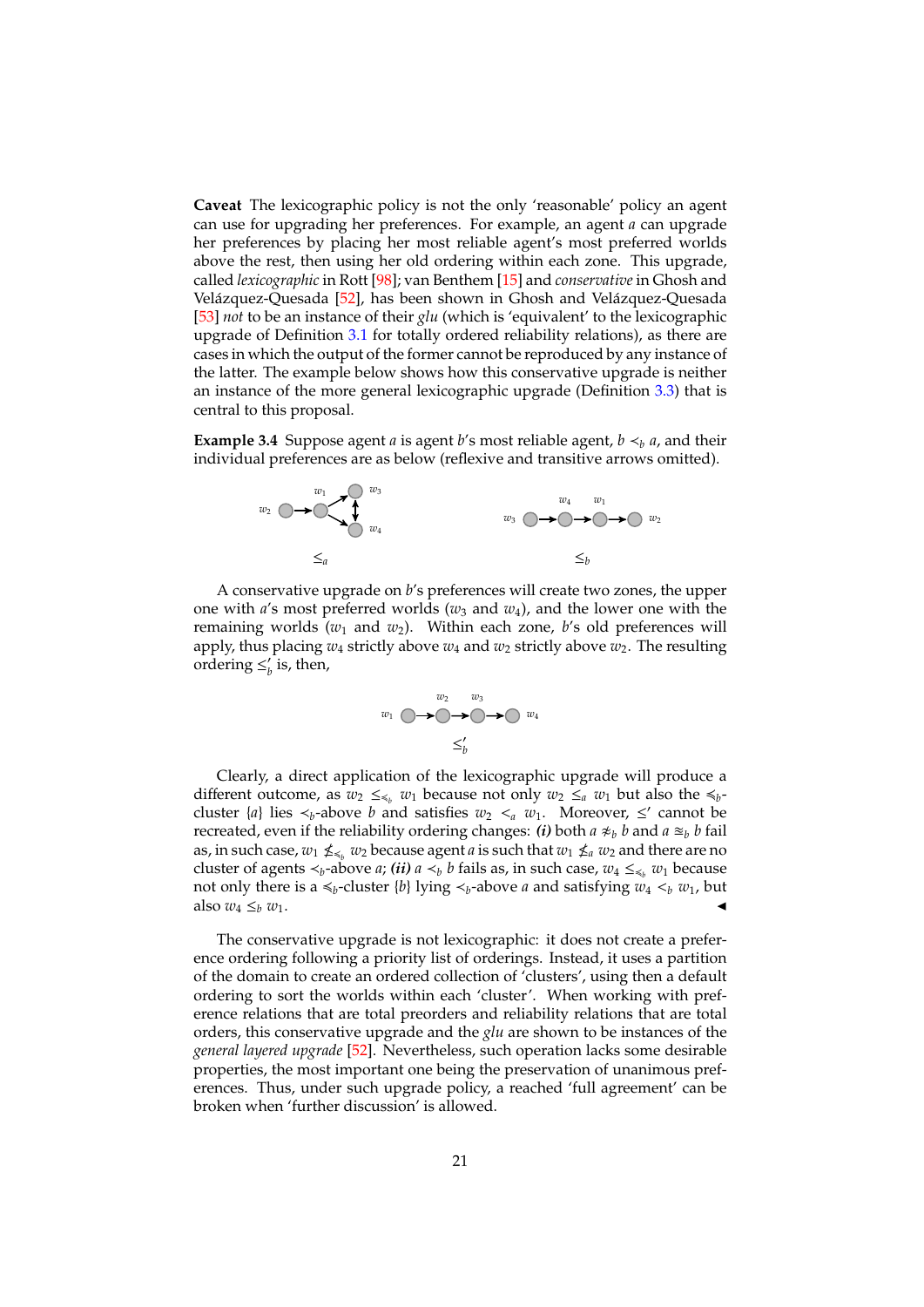**Caveat** The lexicographic policy is not the only 'reasonable' policy an agent can use for upgrading her preferences. For example, an agent $a$ can upgrade her preferences by placing her most reliable agent's most preferred worlds above the rest, then using her old ordering within each zone. This upgrade, called *lexicographic* in Rott [98]; van Benthem [15] and *conservative* in Ghosh and Velázquez-Quesada [52], has been shown in Ghosh and Velázquez-Quesada [53] *not* to be an instance of their *glu* (which is 'equivalent' to the lexicographic upgrade of Definition 3.1 for totally ordered reliability relations), as there are cases in which the output of the former cannot be reproduced by any instance of the latter. The example below shows how this conservative upgrade is neither an instance of the more general lexicographic upgrade (Definition 3.3) that is central to this proposal.

**Example 3.4** Suppose agent $a$ is agent $b$'s most reliable agent, $b \prec_b a$, and their individual preferences are as below (reflexive and transitive arrows omitted).

$\leq_a$ $\qquad\qquad$ $\leq_b$

A conservative upgrade on $b$'s preferences will create two zones, the upper one with $a$'s most preferred worlds ($w_3$ and $w_4$), and the lower one with the remaining worlds ($w_1$ and $w_2$). Within each zone, $b$'s old preferences will apply, thus placing $w_4$ strictly above $w_4$ and $w_2$ strictly above $w_2$. The resulting ordering $\leq'_b$ is, then,

$\leq'_b$

Clearly, a direct application of the lexicographic upgrade will produce a different outcome, as $w_2 \leq_{\preccurlyeq_b} w_1$ because not only $w_2 \leq_a w_1$ but also the $\preccurlyeq_b$-cluster $\{a\}$ lies $\prec_b$-above $b$ and satisfies $w_2 <_a w_1$. Moreover, $\leq'$ cannot be recreated, even if the reliability ordering changes: ***(i)*** both $a \not\approx_b b$ and $a \cong_b b$ fail as, in such case, $w_1 \not\leq_{\preccurlyeq_b} w_2$ because agent $a$ is such that $w_1 \not\leq_a w_2$ and there are no cluster of agents $\prec_b$-above $a$; ***(ii)*** $a \prec_b b$ fails as, in such case, $w_4 \leq_{\preccurlyeq_b} w_1$ because not only there is a $\preccurlyeq_b$-cluster $\{b\}$ lying $\prec_b$-above $a$ and satisfying $w_4 <_b w_1$, but also $w_4 \leq_b w_1$. ◀

The conservative upgrade is not lexicographic: it does not create a preference ordering following a priority list of orderings. Instead, it uses a partition of the domain to create an ordered collection of 'clusters', using then a default ordering to sort the worlds within each 'cluster'. When working with preference relations that are total preorders and reliability relations that are total orders, this conservative upgrade and the *glu* are shown to be instances of the *general layered upgrade* [52]. Nevertheless, such operation lacks some desirable properties, the most important one being the preservation of unanimous preferences. Thus, under such upgrade policy, a reached 'full agreement' can be broken when 'further discussion' is allowed.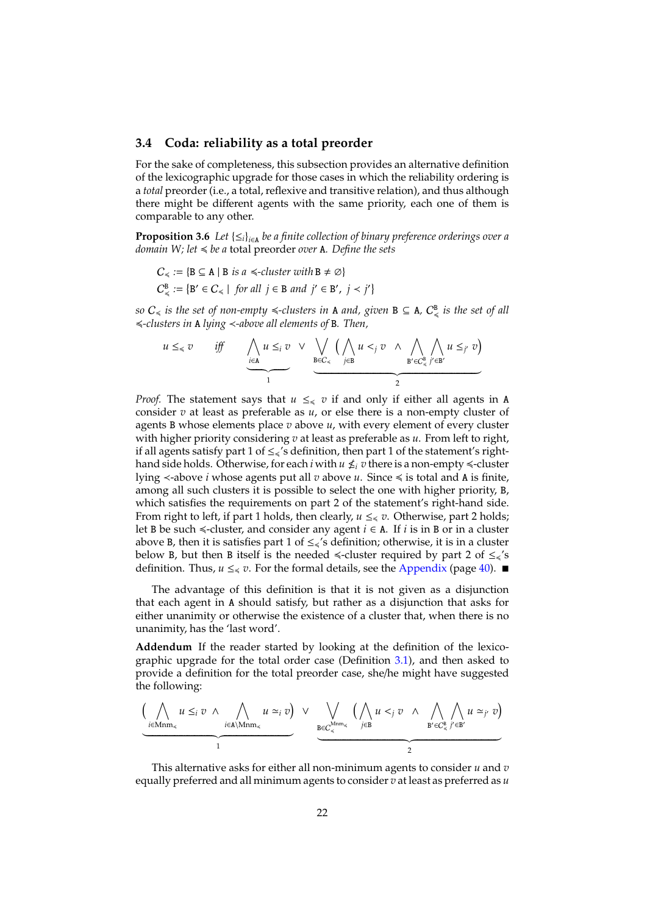### 3.4 Coda: reliability as a total preorder

For the sake of completeness, this subsection provides an alternative definition of the lexicographic upgrade for those cases in which the reliability ordering is a *total* preorder (i.e., a total, reflexive and transitive relation), and thus although there might be different agents with the same priority, each one of them is comparable to any other.

**Proposition 3.6** *Let $\{\leq_i\}_{i\in\mathtt{A}}$ be a finite collection of binary preference orderings over a domain $W$; let $\preccurlyeq$ be a* total preorder *over* $\mathtt{A}$. *Define the sets*

$$\mathcal{C}_{\preccurlyeq} := \{\mathtt{B} \subseteq \mathtt{A} \mid \mathtt{B} \text{ is a } \preccurlyeq\text{-cluster with } \mathtt{B} \neq \varnothing\}$$
$$\mathcal{C}^{\mathtt{B}}_{\preccurlyeq} := \{\mathtt{B}' \in \mathcal{C}_{\preccurlyeq} \mid \text{ for all } j \in \mathtt{B} \text{ and } j' \in \mathtt{B}',\ j \prec j'\}$$

*so $\mathcal{C}_{\preccurlyeq}$ is the set of non-empty $\preccurlyeq$-clusters in $\mathtt{A}$ and, given $\mathtt{B} \subseteq \mathtt{A}$, $\mathcal{C}^{\mathtt{B}}_{\preccurlyeq}$ is the set of all $\preccurlyeq$-clusters in $\mathtt{A}$ lying $\prec$-above all elements of $\mathtt{B}$. Then,*

$$u \leq_{\preccurlyeq} v \quad \text{iff} \quad \underbrace{\bigwedge_{i\in\mathtt{A}} u \leq_i v}_{1} \ \vee\ \underbrace{\bigvee_{\mathtt{B}\in\mathcal{C}_{\preccurlyeq}} \Big( \bigwedge_{j\in\mathtt{B}} u <_j v \ \wedge \bigwedge_{\mathtt{B}'\in\mathcal{C}^{\mathtt{B}}_{\preccurlyeq}} \bigwedge_{j'\in\mathtt{B}'} u \leq_{j'} v \Big)}_{2}$$

*Proof.* The statement says that $u \leq_{\preccurlyeq} v$ if and only if either all agents in $\mathtt{A}$ consider $v$ at least as preferable as $u$, or else there is a non-empty cluster of agents $\mathtt{B}$ whose elements place $v$ above $u$, with every element of every cluster with higher priority considering $v$ at least as preferable as $u$. From left to right, if all agents satisfy part 1 of $\leq_{\preccurlyeq}$'s definition, then part 1 of the statement's right-hand side holds. Otherwise, for each $i$ with $u \not\leq_i v$ there is a non-empty $\preccurlyeq$-cluster lying $\prec$-above $i$ whose agents put all $v$ above $u$. Since $\preccurlyeq$ is total and $\mathtt{A}$ is finite, among all such clusters it is possible to select the one with higher priority, $\mathtt{B}$, which satisfies the requirements on part 2 of the statement's right-hand side. From right to left, if part 1 holds, then clearly, $u \leq_{\preccurlyeq} v$. Otherwise, part 2 holds; let $\mathtt{B}$ be such $\preccurlyeq$-cluster, and consider any agent $i \in \mathtt{A}$. If $i$ is in $\mathtt{B}$ or in a cluster above $\mathtt{B}$, then it is satisfies part 1 of $\leq_{\preccurlyeq}$'s definition; otherwise, it is in a cluster below $\mathtt{B}$, but then $\mathtt{B}$ itself is the needed $\preccurlyeq$-cluster required by part 2 of $\leq_{\preccurlyeq}$'s definition. Thus, $u \leq_{\preccurlyeq} v$. For the formal details, see the Appendix (page 40). ∎

The advantage of this definition is that it is not given as a disjunction that each agent in $\mathtt{A}$ should satisfy, but rather as a disjunction that asks for either unanimity or otherwise the existence of a cluster that, when there is no unanimity, has the 'last word'.

**Addendum** If the reader started by looking at the definition of the lexicographic upgrade for the total order case (Definition 3.1), and then asked to provide a definition for the total preorder case, she/he might have suggested the following:

$$\underbrace{\Big( \bigwedge_{i\in\mathrm{Mnm}_{\preccurlyeq}} u \leq_i v \ \wedge \bigwedge_{i\in\mathtt{A}\setminus\mathrm{Mnm}_{\preccurlyeq}} u \simeq_i v \Big)}_{1} \ \vee\ \underbrace{\bigvee_{\mathtt{B}\in\mathcal{C}^{\mathrm{Mnm}_{\preccurlyeq}}_{\preccurlyeq}} \Big( \bigwedge_{j\in\mathtt{B}} u <_j v \ \wedge \bigwedge_{\mathtt{B}'\in\mathcal{C}^{\mathtt{B}}_{\preccurlyeq}} \bigwedge_{j'\in\mathtt{B}'} u \simeq_{j'} v \Big)}_{2}$$

This alternative asks for either all non-minimum agents to consider $u$ and $v$ equally preferred and all minimum agents to consider $v$ at least as preferred as $u$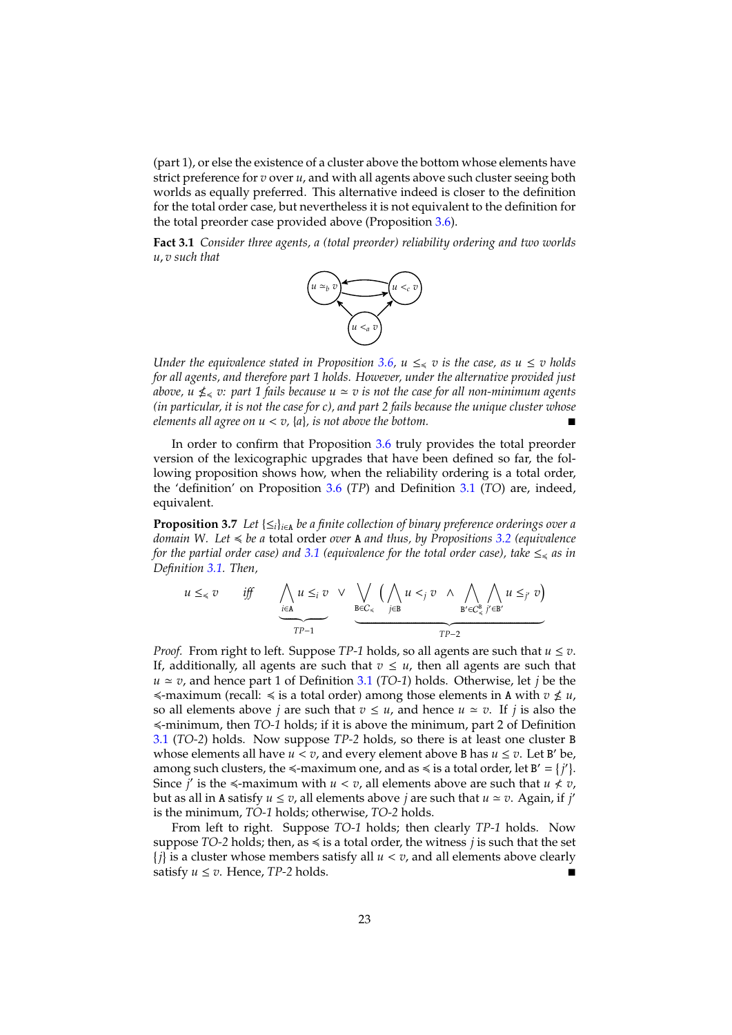(part 1), or else the existence of a cluster above the bottom whose elements have strict preference for $v$ over $u$, and with all agents above such cluster seeing both worlds as equally preferred. This alternative indeed is closer to the definition for the total order case, but nevertheless it is not equivalent to the definition for the total preorder case provided above (Proposition 3.6).

**Fact 3.1** *Consider three agents, a (total preorder) reliability ordering and two worlds $u, v$ such that*

$$u \simeq_b v \leftrightarrows u <_c v, \quad u <_a v \to u \simeq_b v, \quad u <_a v \to u <_c v$$

*Under the equivalence stated in Proposition 3.6, $u \leq_\preccurlyeq v$ is the case, as $u \leq v$ holds for all agents, and therefore part 1 holds. However, under the alternative provided just above, $u \not\leq_\preccurlyeq v$: part 1 fails because $u \simeq v$ is not the case for all non-minimum agents (in particular, it is not the case for c), and part 2 fails because the unique cluster whose elements all agree on $u < v$, $\{a\}$, is not above the bottom.* ■

In order to confirm that Proposition 3.6 truly provides the total preorder version of the lexicographic upgrades that have been defined so far, the following proposition shows how, when the reliability ordering is a total order, the 'definition' on Proposition 3.6 (*TP*) and Definition 3.1 (*TO*) are, indeed, equivalent.

**Proposition 3.7** *Let $\{\leq_i\}_{i \in \mathtt{A}}$ be a finite collection of binary preference orderings over a domain $W$. Let $\preccurlyeq$ be a* total order *over* A *and thus, by Propositions 3.2 (equivalence for the partial order case) and 3.1 (equivalence for the total order case), take $\leq_\preccurlyeq$ as in Definition 3.1. Then,*

$$u \leq_\preccurlyeq v \quad \textit{iff} \quad \underbrace{\bigwedge_{i \in \mathtt{A}} u \leq_i v}_{TP-1} \;\vee\; \underbrace{\bigvee_{\mathtt{B} \in \mathcal{C}_\preccurlyeq} \Big( \bigwedge_{j \in \mathtt{B}} u <_j v \;\wedge\; \bigwedge_{\mathtt{B}' \in \mathcal{C}^{\mathtt{B}}_\preccurlyeq} \bigwedge_{j' \in \mathtt{B}'} u \leq_{j'} v \Big)}_{TP-2}$$

*Proof.* From right to left. Suppose *TP-1* holds, so all agents are such that $u \leq v$. If, additionally, all agents are such that $v \leq u$, then all agents are such that $u \simeq v$, and hence part 1 of Definition 3.1 (*TO-1*) holds. Otherwise, let $j$ be the $\preccurlyeq$-maximum (recall: $\preccurlyeq$ is a total order) among those elements in A with $v \not\leq u$, so all elements above $j$ are such that $v \leq u$, and hence $u \simeq v$. If $j$ is also the $\preccurlyeq$-minimum, then *TO-1* holds; if it is above the minimum, part 2 of Definition 3.1 (*TO-2*) holds. Now suppose *TP-2* holds, so there is at least one cluster B whose elements all have $u < v$, and every element above B has $u \leq v$. Let B′ be, among such clusters, the $\preccurlyeq$-maximum one, and as $\preccurlyeq$ is a total order, let $\mathtt{B}' = \{j'\}$. Since $j'$ is the $\preccurlyeq$-maximum with $u < v$, all elements above are such that $u \not< v$, but as all in A satisfy $u \leq v$, all elements above $j$ are such that $u \simeq v$. Again, if $j'$ is the minimum, *TO-1* holds; otherwise, *TO-2* holds.

From left to right. Suppose *TO-1* holds; then clearly *TP-1* holds. Now suppose *TO-2* holds; then, as $\preccurlyeq$ is a total order, the witness $j$ is such that the set $\{j\}$ is a cluster whose members satisfy all $u < v$, and all elements above clearly satisfy $u \leq v$. Hence, *TP-2* holds. ■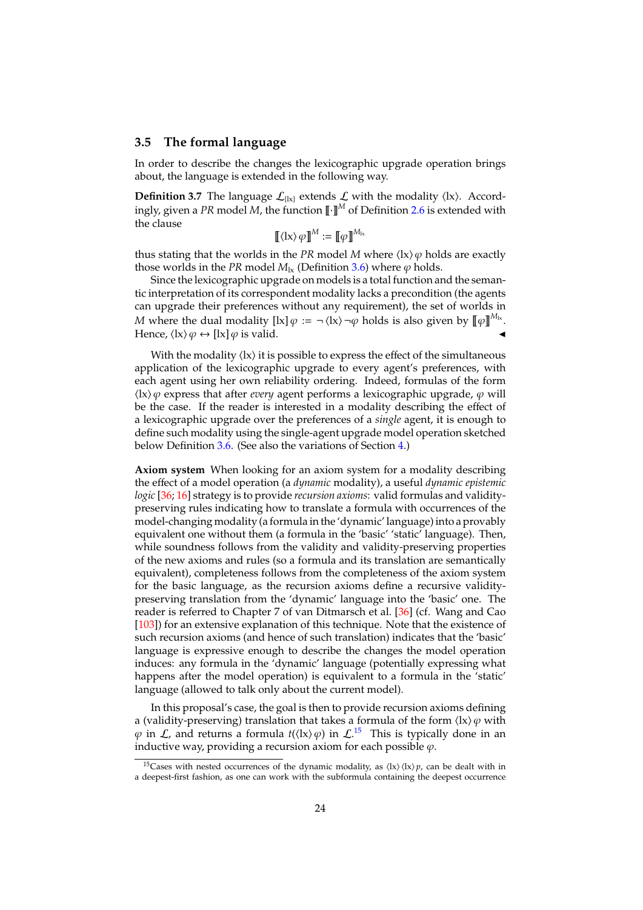### 3.5 The formal language

In order to describe the changes the lexicographic upgrade operation brings about, the language is extended in the following way.

**Definition 3.7** The language $\mathcal{L}_{\{\text{lx}\}}$ extends $\mathcal{L}$ with the modality $\langle \text{lx} \rangle$. Accordingly, given a *PR* model $M$, the function $[\![\cdot]\!]^M$ of Definition 2.6 is extended with the clause

$$[\![\langle \text{lx} \rangle \varphi]\!]^M := [\![\varphi]\!]^{M_{\text{lx}}}$$

thus stating that the worlds in the *PR* model $M$ where $\langle \text{lx} \rangle \varphi$ holds are exactly those worlds in the *PR* model $M_{\text{lx}}$ (Definition 3.6) where $\varphi$ holds.

Since the lexicographic upgrade on models is a total function and the semantic interpretation of its correspondent modality lacks a precondition (the agents can upgrade their preferences without any requirement), the set of worlds in $M$ where the dual modality $[\text{lx}]\,\varphi := \neg \langle \text{lx} \rangle \neg\varphi$ holds is also given by $[\![\varphi]\!]^{M_{\text{lx}}}$. Hence, $\langle \text{lx} \rangle \varphi \leftrightarrow [\text{lx}]\,\varphi$ is valid. ◂

With the modality $\langle \text{lx} \rangle$ it is possible to express the effect of the simultaneous application of the lexicographic upgrade to every agent's preferences, with each agent using her own reliability ordering. Indeed, formulas of the form $\langle \text{lx} \rangle \varphi$ express that after *every* agent performs a lexicographic upgrade, $\varphi$ will be the case. If the reader is interested in a modality describing the effect of a lexicographic upgrade over the preferences of a *single* agent, it is enough to define such modality using the single-agent upgrade model operation sketched below Definition 3.6. (See also the variations of Section 4.)

**Axiom system** When looking for an axiom system for a modality describing the effect of a model operation (a *dynamic* modality), a useful *dynamic epistemic logic* [36; 16] strategy is to provide *recursion axioms*: valid formulas and validity-preserving rules indicating how to translate a formula with occurrences of the model-changing modality (a formula in the 'dynamic' language) into a provably equivalent one without them (a formula in the 'basic' 'static' language). Then, while soundness follows from the validity and validity-preserving properties of the new axioms and rules (so a formula and its translation are semantically equivalent), completeness follows from the completeness of the axiom system for the basic language, as the recursion axioms define a recursive validity-preserving translation from the 'dynamic' language into the 'basic' one. The reader is referred to Chapter 7 of van Ditmarsch et al. [36] (cf. Wang and Cao [103]) for an extensive explanation of this technique. Note that the existence of such recursion axioms (and hence of such translation) indicates that the 'basic' language is expressive enough to describe the changes the model operation induces: any formula in the 'dynamic' language (potentially expressing what happens after the model operation) is equivalent to a formula in the 'static' language (allowed to talk only about the current model).

In this proposal's case, the goal is then to provide recursion axioms defining a (validity-preserving) translation that takes a formula of the form $\langle \text{lx} \rangle \varphi$ with $\varphi$ in $\mathcal{L}$, and returns a formula $t(\langle \text{lx} \rangle \varphi)$ in $\mathcal{L}$.[15] This is typically done in an inductive way, providing a recursion axiom for each possible $\varphi$.

[15] Cases with nested occurrences of the dynamic modality, as $\langle \text{lx} \rangle \langle \text{lx} \rangle p$, can be dealt with in a deepest-first fashion, as one can work with the subformula containing the deepest occurrence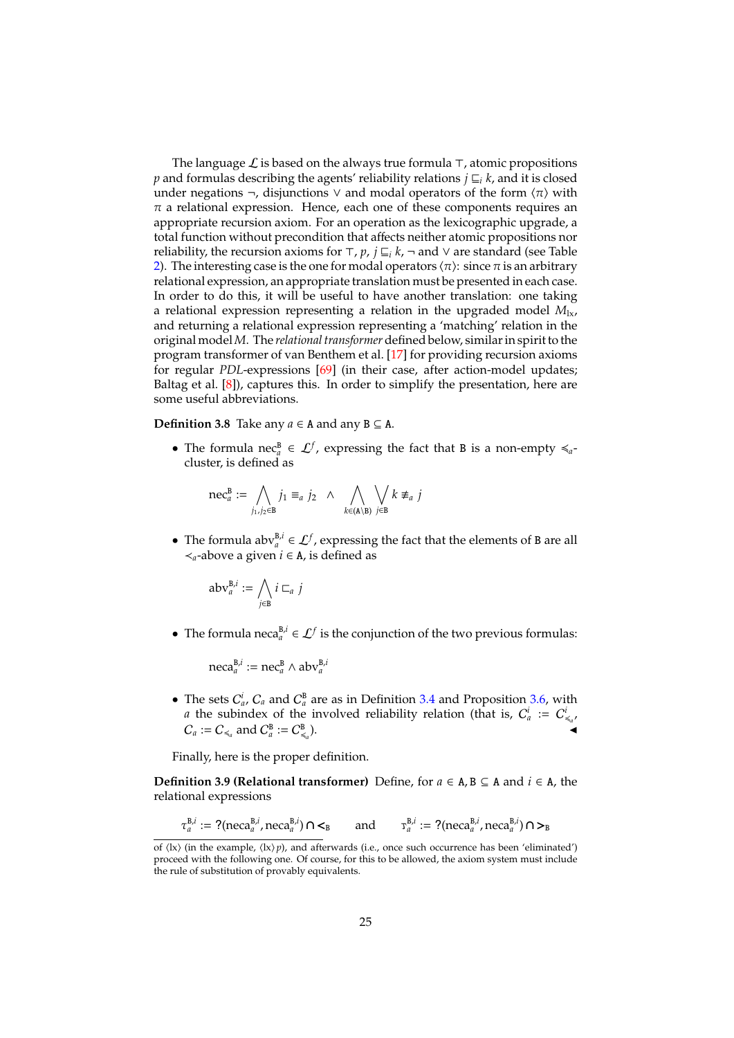The language $\mathcal{L}$ is based on the always true formula $\top$, atomic propositions $p$ and formulas describing the agents' reliability relations $j \sqsubseteq_i k$, and it is closed under negations $\neg$, disjunctions $\vee$ and modal operators of the form $\langle \pi \rangle$ with $\pi$ a relational expression. Hence, each one of these components requires an appropriate recursion axiom. For an operation as the lexicographic upgrade, a total function without precondition that affects neither atomic propositions nor reliability, the recursion axioms for $\top$, $p$, $j \sqsubseteq_i k$, $\neg$ and $\vee$ are standard (see Table 2). The interesting case is the one for modal operators $\langle \pi \rangle$: since $\pi$ is an arbitrary relational expression, an appropriate translation must be presented in each case. In order to do this, it will be useful to have another translation: one taking a relational expression representing a relation in the upgraded model $M_{\text{lx}}$, and returning a relational expression representing a 'matching' relation in the original model $M$. The *relational transformer* defined below, similar in spirit to the program transformer of van Benthem et al. [17] for providing recursion axioms for regular *PDL*-expressions [69] (in their case, after action-model updates; Baltag et al. [8]), captures this. In order to simplify the presentation, here are some useful abbreviations.

**Definition 3.8** Take any $a \in \mathtt{A}$ and any $\mathtt{B} \subseteq \mathtt{A}$.

- The formula $\text{nec}_a^{\mathtt{B}} \in \mathcal{L}^f$, expressing the fact that $\mathtt{B}$ is a non-empty $\preccurlyeq_a$-cluster, is defined as

$$\text{nec}_a^{\mathtt{B}} := \bigwedge_{j_1, j_2 \in \mathtt{B}} j_1 \equiv_a j_2 \quad \wedge \quad \bigwedge_{k \in (\mathtt{A} \setminus \mathtt{B})} \bigvee_{j \in \mathtt{B}} k \not\equiv_a j$$

- The formula $\text{abv}_a^{\mathtt{B},i} \in \mathcal{L}^f$, expressing the fact that the elements of $\mathtt{B}$ are all $\prec_a$-above a given $i \in \mathtt{A}$, is defined as

$$\text{abv}_a^{\mathtt{B},i} := \bigwedge_{j \in \mathtt{B}} i \sqsubset_a j$$

- The formula $\text{neca}_a^{\mathtt{B},i} \in \mathcal{L}^f$ is the conjunction of the two previous formulas:

$$\text{neca}_a^{\mathtt{B},i} := \text{nec}_a^{\mathtt{B}} \wedge \text{abv}_a^{\mathtt{B},i}$$

- The sets $C_a^i$, $C_a$ and $C_a^{\mathtt{B}}$ are as in Definition 3.4 and Proposition 3.6, with $a$ the subindex of the involved reliability relation (that is, $C_a^i := C_{\preccurlyeq_a}^i$, $C_a := C_{\preccurlyeq_a}$ and $C_a^{\mathtt{B}} := C_{\preccurlyeq_a}^{\mathtt{B}}$). ◀

Finally, here is the proper definition.

**Definition 3.9 (Relational transformer)** Define, for $a \in \mathtt{A}, \mathtt{B} \subseteq \mathtt{A}$ and $i \in \mathtt{A}$, the relational expressions

$$\tau_a^{\mathtt{B},i} := ?(\text{neca}_a^{\mathtt{B},i}, \text{neca}_a^{\mathtt{B},i}) \cap <_{\mathtt{B}} \qquad \text{and} \qquad \text{τ}_a^{\mathtt{B},i} := ?(\text{neca}_a^{\mathtt{B},i}, \text{neca}_a^{\mathtt{B},i}) \cap >_{\mathtt{B}}$$

of $\langle \text{lx} \rangle$ (in the example, $\langle \text{lx} \rangle p$), and afterwards (i.e., once such occurrence has been 'eliminated') proceed with the following one. Of course, for this to be allowed, the axiom system must include the rule of substitution of provably equivalents.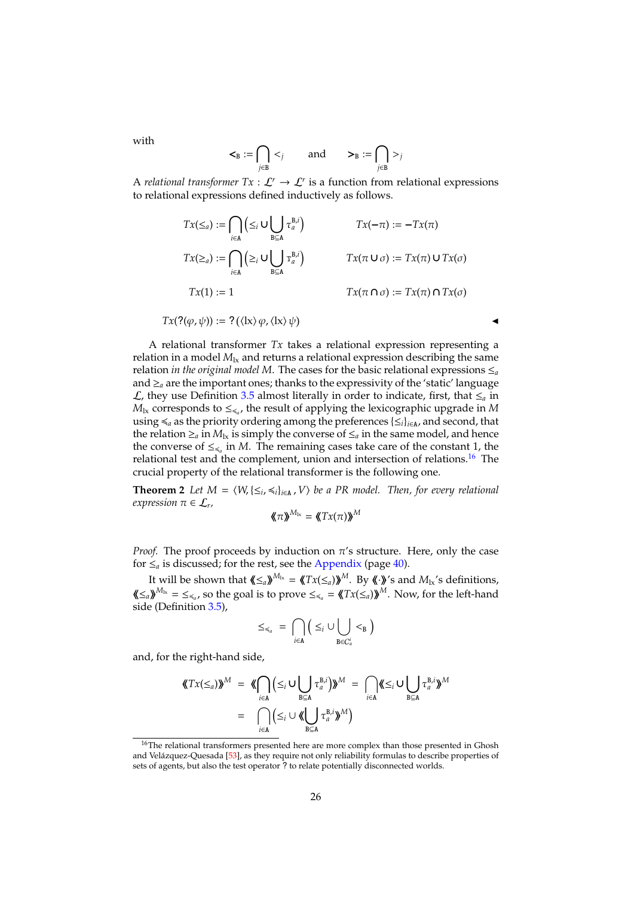with

$$<_{\mathtt{B}} := \bigcap_{j \in \mathtt{B}} <_j \qquad \text{and} \qquad >_{\mathtt{B}} := \bigcap_{j \in \mathtt{B}} >_j$$

A *relational transformer* $Tx : \mathcal{L}^r \to \mathcal{L}^r$ is a function from relational expressions to relational expressions defined inductively as follows.

$$Tx(\leq_a) := \bigcap_{i \in \mathtt{A}} \Big( \leq_i \cup \bigcup_{\mathtt{B} \subseteq \mathtt{A}} \tau_a^{\mathtt{B},i} \Big) \qquad Tx(-\pi) := -Tx(\pi)$$

$$Tx(\geq_a) := \bigcap_{i \in \mathtt{A}} \Big( \geq_i \cup \bigcup_{\mathtt{B} \subseteq \mathtt{A}} \gamma_a^{\mathtt{B},i} \Big) \qquad Tx(\pi \cup \sigma) := Tx(\pi) \cup Tx(\sigma)$$

$$Tx(1) := 1 \qquad Tx(\pi \cap \sigma) := Tx(\pi) \cap Tx(\sigma)$$

$$Tx(?(\varphi, \psi)) := ?(\langle \mathrm{lx} \rangle \varphi, \langle \mathrm{lx} \rangle \psi)$$ ◂

A relational transformer $Tx$ takes a relational expression representing a relation in a model $M_{\mathrm{lx}}$ and returns a relational expression describing the same relation *in the original model* $M$. The cases for the basic relational expressions $\leq_a$ and $\geq_a$ are the important ones; thanks to the expressivity of the 'static' language $\mathcal{L}$, they use Definition 3.5 almost literally in order to indicate, first, that $\leq_a$ in $M_{\mathrm{lx}}$ corresponds to $\leq_{\preccurlyeq_a}$, the result of applying the lexicographic upgrade in $M$ using $\preccurlyeq_a$ as the priority ordering among the preferences $\{\leq_i\}_{i \in \mathtt{A}}$, and second, that the relation $\geq_a$ in $M_{\mathrm{lx}}$ is simply the converse of $\leq_a$ in the same model, and hence the converse of $\leq_{\preccurlyeq_a}$ in $M$. The remaining cases take care of the constant 1, the relational test and the complement, union and intersection of relations.[16] The crucial property of the relational transformer is the following one.

**Theorem 2** *Let $M = \langle W, \{\leq_i, \preccurlyeq_i\}_{i \in \mathtt{A}}, V \rangle$ be a PR model. Then, for every relational expression $\pi \in \mathcal{L}_r$,*

$$⟪\pi⟫^{M_{\mathrm{lx}}} = ⟪Tx(\pi)⟫^M$$

*Proof.* The proof proceeds by induction on $\pi$'s structure. Here, only the case for $\leq_a$ is discussed; for the rest, see the Appendix (page 40).

It will be shown that $⟪\leq_a⟫^{M_{\mathrm{lx}}} = ⟪Tx(\leq_a)⟫^M$. By $⟪\cdot⟫$'s and $M_{\mathrm{lx}}$'s definitions, $⟪\leq_a⟫^{M_{\mathrm{lx}}} = \leq_{\preccurlyeq_a}$, so the goal is to prove $\leq_{\preccurlyeq_a} = ⟪Tx(\leq_a)⟫^M$. Now, for the left-hand side (Definition 3.5),

$$\leq_{\preccurlyeq_a} \;=\; \bigcap_{i \in \mathtt{A}} \Big( \leq_i \cup \bigcup_{\mathtt{B} \in C_a^i} <_{\mathtt{B}} \Big)$$

and, for the right-hand side,

$$⟪Tx(\leq_a)⟫^M \;=\; ⟪\bigcap_{i \in \mathtt{A}} \Big( \leq_i \cup \bigcup_{\mathtt{B} \subseteq \mathtt{A}} \tau_a^{\mathtt{B},i} \Big)⟫^M \;=\; \bigcap_{i \in \mathtt{A}} ⟪\leq_i \cup \bigcup_{\mathtt{B} \subseteq \mathtt{A}} \tau_a^{\mathtt{B},i}⟫^M$$

$$=\; \bigcap_{i \in \mathtt{A}} \Big( \leq_i \cup ⟪\bigcup_{\mathtt{B} \subseteq \mathtt{A}} \tau_a^{\mathtt{B},i}⟫^M \Big)$$

---

[16] The relational transformers presented here are more complex than those presented in Ghosh and Velázquez-Quesada [53], as they require not only reliability formulas to describe properties of sets of agents, but also the test operator ? to relate potentially disconnected worlds.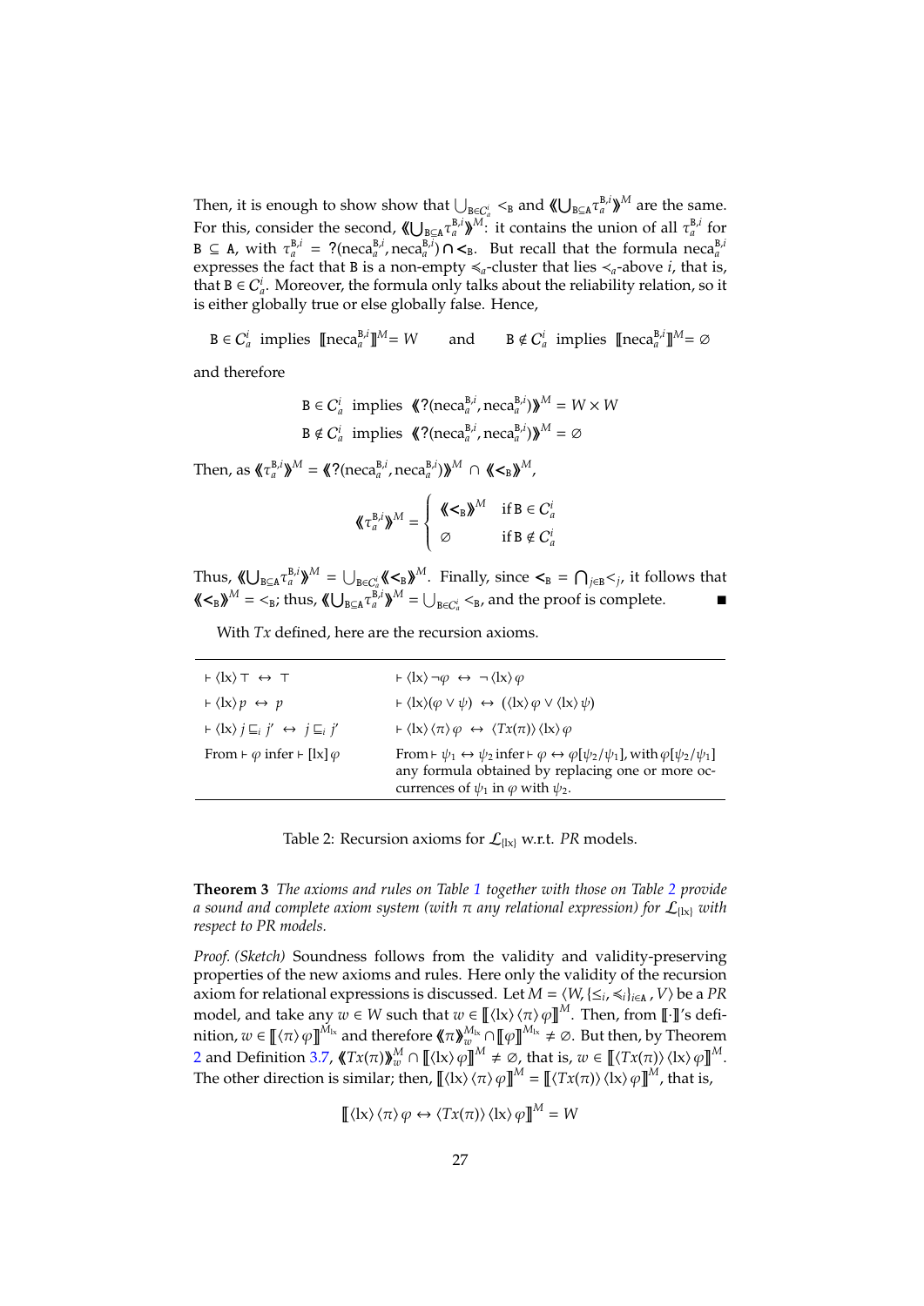Then, it is enough to show show that $\bigcup_{\mathtt{B}\in C_a^i} <_{\mathtt{B}}$ and $⟪\bigcup_{\mathtt{B}\subseteq\mathtt{A}} \tau_a^{\mathtt{B},i}⟫^M$ are the same. For this, consider the second, $⟪\bigcup_{\mathtt{B}\subseteq\mathtt{A}} \tau_a^{\mathtt{B},i}⟫^M$: it contains the union of all $\tau_a^{\mathtt{B},i}$ for $\mathtt{B} \subseteq \mathtt{A}$, with $\tau_a^{\mathtt{B},i} = ?(\text{neca}_a^{\mathtt{B},i}, \text{neca}_a^{\mathtt{B},i}) \cap \boldsymbol{<}_{\mathtt{B}}$. But recall that the formula $\text{neca}_a^{\mathtt{B},i}$ expresses the fact that $\mathtt{B}$ is a non-empty $\preccurlyeq_a$-cluster that lies $\prec_a$-above $i$, that is, that $\mathtt{B} \in C_a^i$. Moreover, the formula only talks about the reliability relation, so it is either globally true or else globally false. Hence,

$$\mathtt{B} \in C_a^i \;\text{ implies }\; [\![\text{neca}_a^{\mathtt{B},i}]\!]^M = W \qquad \text{and} \qquad \mathtt{B} \notin C_a^i \;\text{ implies }\; [\![\text{neca}_a^{\mathtt{B},i}]\!]^M = \varnothing$$

and therefore

$$\begin{aligned}
\mathtt{B} \in C_a^i \;&\text{ implies }\; ⟪?(\text{neca}_a^{\mathtt{B},i}, \text{neca}_a^{\mathtt{B},i})⟫^M = W \times W \\
\mathtt{B} \notin C_a^i \;&\text{ implies }\; ⟪?(\text{neca}_a^{\mathtt{B},i}, \text{neca}_a^{\mathtt{B},i})⟫^M = \varnothing
\end{aligned}$$

Then, as $⟪\tau_a^{\mathtt{B},i}⟫^M = ⟪?(\text{neca}_a^{\mathtt{B},i}, \text{neca}_a^{\mathtt{B},i})⟫^M \cap ⟪\boldsymbol{<}_{\mathtt{B}}⟫^M$,

$$⟪\tau_a^{\mathtt{B},i}⟫^M = \begin{cases} ⟪\boldsymbol{<}_{\mathtt{B}}⟫^M & \text{if } \mathtt{B} \in C_a^i \\ \varnothing & \text{if } \mathtt{B} \notin C_a^i \end{cases}$$

Thus, $⟪\bigcup_{\mathtt{B}\subseteq\mathtt{A}} \tau_a^{\mathtt{B},i}⟫^M = \bigcup_{\mathtt{B}\in C_a^i} ⟪\boldsymbol{<}_{\mathtt{B}}⟫^M$. Finally, since $\boldsymbol{<}_{\mathtt{B}} = \bigcap_{j\in\mathtt{B}} \boldsymbol{<}_j$, it follows that $⟪\boldsymbol{<}_{\mathtt{B}}⟫^M = <_{\mathtt{B}}$; thus, $⟪\bigcup_{\mathtt{B}\subseteq\mathtt{A}} \tau_a^{\mathtt{B},i}⟫^M = \bigcup_{\mathtt{B}\in C_a^i} <_{\mathtt{B}}$, and the proof is complete. ∎

With $Tx$ defined, here are the recursion axioms.

| | |
|---|---|
| $\vdash \langle \text{lx} \rangle \top \;\leftrightarrow\; \top$ | $\vdash \langle \text{lx} \rangle \neg\varphi \;\leftrightarrow\; \neg \langle \text{lx} \rangle \varphi$ |
| $\vdash \langle \text{lx} \rangle p \;\leftrightarrow\; p$ | $\vdash \langle \text{lx} \rangle (\varphi \vee \psi) \;\leftrightarrow\; (\langle \text{lx} \rangle \varphi \vee \langle \text{lx} \rangle \psi)$ |
| $\vdash \langle \text{lx} \rangle j \sqsubseteq_i j' \;\leftrightarrow\; j \sqsubseteq_i j'$ | $\vdash \langle \text{lx} \rangle \langle \pi \rangle \varphi \;\leftrightarrow\; \langle Tx(\pi) \rangle \langle \text{lx} \rangle \varphi$ |
| From $\vdash \varphi$ infer $\vdash [\text{lx}]\varphi$ | From $\vdash \psi_1 \leftrightarrow \psi_2$ infer $\vdash \varphi \leftrightarrow \varphi[\psi_2/\psi_1]$, with $\varphi[\psi_2/\psi_1]$ any formula obtained by replacing one or more occurrences of $\psi_1$ in $\varphi$ with $\psi_2$. |

Table 2: Recursion axioms for $\mathcal{L}_{\{\text{lx}\}}$ w.r.t. *PR* models.

**Theorem 3** *The axioms and rules on Table 1 together with those on Table 2 provide a sound and complete axiom system (with $\pi$ any relational expression) for $\mathcal{L}_{\{\text{lx}\}}$ with respect to PR models.*

*Proof. (Sketch)* Soundness follows from the validity and validity-preserving properties of the new axioms and rules. Here only the validity of the recursion axiom for relational expressions is discussed. Let $M = \langle W, \{\leq_i, \preccurlyeq_i\}_{i\in\mathtt{A}}, V \rangle$ be a *PR* model, and take any $w \in W$ such that $w \in [\![\langle \text{lx} \rangle \langle \pi \rangle \varphi]\!]^M$. Then, from $[\![\cdot]\!]$'s definition, $w \in [\![\langle \pi \rangle \varphi]\!]^{M_{\text{lx}}}$ and therefore $⟪\pi⟫_w^{M_{\text{lx}}} \cap [\![\varphi]\!]^{M_{\text{lx}}} \neq \varnothing$. But then, by Theorem 2 and Definition 3.7, $⟪Tx(\pi)⟫_w^M \cap [\![\langle \text{lx} \rangle \varphi]\!]^M \neq \varnothing$, that is, $w \in [\![\langle Tx(\pi) \rangle \langle \text{lx} \rangle \varphi]\!]^M$. The other direction is similar; then, $[\![\langle \text{lx} \rangle \langle \pi \rangle \varphi]\!]^M = [\![\langle Tx(\pi) \rangle \langle \text{lx} \rangle \varphi]\!]^M$, that is,

$$[\![\langle \text{lx} \rangle \langle \pi \rangle \varphi \leftrightarrow \langle Tx(\pi) \rangle \langle \text{lx} \rangle \varphi]\!]^M = W$$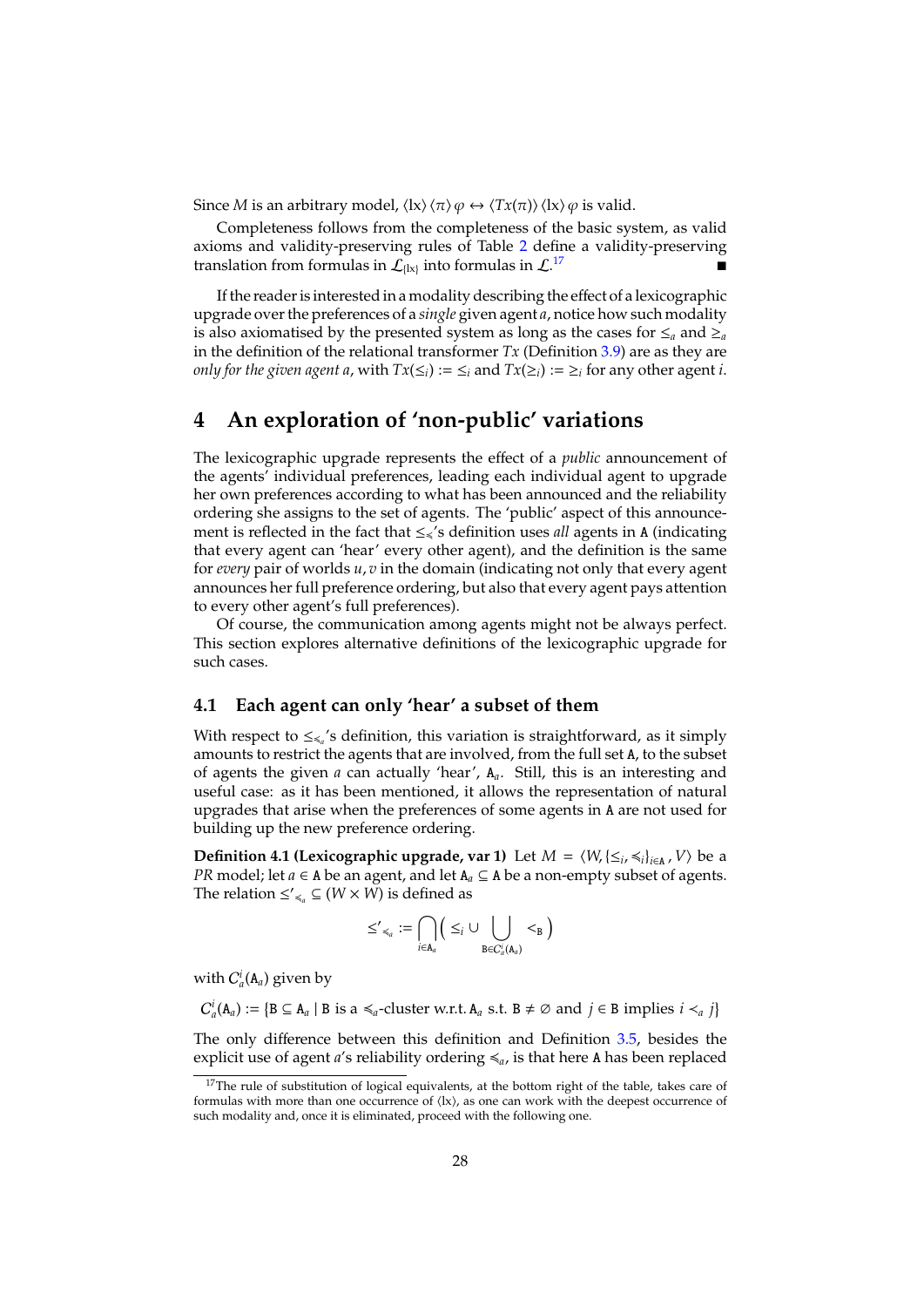Since $M$ is an arbitrary model, $\langle \mathrm{lx} \rangle \langle \pi \rangle \varphi \leftrightarrow \langle Tx(\pi) \rangle \langle \mathrm{lx} \rangle \varphi$ is valid.

Completeness follows from the completeness of the basic system, as valid axioms and validity-preserving rules of Table 2 define a validity-preserving translation from formulas in $\mathcal{L}_{\{\mathrm{lx}\}}$ into formulas in $\mathcal{L}$.[17] ∎

If the reader is interested in a modality describing the effect of a lexicographic upgrade over the preferences of a *single* given agent $a$, notice how such modality is also axiomatised by the presented system as long as the cases for $\leq_a$ and $\geq_a$ in the definition of the relational transformer $Tx$ (Definition 3.9) are as they are *only for the given agent* $a$, with $Tx(\leq_i) := \leq_i$ and $Tx(\geq_i) := \geq_i$ for any other agent $i$.

# 4 An exploration of 'non-public' variations

The lexicographic upgrade represents the effect of a *public* announcement of the agents' individual preferences, leading each individual agent to upgrade her own preferences according to what has been announced and the reliability ordering she assigns to the set of agents. The 'public' aspect of this announcement is reflected in the fact that $\leq_{\preccurlyeq}$'s definition uses *all* agents in $\mathtt{A}$ (indicating that every agent can 'hear' every other agent), and the definition is the same for *every* pair of worlds $u, v$ in the domain (indicating not only that every agent announces her full preference ordering, but also that every agent pays attention to every other agent's full preferences).

Of course, the communication among agents might not be always perfect. This section explores alternative definitions of the lexicographic upgrade for such cases.

## 4.1 Each agent can only 'hear' a subset of them

With respect to $\leq_{\preccurlyeq_a}$'s definition, this variation is straightforward, as it simply amounts to restrict the agents that are involved, from the full set $\mathtt{A}$, to the subset of agents the given $a$ can actually 'hear', $\mathtt{A}_a$. Still, this is an interesting and useful case: as it has been mentioned, it allows the representation of natural upgrades that arise when the preferences of some agents in $\mathtt{A}$ are not used for building up the new preference ordering.

**Definition 4.1 (Lexicographic upgrade, var 1)** Let $M = \langle W, \{\leq_i, \preccurlyeq_i\}_{i \in \mathtt{A}}, V \rangle$ be a *PR* model; let $a \in \mathtt{A}$ be an agent, and let $\mathtt{A}_a \subseteq \mathtt{A}$ be a non-empty subset of agents. The relation $\leq'_{\preccurlyeq_a} \subseteq (W \times W)$ is defined as

$$\leq'_{\preccurlyeq_a} := \bigcap_{i \in \mathtt{A}_a} \Big( \leq_i \cup \bigcup_{\mathtt{B} \in C^i_a(\mathtt{A}_a)} <_{\mathtt{B}} \Big)$$

with $C^i_a(\mathtt{A}_a)$ given by

$$C^i_a(\mathtt{A}_a) := \{\mathtt{B} \subseteq \mathtt{A}_a \mid \mathtt{B} \text{ is a } \preccurlyeq_a\text{-cluster w.r.t. } \mathtt{A}_a \text{ s.t. } \mathtt{B} \neq \varnothing \text{ and } j \in \mathtt{B} \text{ implies } i \prec_a j\}$$

The only difference between this definition and Definition 3.5, besides the explicit use of agent $a$'s reliability ordering $\preccurlyeq_a$, is that here $\mathtt{A}$ has been replaced

[17] The rule of substitution of logical equivalents, at the bottom right of the table, takes care of formulas with more than one occurrence of $\langle \mathrm{lx} \rangle$, as one can work with the deepest occurrence of such modality and, once it is eliminated, proceed with the following one.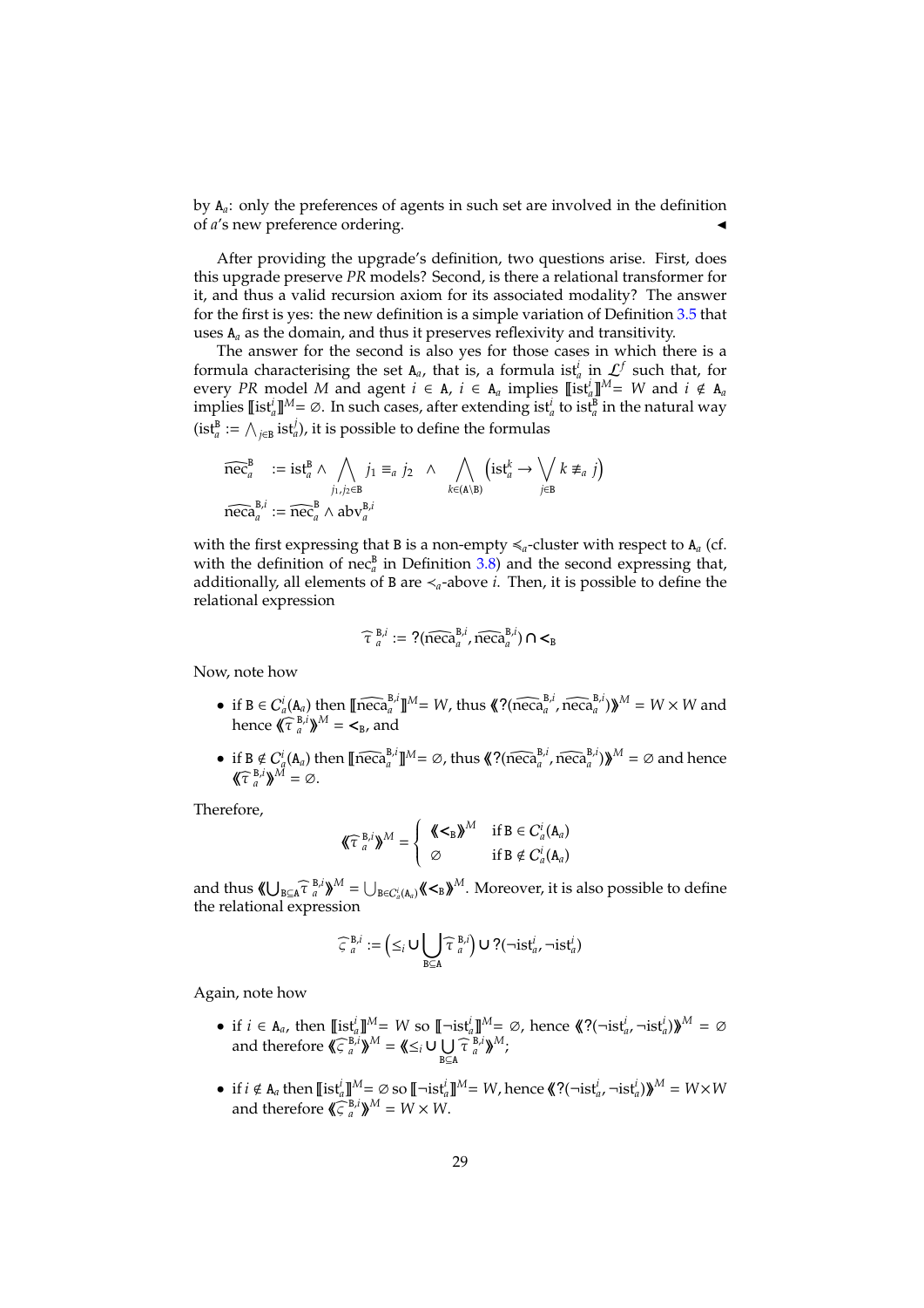by $\mathtt{A}_a$: only the preferences of agents in such set are involved in the definition of $a$'s new preference ordering. ◀

After providing the upgrade's definition, two questions arise. First, does this upgrade preserve *PR* models? Second, is there a relational transformer for it, and thus a valid recursion axiom for its associated modality? The answer for the first is yes: the new definition is a simple variation of Definition 3.5 that uses $\mathtt{A}_a$ as the domain, and thus it preserves reflexivity and transitivity.

The answer for the second is also yes for those cases in which there is a formula characterising the set $\mathtt{A}_a$, that is, a formula $\mathrm{ist}_a^i$ in $\mathcal{L}^f$ such that, for every *PR* model $M$ and agent $i \in \mathtt{A}$, $i \in \mathtt{A}_a$ implies $[\![\mathrm{ist}_a^i]\!]^M = W$ and $i \notin \mathtt{A}_a$ implies $[\![\mathrm{ist}_a^i]\!]^M = \varnothing$. In such cases, after extending $\mathrm{ist}_a^i$ to $\mathrm{ist}_a^{\mathtt{B}}$ in the natural way ($\mathrm{ist}_a^{\mathtt{B}} := \bigwedge_{j \in \mathtt{B}} \mathrm{ist}_a^j$), it is possible to define the formulas

$$
\begin{aligned}
\widehat{\mathrm{nec}}_a^{\mathtt{B}} &:= \mathrm{ist}_a^{\mathtt{B}} \wedge \bigwedge_{j_1, j_2 \in \mathtt{B}} j_1 \equiv_a j_2 \quad \wedge \bigwedge_{k \in (\mathtt{A} \setminus \mathtt{B})} \Big( \mathrm{ist}_a^k \rightarrow \bigvee_{j \in \mathtt{B}} k \not\equiv_a j \Big) \\
\widehat{\mathrm{neca}}_a^{\mathtt{B},i} &:= \widehat{\mathrm{nec}}_a^{\mathtt{B}} \wedge \mathrm{abv}_a^{\mathtt{B},i}
\end{aligned}
$$

with the first expressing that $\mathtt{B}$ is a non-empty $\preccurlyeq_a$-cluster with respect to $\mathtt{A}_a$ (cf. with the definition of $\mathrm{nec}_a^{\mathtt{B}}$ in Definition 3.8) and the second expressing that, additionally, all elements of $\mathtt{B}$ are $\prec_a$-above $i$. Then, it is possible to define the relational expression

$$
\widehat{\tau}_a^{\,\mathtt{B},i} := ?(\widehat{\mathrm{neca}}_a^{\mathtt{B},i}, \widehat{\mathrm{neca}}_a^{\mathtt{B},i}) \cap \mathord{<}_{\mathtt{B}}
$$

Now, note how

- if $\mathtt{B} \in C_a^i(\mathtt{A}_a)$ then $[\![\widehat{\mathrm{neca}}_a^{\mathtt{B},i}]\!]^M = W$, thus $\langle\!\langle ?(\widehat{\mathrm{neca}}_a^{\mathtt{B},i}, \widehat{\mathrm{neca}}_a^{\mathtt{B},i}) \rangle\!\rangle^M = W \times W$ and hence $\langle\!\langle \widehat{\tau}_a^{\,\mathtt{B},i} \rangle\!\rangle^M = \mathord{<}_{\mathtt{B}}$, and
- if $\mathtt{B} \notin C_a^i(\mathtt{A}_a)$ then $[\![\widehat{\mathrm{neca}}_a^{\mathtt{B},i}]\!]^M = \varnothing$, thus $\langle\!\langle ?(\widehat{\mathrm{neca}}_a^{\mathtt{B},i}, \widehat{\mathrm{neca}}_a^{\mathtt{B},i}) \rangle\!\rangle^M = \varnothing$ and hence $\langle\!\langle \widehat{\tau}_a^{\,\mathtt{B},i} \rangle\!\rangle^M = \varnothing$.

Therefore,

$$
\langle\!\langle \widehat{\tau}_a^{\,\mathtt{B},i} \rangle\!\rangle^M = \begin{cases} \langle\!\langle \mathord{<}_{\mathtt{B}} \rangle\!\rangle^M & \text{if } \mathtt{B} \in C_a^i(\mathtt{A}_a) \\ \varnothing & \text{if } \mathtt{B} \notin C_a^i(\mathtt{A}_a) \end{cases}
$$

and thus $\langle\!\langle \bigcup_{\mathtt{B} \subseteq \mathtt{A}} \widehat{\tau}_a^{\,\mathtt{B},i} \rangle\!\rangle^M = \bigcup_{\mathtt{B} \in C_a^i(\mathtt{A}_a)} \langle\!\langle \mathord{<}_{\mathtt{B}} \rangle\!\rangle^M$. Moreover, it is also possible to define the relational expression

$$
\widehat{\varsigma}_a^{\,\mathtt{B},i} := \Big( \leq_i \cup \bigcup_{\mathtt{B} \subseteq \mathtt{A}} \widehat{\tau}_a^{\,\mathtt{B},i} \Big) \cup ?(\neg \mathrm{ist}_a^i, \neg \mathrm{ist}_a^i)
$$

Again, note how

- if $i \in \mathtt{A}_a$, then $[\![\mathrm{ist}_a^i]\!]^M = W$ so $[\![\neg \mathrm{ist}_a^i]\!]^M = \varnothing$, hence $\langle\!\langle ?(\neg \mathrm{ist}_a^i, \neg \mathrm{ist}_a^i) \rangle\!\rangle^M = \varnothing$ and therefore $\langle\!\langle \widehat{\varsigma}_a^{\,\mathtt{B},i} \rangle\!\rangle^M = \langle\!\langle \leq_i \cup \bigcup_{\mathtt{B} \subseteq \mathtt{A}} \widehat{\tau}_a^{\,\mathtt{B},i} \rangle\!\rangle^M$;
- if $i \notin \mathtt{A}_a$ then $[\![\mathrm{ist}_a^i]\!]^M = \varnothing$ so $[\![\neg \mathrm{ist}_a^i]\!]^M = W$, hence $\langle\!\langle ?(\neg \mathrm{ist}_a^i, \neg \mathrm{ist}_a^i) \rangle\!\rangle^M = W \times W$ and therefore $\langle\!\langle \widehat{\varsigma}_a^{\,\mathtt{B},i} \rangle\!\rangle^M = W \times W$.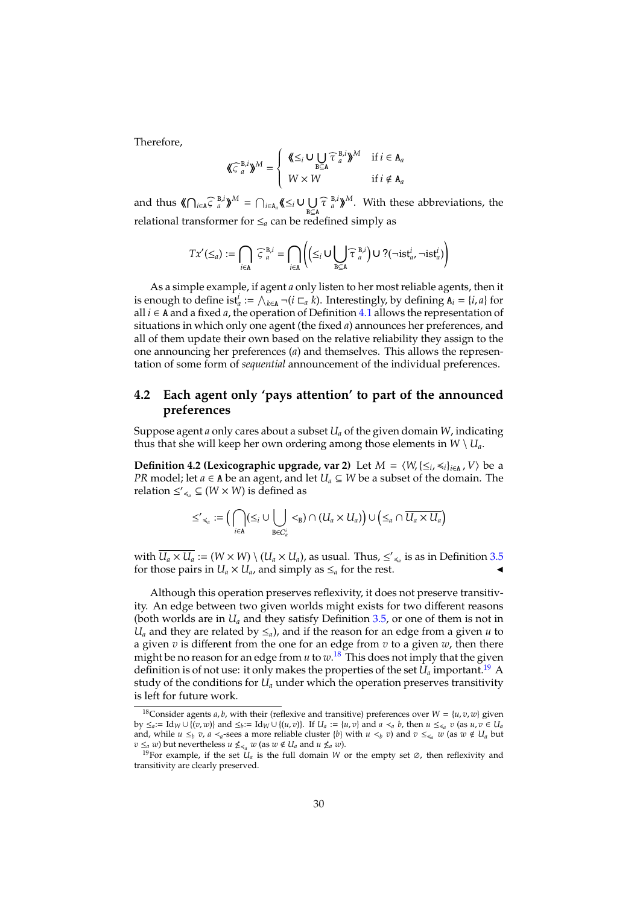Therefore,

$$\langle\!\langle \widehat{\varsigma}_{a}^{\mathtt{B},i} \rangle\!\rangle^{M} = \begin{cases} \langle\!\langle \leq_i \cup \bigcup_{\mathtt{B}\subseteq\mathtt{A}} \widehat{\tau}_{a}^{\mathtt{B},i} \rangle\!\rangle^{M} & \text{if } i \in \mathtt{A}_a \\ W \times W & \text{if } i \notin \mathtt{A}_a \end{cases}$$

and thus $\langle\!\langle \bigcap_{i\in\mathtt{A}} \widehat{\varsigma}_{a}^{\mathtt{B},i} \rangle\!\rangle^{M} = \bigcap_{i\in\mathtt{A}_a} \langle\!\langle \leq_i \cup \bigcup_{\mathtt{B}\subseteq\mathtt{A}} \widehat{\tau}_{a}^{\mathtt{B},i} \rangle\!\rangle^{M}$. With these abbreviations, the relational transformer for $\leq_a$ can be redefined simply as

$$Tx'(\leq_a) := \bigcap_{i\in\mathtt{A}} \widehat{\varsigma}_{a}^{\mathtt{B},i} = \bigcap_{i\in\mathtt{A}} \Big( \Big( \leq_i \cup \bigcup_{\mathtt{B}\subseteq\mathtt{A}} \widehat{\tau}_{a}^{\mathtt{B},i} \Big) \cup ?(\neg\mathrm{ist}_a^i, \neg\mathrm{ist}_a^i) \Big)$$

As a simple example, if agent $a$ only listen to her most reliable agents, then it is enough to define $\mathrm{ist}_a^i := \bigwedge_{k\in\mathtt{A}} \neg(i \sqsubset_a k)$. Interestingly, by defining $\mathtt{A}_i = \{i, a\}$ for all $i \in \mathtt{A}$ and a fixed $a$, the operation of Definition 4.1 allows the representation of situations in which only one agent (the fixed $a$) announces her preferences, and all of them update their own based on the relative reliability they assign to the one announcing her preferences ($a$) and themselves. This allows the representation of some form of *sequential* announcement of the individual preferences.

## 4.2 Each agent only 'pays attention' to part of the announced preferences

Suppose agent $a$ only cares about a subset $U_a$ of the given domain $W$, indicating thus that she will keep her own ordering among those elements in $W \setminus U_a$.

**Definition 4.2 (Lexicographic upgrade, var 2)** Let $M = \langle W, \{\leq_i, \preccurlyeq_i\}_{i\in\mathtt{A}}, V\rangle$ be a *PR* model; let $a \in \mathtt{A}$ be an agent, and let $U_a \subseteq W$ be a subset of the domain. The relation $\leq'_{\preccurlyeq_a} \subseteq (W \times W)$ is defined as

$$\leq'_{\preccurlyeq_a} := \Big( \bigcap_{i\in\mathtt{A}} (\leq_i \cup \bigcup_{\mathtt{B}\in C_a^i} <_{\mathtt{B}}) \cap (U_a \times U_a) \Big) \cup \Big( \leq_a \cap \overline{U_a \times U_a} \Big)$$

with $\overline{U_a \times U_a} := (W \times W) \setminus (U_a \times U_a)$, as usual. Thus, $\leq'_{\preccurlyeq_a}$ is as in Definition 3.5 for those pairs in $U_a \times U_a$, and simply as $\leq_a$ for the rest. ◂

Although this operation preserves reflexivity, it does not preserve transitivity. An edge between two given worlds might exists for two different reasons (both worlds are in $U_a$ and they satisfy Definition 3.5, or one of them is not in $U_a$ and they are related by $\leq_a$), and if the reason for an edge from a given $u$ to a given $v$ is different from the one for an edge from $v$ to a given $w$, then there might be no reason for an edge from $u$ to $w$.[18] This does not imply that the given definition is of not use: it only makes the properties of the set $U_a$ important.[19] A study of the conditions for $U_a$ under which the operation preserves transitivity is left for future work.

---

[18] Consider agents $a, b$, with their (reflexive and transitive) preferences over $W = \{u, v, w\}$ given by $\leq_a := \mathrm{Id}_W \cup \{(v, w)\}$ and $\leq_b := \mathrm{Id}_W \cup \{(u, v)\}$. If $U_a := \{u, v\}$ and $a \prec_a b$, then $u \leq_{\preccurlyeq_a} v$ (as $u, v \in U_a$ and, while $u \not\leq_b v$, $a \prec_a$-sees a more reliable cluster $\{b\}$ with $u <_b v$) and $v \leq_{\preccurlyeq_a} w$ (as $w \notin U_a$ but $v \leq_a w$) but nevertheless $u \not\leq_{\preccurlyeq_a} w$ (as $w \notin U_a$ and $u \not\leq_a w$).

[19] For example, if the set $U_a$ is the full domain $W$ or the empty set $\emptyset$, then reflexivity and transitivity are clearly preserved.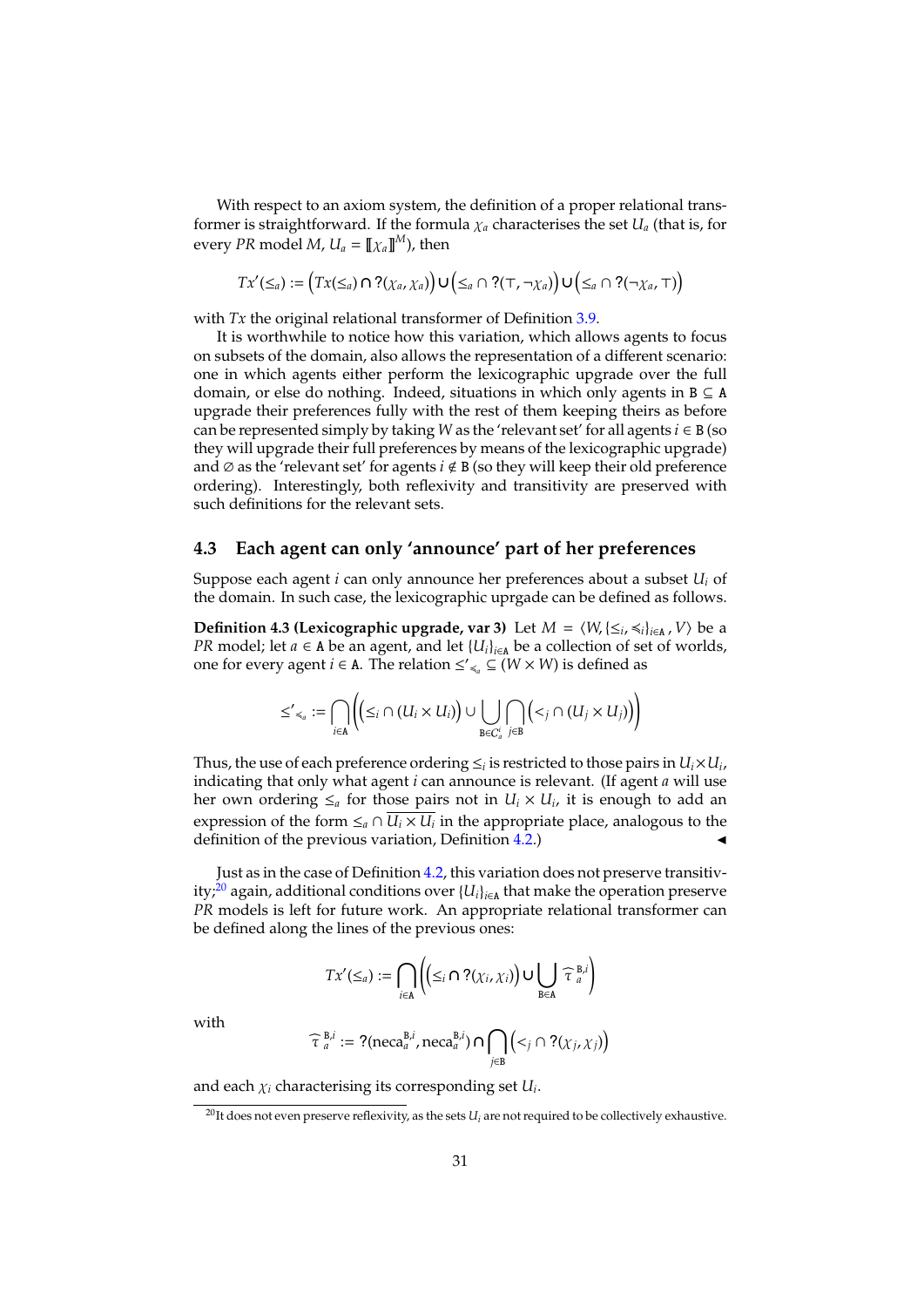With respect to an axiom system, the definition of a proper relational transformer is straightforward. If the formula $\chi_a$ characterises the set $U_a$ (that is, for every *PR* model $M$, $U_a = [\![\chi_a]\!]^M$), then

$$Tx'(\leq_a) := \big(Tx(\leq_a) \cap ?(\chi_a, \chi_a)\big) \cup \big(\leq_a \cap ?(\top, \neg\chi_a)\big) \cup \big(\leq_a \cap ?(\neg\chi_a, \top)\big)$$

with $Tx$ the original relational transformer of Definition 3.9.

It is worthwhile to notice how this variation, which allows agents to focus on subsets of the domain, also allows the representation of a different scenario: one in which agents either perform the lexicographic upgrade over the full domain, or else do nothing. Indeed, situations in which only agents in $\mathtt{B} \subseteq \mathtt{A}$ upgrade their preferences fully with the rest of them keeping theirs as before can be represented simply by taking $W$ as the 'relevant set' for all agents $i \in \mathtt{B}$ (so they will upgrade their full preferences by means of the lexicographic upgrade) and $\varnothing$ as the 'relevant set' for agents $i \notin \mathtt{B}$ (so they will keep their old preference ordering). Interestingly, both reflexivity and transitivity are preserved with such definitions for the relevant sets.

## 4.3 Each agent can only 'announce' part of her preferences

Suppose each agent $i$ can only announce her preferences about a subset $U_i$ of the domain. In such case, the lexicographic uprgade can be defined as follows.

**Definition 4.3 (Lexicographic upgrade, var 3)** Let $M = \langle W, \{\leq_i, \preccurlyeq_i\}_{i \in \mathtt{A}}, V\rangle$ be a *PR* model; let $a \in \mathtt{A}$ be an agent, and let $\{U_i\}_{i\in\mathtt{A}}$ be a collection of set of worlds, one for every agent $i \in \mathtt{A}$. The relation $\leq'_{\preccurlyeq_a} \subseteq (W \times W)$ is defined as

$$\leq'_{\preccurlyeq_a} := \bigcap_{i \in \mathtt{A}} \Big( \big(\leq_i \cap (U_i \times U_i)\big) \cup \bigcup_{\mathtt{B} \in C_a^i} \bigcap_{j \in \mathtt{B}} \big(<_j \cap (U_j \times U_j)\big) \Big)$$

Thus, the use of each preference ordering $\leq_i$ is restricted to those pairs in $U_i \times U_i$, indicating that only what agent $i$ can announce is relevant. (If agent $a$ will use her own ordering $\leq_a$ for those pairs not in $U_i \times U_i$, it is enough to add an expression of the form $\leq_a \cap \overline{U_i \times U_i}$ in the appropriate place, analogous to the definition of the previous variation, Definition 4.2.) ◂

Just as in the case of Definition 4.2, this variation does not preserve transitivity;[20] again, additional conditions over $\{U_i\}_{i\in\mathtt{A}}$ that make the operation preserve *PR* models is left for future work. An appropriate relational transformer can be defined along the lines of the previous ones:

$$Tx'(\leq_a) := \bigcap_{i \in \mathtt{A}} \Big( \big(\leq_i \cap ?(\chi_i, \chi_i)\big) \cup \bigcup_{\mathtt{B} \in \mathtt{A}} \widehat{\tau}_a^{\,\mathtt{B},i} \Big)$$

with

$$\widehat{\tau}_a^{\,\mathtt{B},i} := ?(\text{neca}_a^{\mathtt{B},i}, \text{neca}_a^{\mathtt{B},i}) \cap \bigcap_{j \in \mathtt{B}} \big(<_j \cap ?(\chi_j, \chi_j)\big)$$

and each $\chi_i$ characterising its corresponding set $U_i$.

[20] It does not even preserve reflexivity, as the sets $U_i$ are not required to be collectively exhaustive.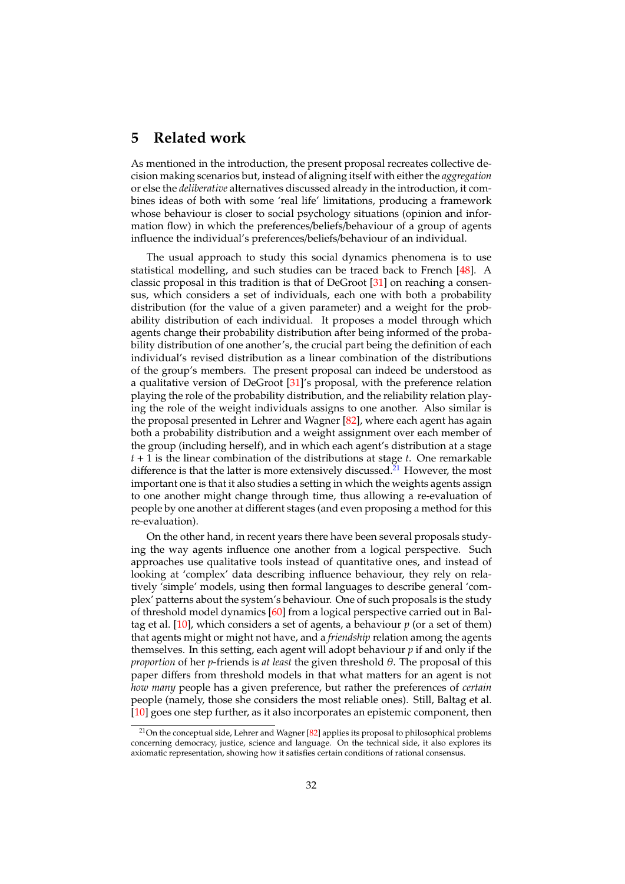## 5 Related work

As mentioned in the introduction, the present proposal recreates collective decision making scenarios but, instead of aligning itself with either the *aggregation* or else the *deliberative* alternatives discussed already in the introduction, it combines ideas of both with some 'real life' limitations, producing a framework whose behaviour is closer to social psychology situations (opinion and information flow) in which the preferences/beliefs/behaviour of a group of agents influence the individual's preferences/beliefs/behaviour of an individual.

The usual approach to study this social dynamics phenomena is to use statistical modelling, and such studies can be traced back to French [48]. A classic proposal in this tradition is that of DeGroot [31] on reaching a consensus, which considers a set of individuals, each one with both a probability distribution (for the value of a given parameter) and a weight for the probability distribution of each individual. It proposes a model through which agents change their probability distribution after being informed of the probability distribution of one another's, the crucial part being the definition of each individual's revised distribution as a linear combination of the distributions of the group's members. The present proposal can indeed be understood as a qualitative version of DeGroot [31]'s proposal, with the preference relation playing the role of the probability distribution, and the reliability relation playing the role of the weight individuals assigns to one another. Also similar is the proposal presented in Lehrer and Wagner [82], where each agent has again both a probability distribution and a weight assignment over each member of the group (including herself), and in which each agent's distribution at a stage $t + 1$ is the linear combination of the distributions at stage $t$. One remarkable difference is that the latter is more extensively discussed.[21] However, the most important one is that it also studies a setting in which the weights agents assign to one another might change through time, thus allowing a re-evaluation of people by one another at different stages (and even proposing a method for this re-evaluation).

On the other hand, in recent years there have been several proposals studying the way agents influence one another from a logical perspective. Such approaches use qualitative tools instead of quantitative ones, and instead of looking at 'complex' data describing influence behaviour, they rely on relatively 'simple' models, using then formal languages to describe general 'complex' patterns about the system's behaviour. One of such proposals is the study of threshold model dynamics [60] from a logical perspective carried out in Baltag et al. [10], which considers a set of agents, a behaviour $p$ (or a set of them) that agents might or might not have, and a *friendship* relation among the agents themselves. In this setting, each agent will adopt behaviour $p$ if and only if the *proportion* of her $p$-friends is *at least* the given threshold $\theta$. The proposal of this paper differs from threshold models in that what matters for an agent is not *how many* people has a given preference, but rather the preferences of *certain* people (namely, those she considers the most reliable ones). Still, Baltag et al. [10] goes one step further, as it also incorporates an epistemic component, then

[21] On the conceptual side, Lehrer and Wagner [82] applies its proposal to philosophical problems concerning democracy, justice, science and language. On the technical side, it also explores its axiomatic representation, showing how it satisfies certain conditions of rational consensus.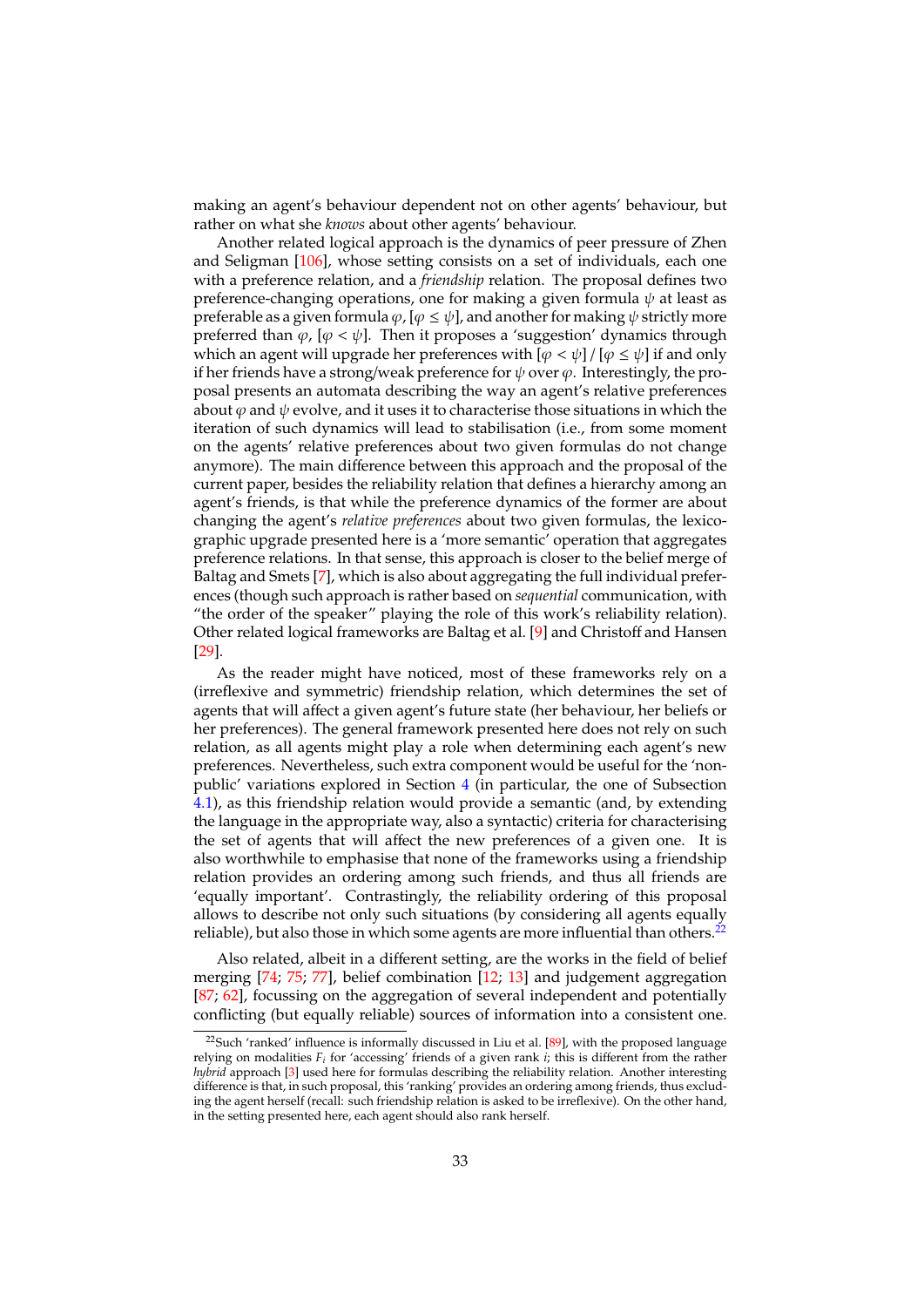making an agent's behaviour dependent not on other agents' behaviour, but rather on what she *knows* about other agents' behaviour.

Another related logical approach is the dynamics of peer pressure of Zhen and Seligman [106], whose setting consists on a set of individuals, each one with a preference relation, and a *friendship* relation. The proposal defines two preference-changing operations, one for making a given formula $\psi$ at least as preferable as a given formula $\varphi$, $[\varphi \leq \psi]$, and another for making $\psi$ strictly more preferred than $\varphi$, $[\varphi < \psi]$. Then it proposes a 'suggestion' dynamics through which an agent will upgrade her preferences with $[\varphi < \psi]$ / $[\varphi \leq \psi]$ if and only if her friends have a strong/weak preference for $\psi$ over $\varphi$. Interestingly, the proposal presents an automata describing the way an agent's relative preferences about $\varphi$ and $\psi$ evolve, and it uses it to characterise those situations in which the iteration of such dynamics will lead to stabilisation (i.e., from some moment on the agents' relative preferences about two given formulas do not change anymore). The main difference between this approach and the proposal of the current paper, besides the reliability relation that defines a hierarchy among an agent's friends, is that while the preference dynamics of the former are about changing the agent's *relative preferences* about two given formulas, the lexicographic upgrade presented here is a 'more semantic' operation that aggregates preference relations. In that sense, this approach is closer to the belief merge of Baltag and Smets [7], which is also about aggregating the full individual preferences (though such approach is rather based on *sequential* communication, with "the order of the speaker" playing the role of this work's reliability relation). Other related logical frameworks are Baltag et al. [9] and Christoff and Hansen [29].

As the reader might have noticed, most of these frameworks rely on a (irreflexive and symmetric) friendship relation, which determines the set of agents that will affect a given agent's future state (her behaviour, her beliefs or her preferences). The general framework presented here does not rely on such relation, as all agents might play a role when determining each agent's new preferences. Nevertheless, such extra component would be useful for the 'non-public' variations explored in Section 4 (in particular, the one of Subsection 4.1), as this friendship relation would provide a semantic (and, by extending the language in the appropriate way, also a syntactic) criteria for characterising the set of agents that will affect the new preferences of a given one. It is also worthwhile to emphasise that none of the frameworks using a friendship relation provides an ordering among such friends, and thus all friends are 'equally important'. Contrastingly, the reliability ordering of this proposal allows to describe not only such situations (by considering all agents equally reliable), but also those in which some agents are more influential than others.[22]

Also related, albeit in a different setting, are the works in the field of belief merging [74; 75; 77], belief combination [12; 13] and judgement aggregation [87; 62], focussing on the aggregation of several independent and potentially conflicting (but equally reliable) sources of information into a consistent one.

[22] Such 'ranked' influence is informally discussed in Liu et al. [89], with the proposed language relying on modalities $F_i$ for 'accessing' friends of a given rank $i$; this is different from the rather *hybrid* approach [3] used here for formulas describing the reliability relation. Another interesting difference is that, in such proposal, this 'ranking' provides an ordering among friends, thus excluding the agent herself (recall: such friendship relation is asked to be irreflexive). On the other hand, in the setting presented here, each agent should also rank herself.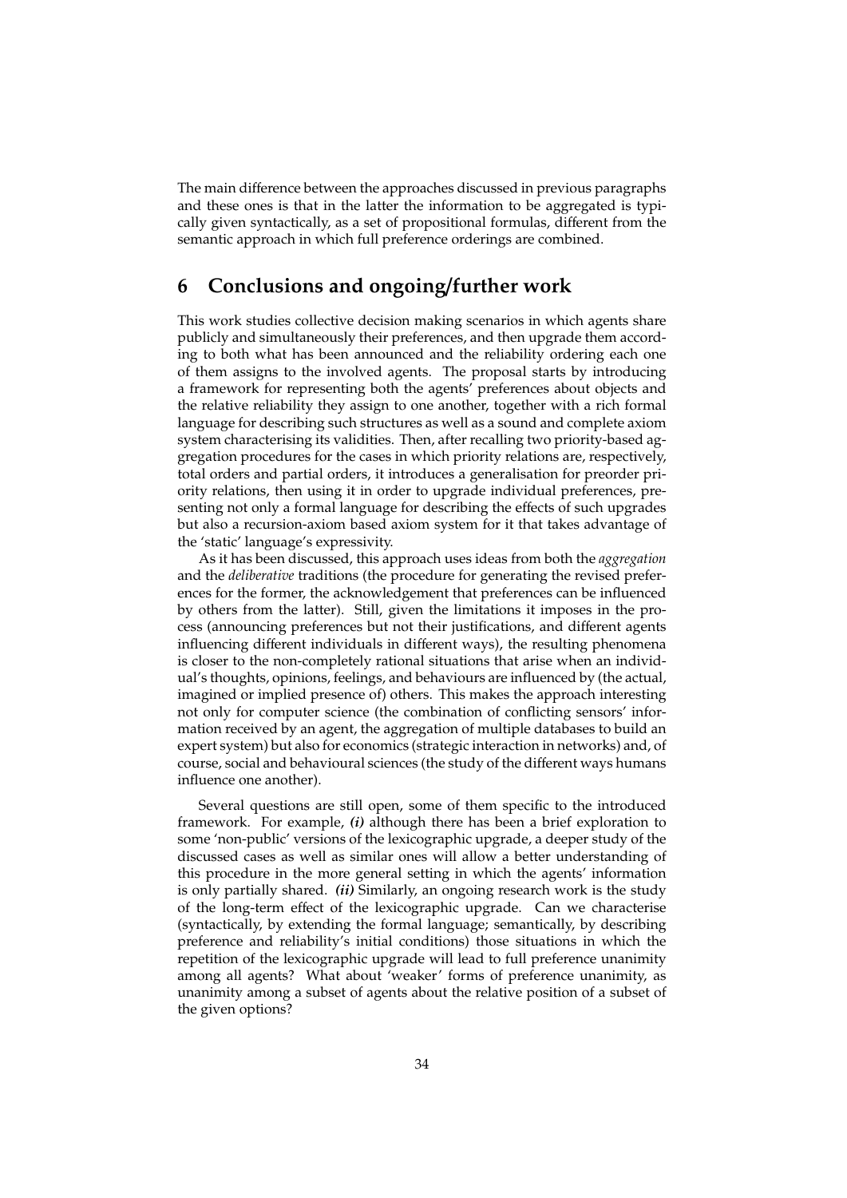The main difference between the approaches discussed in previous paragraphs and these ones is that in the latter the information to be aggregated is typically given syntactically, as a set of propositional formulas, different from the semantic approach in which full preference orderings are combined.

## 6 Conclusions and ongoing/further work

This work studies collective decision making scenarios in which agents share publicly and simultaneously their preferences, and then upgrade them according to both what has been announced and the reliability ordering each one of them assigns to the involved agents. The proposal starts by introducing a framework for representing both the agents' preferences about objects and the relative reliability they assign to one another, together with a rich formal language for describing such structures as well as a sound and complete axiom system characterising its validities. Then, after recalling two priority-based aggregation procedures for the cases in which priority relations are, respectively, total orders and partial orders, it introduces a generalisation for preorder priority relations, then using it in order to upgrade individual preferences, presenting not only a formal language for describing the effects of such upgrades but also a recursion-axiom based axiom system for it that takes advantage of the 'static' language's expressivity.

As it has been discussed, this approach uses ideas from both the *aggregation* and the *deliberative* traditions (the procedure for generating the revised preferences for the former, the acknowledgement that preferences can be influenced by others from the latter). Still, given the limitations it imposes in the process (announcing preferences but not their justifications, and different agents influencing different individuals in different ways), the resulting phenomena is closer to the non-completely rational situations that arise when an individual's thoughts, opinions, feelings, and behaviours are influenced by (the actual, imagined or implied presence of) others. This makes the approach interesting not only for computer science (the combination of conflicting sensors' information received by an agent, the aggregation of multiple databases to build an expert system) but also for economics (strategic interaction in networks) and, of course, social and behavioural sciences (the study of the different ways humans influence one another).

Several questions are still open, some of them specific to the introduced framework. For example, ***(i)*** although there has been a brief exploration to some 'non-public' versions of the lexicographic upgrade, a deeper study of the discussed cases as well as similar ones will allow a better understanding of this procedure in the more general setting in which the agents' information is only partially shared. ***(ii)*** Similarly, an ongoing research work is the study of the long-term effect of the lexicographic upgrade. Can we characterise (syntactically, by extending the formal language; semantically, by describing preference and reliability's initial conditions) those situations in which the repetition of the lexicographic upgrade will lead to full preference unanimity among all agents? What about 'weaker' forms of preference unanimity, as unanimity among a subset of agents about the relative position of a subset of the given options?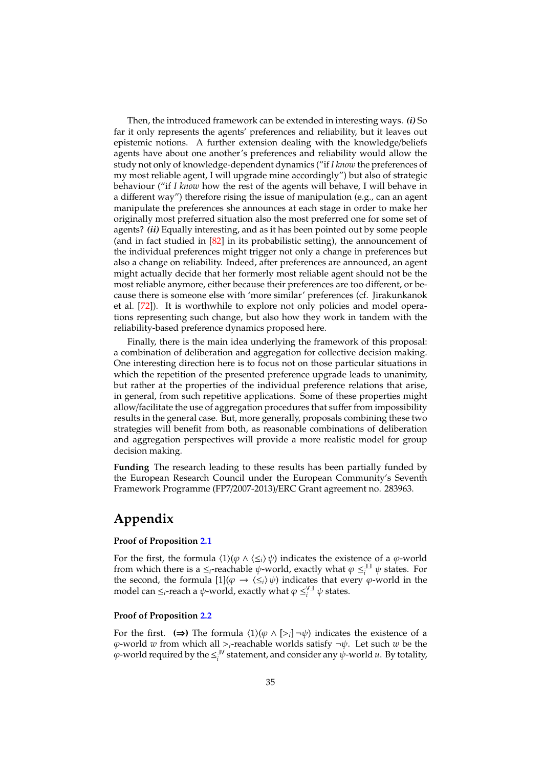Then, the introduced framework can be extended in interesting ways. ***(i)*** So far it only represents the agents' preferences and reliability, but it leaves out epistemic notions. A further extension dealing with the knowledge/beliefs agents have about one another's preferences and reliability would allow the study not only of knowledge-dependent dynamics ("if *I know* the preferences of my most reliable agent, I will upgrade mine accordingly") but also of strategic behaviour ("if *I know* how the rest of the agents will behave, I will behave in a different way") therefore rising the issue of manipulation (e.g., can an agent manipulate the preferences she announces at each stage in order to make her originally most preferred situation also the most preferred one for some set of agents? ***(ii)*** Equally interesting, and as it has been pointed out by some people (and in fact studied in [82] in its probabilistic setting), the announcement of the individual preferences might trigger not only a change in preferences but also a change on reliability. Indeed, after preferences are announced, an agent might actually decide that her formerly most reliable agent should not be the most reliable anymore, either because their preferences are too different, or because there is someone else with 'more similar' preferences (cf. Jirakunkanok et al. [72]). It is worthwhile to explore not only policies and model operations representing such change, but also how they work in tandem with the reliability-based preference dynamics proposed here.

Finally, there is the main idea underlying the framework of this proposal: a combination of deliberation and aggregation for collective decision making. One interesting direction here is to focus not on those particular situations in which the repetition of the presented preference upgrade leads to unanimity, but rather at the properties of the individual preference relations that arise, in general, from such repetitive applications. Some of these properties might allow/facilitate the use of aggregation procedures that suffer from impossibility results in the general case. But, more generally, proposals combining these two strategies will benefit from both, as reasonable combinations of deliberation and aggregation perspectives will provide a more realistic model for group decision making.

**Funding** The research leading to these results has been partially funded by the European Research Council under the European Community's Seventh Framework Programme (FP7/2007-2013)/ERC Grant agreement no. 283963.

# Appendix

**Proof of Proposition 2.1**

For the first, the formula $\langle 1 \rangle(\varphi \wedge \langle \leq_i \rangle \psi)$ indicates the existence of a $\varphi$-world from which there is a $\leq_i$-reachable $\psi$-world, exactly what $\varphi \leq_i^{\exists\exists} \psi$ states. For the second, the formula $[1](\varphi \rightarrow \langle \leq_i \rangle \psi)$ indicates that every $\varphi$-world in the model can $\leq_i$-reach a $\psi$-world, exactly what $\varphi \leq_i^{\forall\exists} \psi$ states.

**Proof of Proposition 2.2**

For the first. **(⇒)** The formula $\langle 1 \rangle(\varphi \wedge [>_i] \neg\psi)$ indicates the existence of a $\varphi$-world $w$ from which all $>_i$-reachable worlds satisfy $\neg\psi$. Let such $w$ be the $\varphi$-world required by the $\leq_i^{\exists\forall}$ statement, and consider any $\psi$-world $u$. By totality,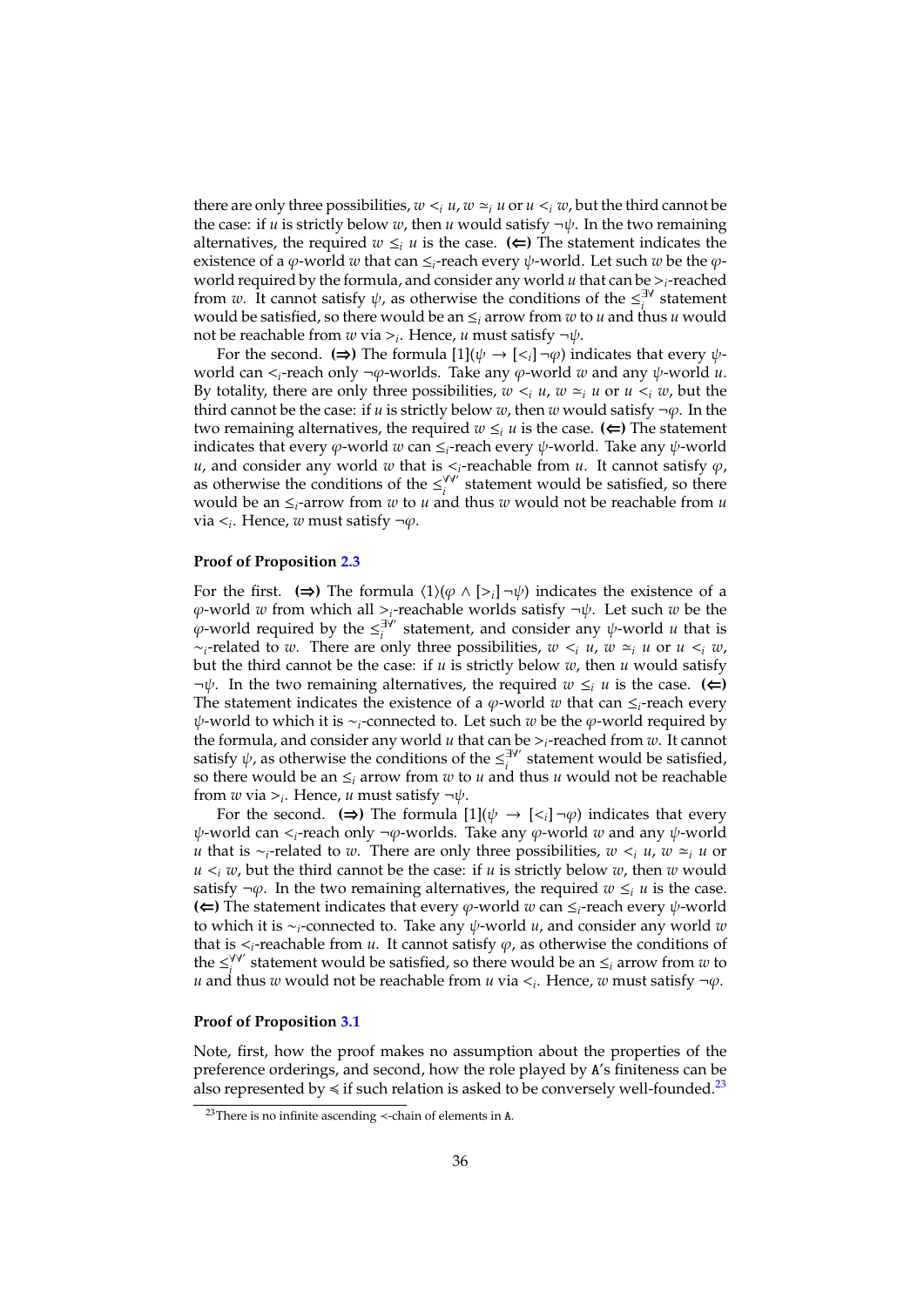there are only three possibilities, $w <_i u$, $w \simeq_i u$ or $u <_i w$, but the third cannot be the case: if $u$ is strictly below $w$, then $u$ would satisfy $\neg\psi$. In the two remaining alternatives, the required $w \leq_i u$ is the case. **(⇐)** The statement indicates the existence of a $\varphi$-world $w$ that can $\leq_i$-reach every $\psi$-world. Let such $w$ be the $\varphi$-world required by the formula, and consider any world $u$ that can be $>_i$-reached from $w$. It cannot satisfy $\psi$, as otherwise the conditions of the $\leq_i^{\exists\forall}$ statement would be satisfied, so there would be an $\leq_i$ arrow from $w$ to $u$ and thus $u$ would not be reachable from $w$ via $>_i$. Hence, $u$ must satisfy $\neg\psi$.

For the second. **(⇒)** The formula $[1](\psi \rightarrow [<_i]\neg\varphi)$ indicates that every $\psi$-world can $<_i$-reach only $\neg\varphi$-worlds. Take any $\varphi$-world $w$ and any $\psi$-world $u$. By totality, there are only three possibilities, $w <_i u$, $w \simeq_i u$ or $u <_i w$, but the third cannot be the case: if $u$ is strictly below $w$, then $w$ would satisfy $\neg\varphi$. In the two remaining alternatives, the required $w \leq_i u$ is the case. **(⇐)** The statement indicates that every $\varphi$-world $w$ can $\leq_i$-reach every $\psi$-world $u$, and consider any world $w$ that is $<_i$-reachable from $u$. It cannot satisfy $\varphi$, as otherwise the conditions of the $\leq_i^{\forall\forall}$ statement would be satisfied, so there would be an $\leq_i$-arrow from $w$ to $u$ and thus $w$ would not be reachable from $u$ via $<_i$. Hence, $w$ must satisfy $\neg\varphi$.

### Proof of Proposition 2.3

For the first. **(⇒)** The formula $\langle 1\rangle(\varphi \wedge [>_i]\neg\psi)$ indicates the existence of a $\varphi$-world $w$ from which all $>_i$-reachable worlds satisfy $\neg\psi$. Let such $w$ be the $\varphi$-world required by the $\leq_i^{\exists\forall'}$ statement, and consider any $\psi$-world $u$ that is $\sim_i$-related to $w$. There are only three possibilities, $w <_i u$, $w \simeq_i u$ or $u <_i w$, but the third cannot be the case: if $u$ is strictly below $w$, then $u$ would satisfy $\neg\psi$. In the two remaining alternatives, the required $w \leq_i u$ is the case. **(⇐)** The statement indicates the existence of a $\varphi$-world $w$ that can $\leq_i$-reach every $\psi$-world to which it is $\sim_i$-connected to. Let such $w$ be the $\varphi$-world required by the formula, and consider any world $u$ that can be $>_i$-reached from $w$. It cannot satisfy $\psi$, as otherwise the conditions of the $\leq_i^{\exists\forall'}$ statement would be satisfied, so there would be an $\leq_i$ arrow from $w$ to $u$ and thus $u$ would not be reachable from $w$ via $>_i$. Hence, $u$ must satisfy $\neg\psi$.

For the second. **(⇒)** The formula $[1](\psi \rightarrow [<_i]\neg\varphi)$ indicates that every $\psi$-world can $<_i$-reach only $\neg\varphi$-worlds. Take any $\varphi$-world $w$ and any $\psi$-world $u$ that is $\sim_i$-related to $w$. There are only three possibilities, $w <_i u$, $w \simeq_i u$ or $u <_i w$, but the third cannot be the case: if $u$ is strictly below $w$, then $w$ would satisfy $\neg\varphi$. In the two remaining alternatives, the required $w \leq_i u$ is the case. **(⇐)** The statement indicates that every $\varphi$-world $w$ can $\leq_i$-reach every $\psi$-world to which it is $\sim_i$-connected to. Take any $\psi$-world $u$, and consider any world $w$ that is $<_i$-reachable from $u$. It cannot satisfy $\varphi$, as otherwise the conditions of the $\leq_i^{\forall\forall'}$ statement would be satisfied, so there would be an $\leq_i$ arrow from $w$ to $u$ and thus $w$ would not be reachable from $u$ via $<_i$. Hence, $w$ must satisfy $\neg\varphi$.

### Proof of Proposition 3.1

Note, first, how the proof makes no assumption about the properties of the preference orderings, and second, how the role played by A's finiteness can be also represented by $\preccurlyeq$ if such relation is asked to be conversely well-founded.[23]

[23] There is no infinite ascending $\prec$-chain of elements in A.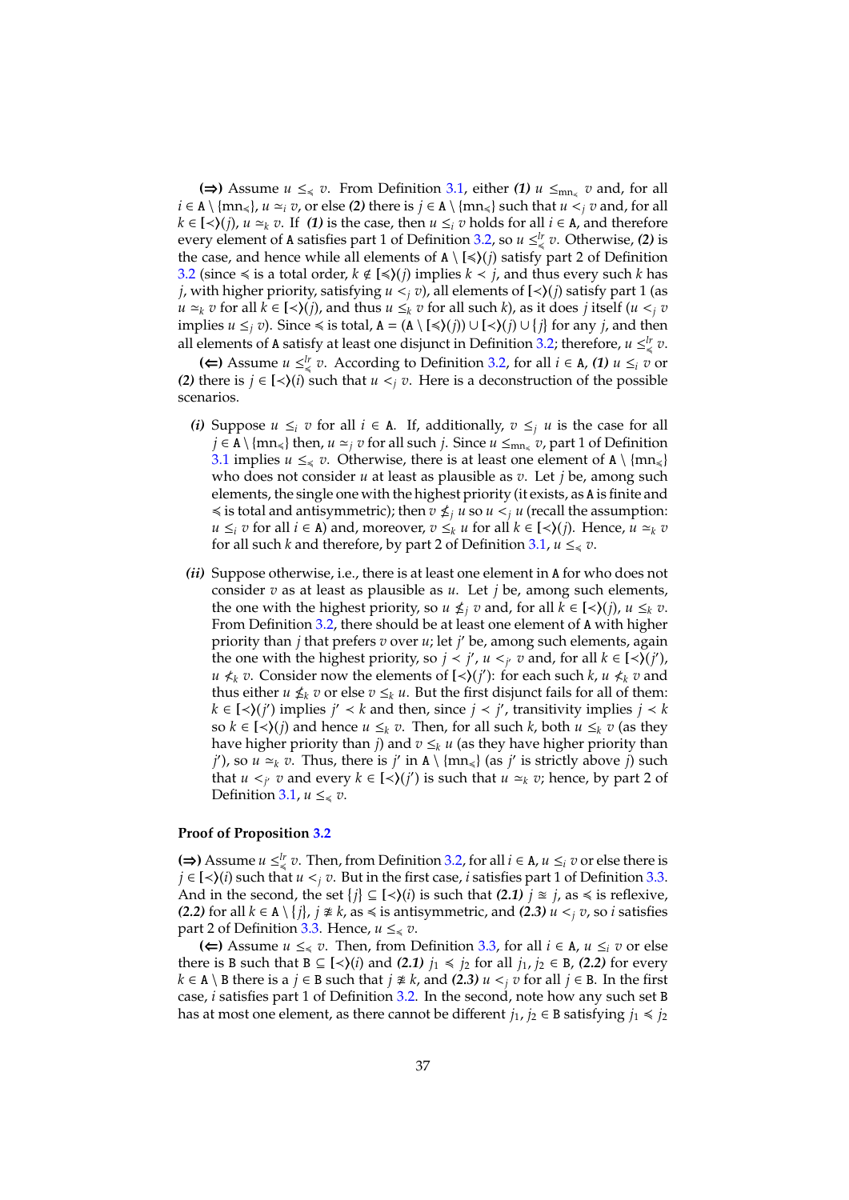**(⇒)** Assume $u \leq_{\preccurlyeq} v$. From Definition 3.1, either ***(1)*** $u \leq_{\mathrm{mn}_{\preccurlyeq}} v$ and, for all $i \in \mathtt{A} \setminus \{\mathrm{mn}_{\preccurlyeq}\}$, $u \simeq_i v$, or else ***(2)*** there is $j \in \mathtt{A} \setminus \{\mathrm{mn}_{\preccurlyeq}\}$ such that $u <_j v$ and, for all $k \in [\prec\rangle(j)$, $u \simeq_k v$. If ***(1)*** is the case, then $u \leq_i v$ holds for all $i \in \mathtt{A}$, and therefore every element of $\mathtt{A}$ satisfies part 1 of Definition 3.2, so $u \leq^{lr}_{\preccurlyeq} v$. Otherwise, ***(2)*** is the case, and hence while all elements of $\mathtt{A} \setminus [\preccurlyeq\rangle(j)$ satisfy part 2 of Definition 3.2 (since $\preccurlyeq$ is a total order, $k \notin [\preccurlyeq\rangle(j)$ implies $k \prec j$, and thus every such $k$ has $j$, with higher priority, satisfying $u <_j v$), all elements of $[\prec\rangle(j)$ satisfy part 1 (as $u \simeq_k v$ for all $k \in [\prec\rangle(j)$, and thus $u \leq_k v$ for all such $k$), as it does $j$ itself ($u <_j v$ implies $u \leq_j v$). Since $\preccurlyeq$ is total, $\mathtt{A} = (\mathtt{A} \setminus [\preccurlyeq\rangle(j)) \cup [\prec\rangle(j) \cup \{j\}$ for any $j$, and then all elements of $\mathtt{A}$ satisfy at least one disjunct in Definition 3.2; therefore, $u \leq^{lr}_{\preccurlyeq} v$.

**(⇐)** Assume $u \leq^{lr}_{\preccurlyeq} v$. According to Definition 3.2, for all $i \in \mathtt{A}$, ***(1)*** $u \leq_i v$ or ***(2)*** there is $j \in [\prec\rangle(i)$ such that $u <_j v$. Here is a deconstruction of the possible scenarios.

- ***(i)*** Suppose $u \leq_i v$ for all $i \in \mathtt{A}$. If, additionally, $v \leq_j u$ is the case for all $j \in \mathtt{A} \setminus \{\mathrm{mn}_{\preccurlyeq}\}$ then, $u \simeq_j v$ for all such $j$. Since $u \leq_{\mathrm{mn}_{\preccurlyeq}} v$, part 1 of Definition 3.1 implies $u \leq_{\preccurlyeq} v$. Otherwise, there is at least one element of $\mathtt{A} \setminus \{\mathrm{mn}_{\preccurlyeq}\}$ who does not consider $u$ at least as plausible as $v$. Let $j$ be, among such elements, the single one with the highest priority (it exists, as $\mathtt{A}$ is finite and $\preccurlyeq$ is total and antisymmetric); then $v \not\leq_j u$ so $u <_j u$ (recall the assumption: $u \leq_i v$ for all $i \in \mathtt{A}$) and, moreover, $v \leq_k u$ for all $k \in [\prec\rangle(j)$. Hence, $u \simeq_k v$ for all such $k$ and therefore, by part 2 of Definition 3.1, $u \leq_{\preccurlyeq} v$.

- ***(ii)*** Suppose otherwise, i.e., there is at least one element in $\mathtt{A}$ for who does not consider $v$ as at least as plausible as $u$. Let $j$ be, among such elements, the one with the highest priority, so $u \not\leq_j v$ and, for all $k \in [\prec\rangle(j)$, $u \leq_k v$. From Definition 3.2, there should be at least one element of $\mathtt{A}$ with higher priority than $j$ that prefers $v$ over $u$; let $j'$ be, among such elements, again the one with the highest priority, so $j \prec j'$, $u <_{j'} v$ and, for all $k \in [\prec\rangle(j')$, $u \not<_k v$. Consider now the elements of $[\prec\rangle(j')$: for each such $k$, $u \not<_k v$ and thus either $u \not\leq_k v$ or else $v \leq_k u$. But the first disjunct fails for all of them: $k \in [\prec\rangle(j')$ implies $j' \prec k$ and then, since $j \prec j'$, transitivity implies $j \prec k$ so $k \in [\prec\rangle(j)$ and hence $u \leq_k v$. Then, for all such $k$, both $u \leq_k v$ (as they have higher priority than $j$) and $v \leq_k u$ (as they have higher priority than $j'$), so $u \simeq_k v$. Thus, there is $j'$ in $\mathtt{A} \setminus \{\mathrm{mn}_{\preccurlyeq}\}$ (as $j'$ is strictly above $j$) such that $u <_{j'} v$ and every $k \in [\prec\rangle(j')$ is such that $u \simeq_k v$; hence, by part 2 of Definition 3.1, $u \leq_{\preccurlyeq} v$.

### Proof of Proposition 3.2

**(⇒)** Assume $u \leq^{lr}_{\preccurlyeq} v$. Then, from Definition 3.2, for all $i \in \mathtt{A}$, $u \leq_i v$ or else there is $j \in [\prec\rangle(i)$ such that $u <_j v$. But in the first case, $i$ satisfies part 1 of Definition 3.3. And in the second, the set $\{j\} \subseteq [\prec\rangle(i)$ is such that ***(2.1)*** $j \cong j$, as $\preccurlyeq$ is reflexive, ***(2.2)*** for all $k \in \mathtt{A} \setminus \{j\}$, $j \not\cong k$, as $\preccurlyeq$ is antisymmetric, and ***(2.3)*** $u <_j v$, so $i$ satisfies part 2 of Definition 3.3. Hence, $u \leq_{\preccurlyeq} v$.

**(⇐)** Assume $u \leq_{\preccurlyeq} v$. Then, from Definition 3.3, for all $i \in \mathtt{A}$, $u \leq_i v$ or else there is $\mathtt{B}$ such that $\mathtt{B} \subseteq [\prec\rangle(i)$ and ***(2.1)*** $j_1 \preccurlyeq j_2$ for all $j_1, j_2 \in \mathtt{B}$, ***(2.2)*** for every $k \in \mathtt{A} \setminus \mathtt{B}$ there is a $j \in \mathtt{B}$ such that $j \not\cong k$, and ***(2.3)*** $u <_j v$ for all $j \in \mathtt{B}$. In the first case, $i$ satisfies part 1 of Definition 3.2. In the second, note how any such set $\mathtt{B}$ has at most one element, as there cannot be different $j_1, j_2 \in \mathtt{B}$ satisfying $j_1 \preccurlyeq j_2$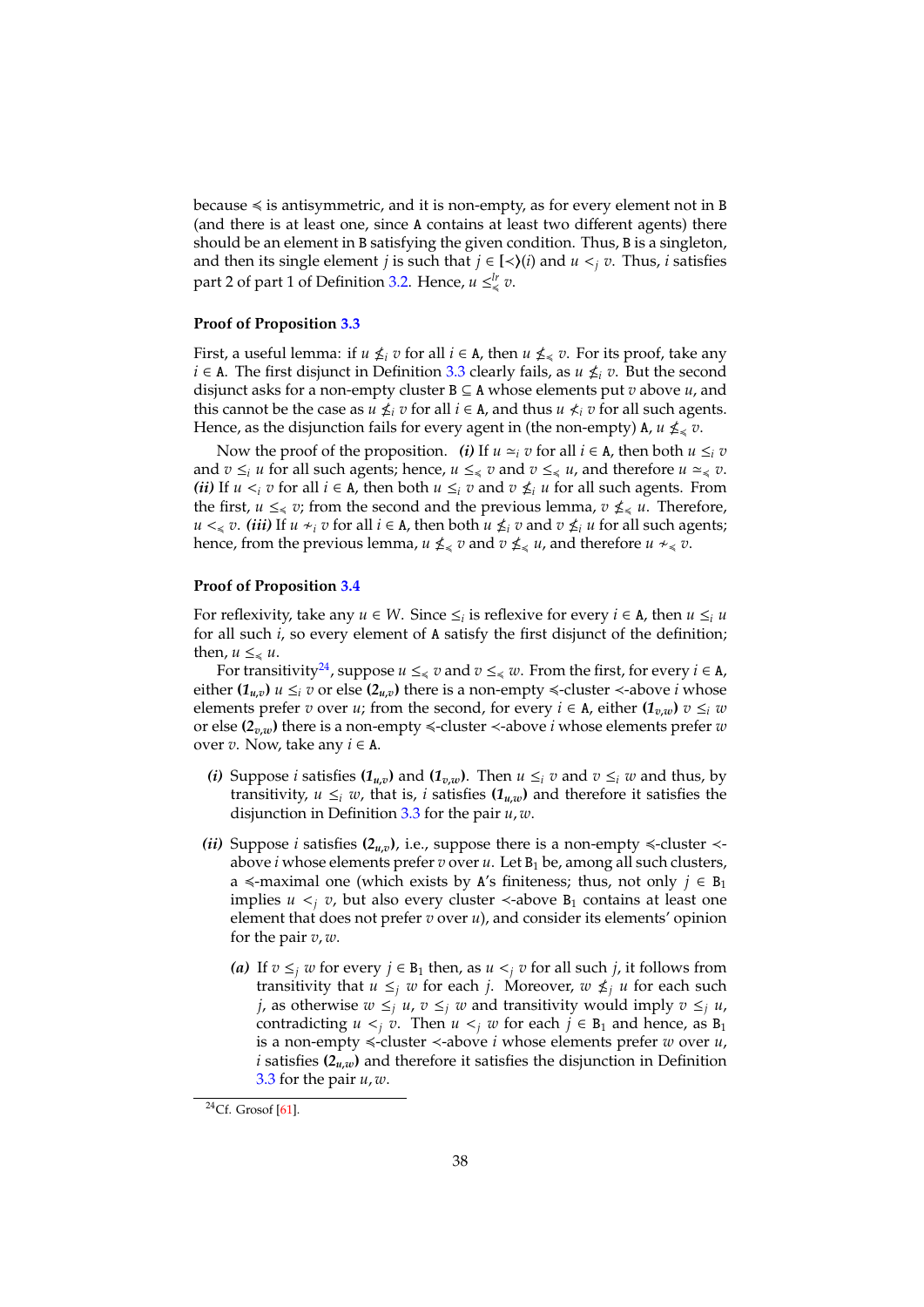because $\preccurlyeq$ is antisymmetric, and it is non-empty, as for every element not in B (and there is at least one, since A contains at least two different agents) there should be an element in B satisfying the given condition. Thus, B is a singleton, and then its single element $j$ is such that $j \in [\prec)(i)$ and $u <_j v$. Thus, $i$ satisfies part 2 of part 1 of Definition 3.2. Hence, $u \leq^{lr}_{\preccurlyeq} v$.

### Proof of Proposition 3.3

First, a useful lemma: if $u \nleq_i v$ for all $i \in$ A, then $u \nleq_{\preccurlyeq} v$. For its proof, take any $i \in$ A. The first disjunct in Definition 3.3 clearly fails, as $u \nleq_i v$. But the second disjunct asks for a non-empty cluster $B \subseteq A$ whose elements put $v$ above $u$, and this cannot be the case as $u \nleq_i v$ for all $i \in$ A, and thus $u \nless_i v$ for all such agents. Hence, as the disjunction fails for every agent in (the non-empty) A, $u \nleq_{\preccurlyeq} v$.

Now the proof of the proposition. ***(i)*** If $u \simeq_i v$ for all $i \in$ A, then both $u \leq_i v$ and $v \leq_i u$ for all such agents; hence, $u \leq_{\preccurlyeq} v$ and $v \leq_{\preccurlyeq} u$, and therefore $u \simeq_{\preccurlyeq} v$. ***(ii)*** If $u <_i v$ for all $i \in$ A, then both $u \leq_i v$ and $v \nleq_i u$ for all such agents. From the first, $u \leq_{\preccurlyeq} v$; from the second and the previous lemma, $v \nleq_{\preccurlyeq} u$. Therefore, $u <_{\preccurlyeq} v$. ***(iii)*** If $u \nsim_i v$ for all $i \in$ A, then both $u \nleq_i v$ and $v \nleq_i u$ for all such agents; hence, from the previous lemma, $u \nleq_{\preccurlyeq} v$ and $v \nleq_{\preccurlyeq} u$, and therefore $u \nsim_{\preccurlyeq} v$.

### Proof of Proposition 3.4

For reflexivity, take any $u \in W$. Since $\leq_i$ is reflexive for every $i \in$ A, then $u \leq_i u$ for all such $i$, so every element of A satisfy the first disjunct of the definition; then, $u \leq_{\preccurlyeq} u$.

For transitivity[24], suppose $u \leq_{\preccurlyeq} v$ and $v \leq_{\preccurlyeq} w$. From the first, for every $i \in$ A, either **($1_{u,v}$)** $u \leq_i v$ or else **($2_{u,v}$)** there is a non-empty $\preccurlyeq$-cluster $\prec$-above $i$ whose elements prefer $v$ over $u$; from the second, for every $i \in$ A, either **($1_{v,w}$)** $v \leq_i w$ or else **($2_{v,w}$)** there is a non-empty $\preccurlyeq$-cluster $\prec$-above $i$ whose elements prefer $w$ over $v$. Now, take any $i \in$ A.

- ***(i)*** Suppose $i$ satisfies **($1_{u,v}$)** and **($1_{v,w}$)**. Then $u \leq_i v$ and $v \leq_i w$ and thus, by transitivity, $u \leq_i w$, that is, $i$ satisfies **($1_{u,w}$)** and therefore it satisfies the disjunction in Definition 3.3 for the pair $u, w$.

- ***(ii)*** Suppose $i$ satisfies **($2_{u,v}$)**, i.e., suppose there is a non-empty $\preccurlyeq$-cluster $\prec$-above $i$ whose elements prefer $v$ over $u$. Let $B_1$ be, among all such clusters, a $\preccurlyeq$-maximal one (which exists by A's finiteness; thus, not only $j \in B_1$ implies $u <_j v$, but also every cluster $\prec$-above $B_1$ contains at least one element that does not prefer $v$ over $u$), and consider its elements' opinion for the pair $v, w$.

  - ***(a)*** If $v \leq_j w$ for every $j \in B_1$ then, as $u <_j v$ for all such $j$, it follows from transitivity that $u \leq_j w$ for each $j$. Moreover, $w \nleq_j u$ for each such $j$, as otherwise $w \leq_j u$, $v \leq_j w$ and transitivity would imply $v \leq_j u$, contradicting $u <_j v$. Then $u <_j w$ for each $j \in B_1$ and hence, as $B_1$ is a non-empty $\preccurlyeq$-cluster $\prec$-above $i$ whose elements prefer $w$ over $u$, $i$ satisfies **($2_{u,w}$)** and therefore it satisfies the disjunction in Definition 3.3 for the pair $u, w$.

[24] Cf. Grosof [61].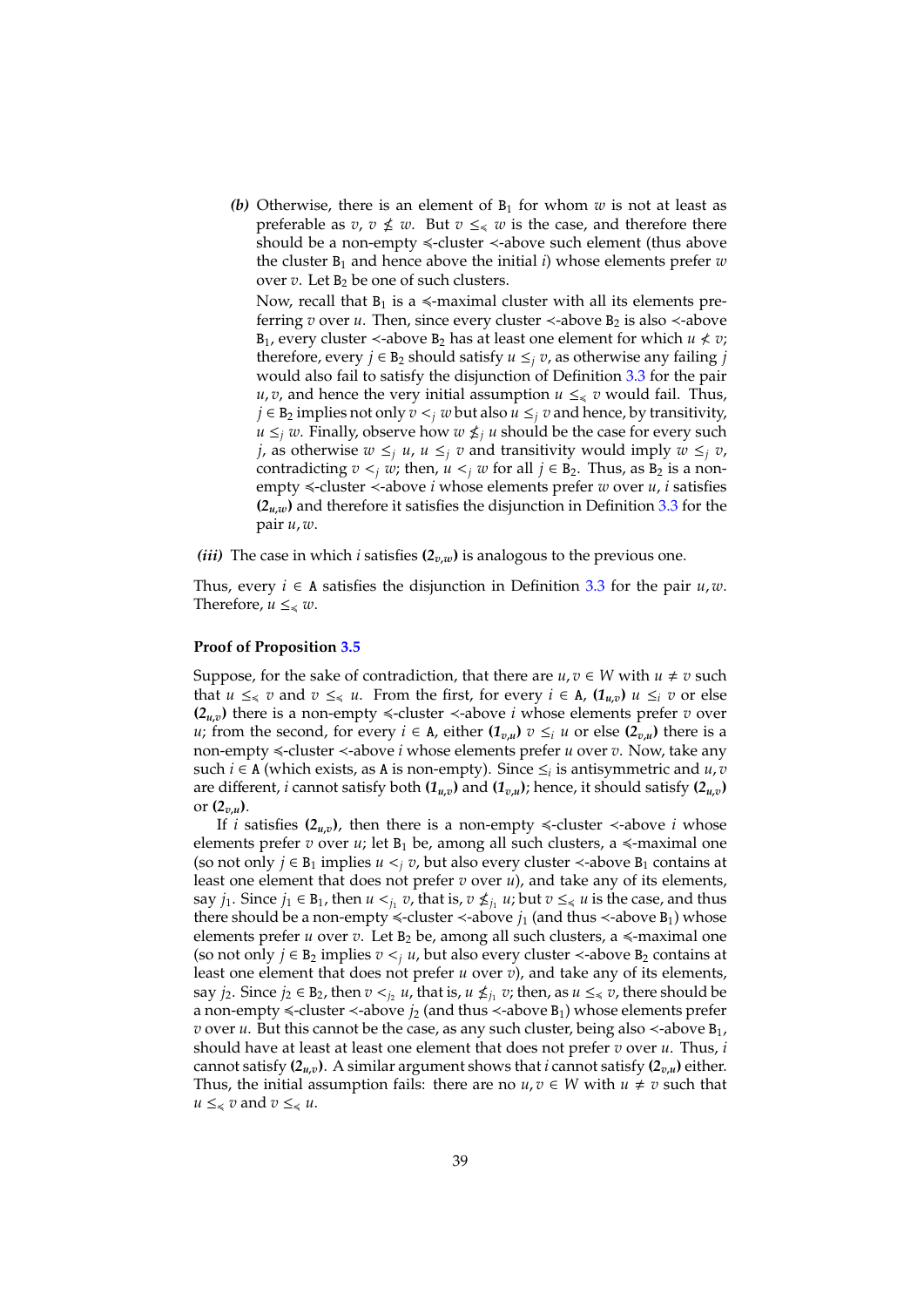*(b)* Otherwise, there is an element of $\mathtt{B}_1$ for whom $w$ is not at least as preferable as $v$, $v \not\leq w$. But $v \leq_{\preccurlyeq} w$ is the case, and therefore there should be a non-empty $\preccurlyeq$-cluster $\prec$-above such element (thus above the cluster $\mathtt{B}_1$ and hence above the initial $i$) whose elements prefer $w$ over $v$. Let $\mathtt{B}_2$ be one of such clusters.

Now, recall that $\mathtt{B}_1$ is a $\preccurlyeq$-maximal cluster with all its elements preferring $v$ over $u$. Then, since every cluster $\prec$-above $\mathtt{B}_2$ is also $\prec$-above $\mathtt{B}_1$, every cluster $\prec$-above $\mathtt{B}_2$ has at least one element for which $u \not< v$; therefore, every $j \in \mathtt{B}_2$ should satisfy $u \leq_j v$, as otherwise any failing $j$ would also fail to satisfy the disjunction of Definition 3.3 for the pair $u, v$, and hence the very initial assumption $u \leq_{\preccurlyeq} v$ would fail. Thus, $j \in \mathtt{B}_2$ implies not only $v <_j w$ but also $u \leq_j v$ and hence, by transitivity, $u \leq_j w$. Finally, observe how $w \not\leq_j u$ should be the case for every such $j$, as otherwise $w \leq_j u$, $u \leq_j v$ and transitivity would imply $w \leq_j v$, contradicting $v <_j w$; then, $u <_j w$ for all $j \in \mathtt{B}_2$. Thus, as $\mathtt{B}_2$ is a non-empty $\preccurlyeq$-cluster $\prec$-above $i$ whose elements prefer $w$ over $u$, $i$ satisfies **($2_{u,w}$)** and therefore it satisfies the disjunction in Definition 3.3 for the pair $u, w$.

*(iii)* The case in which $i$ satisfies **($2_{v,w}$)** is analogous to the previous one.

Thus, every $i \in \mathtt{A}$ satisfies the disjunction in Definition 3.3 for the pair $u, w$. Therefore, $u \leq_{\preccurlyeq} w$.

**Proof of Proposition 3.5**

Suppose, for the sake of contradiction, that there are $u, v \in W$ with $u \neq v$ such that $u \leq_{\preccurlyeq} v$ and $v \leq_{\preccurlyeq} u$. From the first, for every $i \in \mathtt{A}$, **($1_{u,v}$)** $u \leq_i v$ or else **($2_{u,v}$)** there is a non-empty $\preccurlyeq$-cluster $\prec$-above $i$ whose elements prefer $v$ over $u$; from the second, for every $i \in \mathtt{A}$, either **($1_{v,u}$)** $v \leq_i u$ or else **($2_{v,u}$)** there is a non-empty $\preccurlyeq$-cluster $\prec$-above $i$ whose elements prefer $u$ over $v$. Now, take any such $i \in \mathtt{A}$ (which exists, as $\mathtt{A}$ is non-empty). Since $\leq_i$ is antisymmetric and $u, v$ are different, $i$ cannot satisfy both **($1_{u,v}$)** and **($1_{v,u}$)**; hence, it should satisfy **($2_{u,v}$)** or **($2_{v,u}$)**.

If $i$ satisfies **($2_{u,v}$)**, then there is a non-empty $\preccurlyeq$-cluster $\prec$-above $i$ whose elements prefer $v$ over $u$; let $\mathtt{B}_1$ be, among all such clusters, a $\preccurlyeq$-maximal one (so not only $j \in \mathtt{B}_1$ implies $u <_j v$, but also every cluster $\prec$-above $\mathtt{B}_1$ contains at least one element that does not prefer $v$ over $u$), and take any of its elements, say $j_1$. Since $j_1 \in \mathtt{B}_1$, then $u <_{j_1} v$, that is, $v \not\leq_{j_1} u$; but $v \leq_{\preccurlyeq} u$ is the case, and thus there should be a non-empty $\preccurlyeq$-cluster $\prec$-above $j_1$ (and thus $\prec$-above $\mathtt{B}_1$) whose elements prefer $u$ over $v$. Let $\mathtt{B}_2$ be, among all such clusters, a $\preccurlyeq$-maximal one (so not only $j \in \mathtt{B}_2$ implies $v <_j u$, but also every cluster $\prec$-above $\mathtt{B}_2$ contains at least one element that does not prefer $u$ over $v$), and take any of its elements, say $j_2$. Since $j_2 \in \mathtt{B}_2$, then $v <_{j_2} u$, that is, $u \not\leq_{j_1} v$; then, as $u \leq_{\preccurlyeq} v$, there should be a non-empty $\preccurlyeq$-cluster $\prec$-above $j_2$ (and thus $\prec$-above $\mathtt{B}_1$) whose elements prefer $v$ over $u$. But this cannot be the case, as any such cluster, being also $\prec$-above $\mathtt{B}_1$, should have at least at least one element that does not prefer $v$ over $u$. Thus, $i$ cannot satisfy **($2_{u,v}$)**. A similar argument shows that $i$ cannot satisfy **($2_{v,u}$)** either. Thus, the initial assumption fails: there are no $u, v \in W$ with $u \neq v$ such that $u \leq_{\preccurlyeq} v$ and $v \leq_{\preccurlyeq} u$.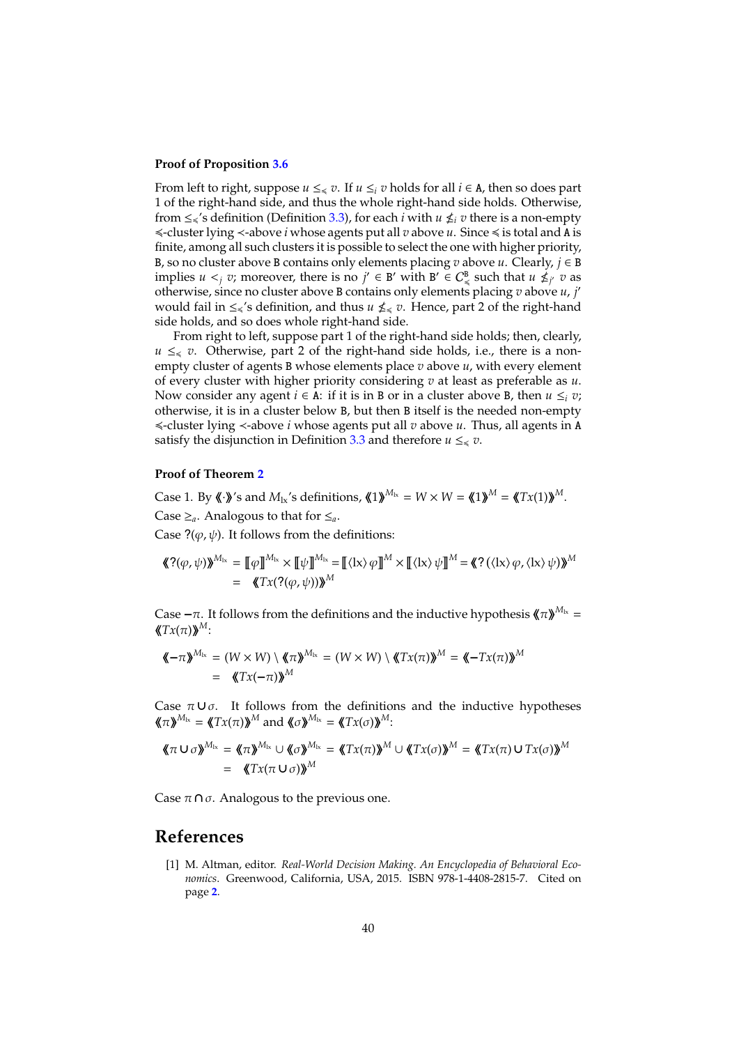**Proof of Proposition 3.6**

From left to right, suppose $u \leq_{\preccurlyeq} v$. If $u \leq_i v$ holds for all $i \in \mathtt{A}$, then so does part 1 of the right-hand side, and thus the whole right-hand side holds. Otherwise, from $\leq_{\preccurlyeq}$'s definition (Definition 3.3), for each $i$ with $u \nleq_i v$ there is a non-empty $\preccurlyeq$-cluster lying $\prec$-above $i$ whose agents put all $v$ above $u$. Since $\preccurlyeq$ is total and $\mathtt{A}$ is finite, among all such clusters it is possible to select the one with higher priority, $\mathtt{B}$, so no cluster above $\mathtt{B}$ contains only elements placing $v$ above $u$. Clearly, $j \in \mathtt{B}$ implies $u <_j v$; moreover, there is no $j' \in \mathtt{B}'$ with $\mathtt{B}' \in \mathcal{C}^{\mathtt{B}}_{\preccurlyeq}$ such that $u \nleq_{j'} v$ as otherwise, since no cluster above $\mathtt{B}$ contains only elements placing $v$ above $u$, $j'$ would fail in $\leq_{\preccurlyeq}$'s definition, and thus $u \nleq_{\preccurlyeq} v$. Hence, part 2 of the right-hand side holds, and so does whole right-hand side.

From right to left, suppose part 1 of the right-hand side holds; then, clearly, $u \leq_{\preccurlyeq} v$. Otherwise, part 2 of the right-hand side holds, i.e., there is a non-empty cluster of agents $\mathtt{B}$ whose elements place $v$ above $u$, with every element of every cluster with higher priority considering $v$ at least as preferable as $u$. Now consider any agent $i \in \mathtt{A}$: if it is in $\mathtt{B}$ or in a cluster above $\mathtt{B}$, then $u \leq_i v$; otherwise, it is in a cluster below $\mathtt{B}$, but then $\mathtt{B}$ itself is the needed non-empty $\preccurlyeq$-cluster lying $\prec$-above $i$ whose agents put all $v$ above $u$. Thus, all agents in $\mathtt{A}$ satisfy the disjunction in Definition 3.3 and therefore $u \leq_{\preccurlyeq} v$.

**Proof of Theorem 2**

Case 1. By $\langle\!\langle \cdot \rangle\!\rangle$'s and $M_{\mathrm{lx}}$'s definitions, $\langle\!\langle 1 \rangle\!\rangle^{M_{\mathrm{lx}}} = W \times W = \langle\!\langle 1 \rangle\!\rangle^{M} = \langle\!\langle Tx(1) \rangle\!\rangle^{M}$.

Case $\geq_a$. Analogous to that for $\leq_a$.

Case $?(\varphi, \psi)$. It follows from the definitions:

$$\begin{aligned}\langle\!\langle ?(\varphi,\psi) \rangle\!\rangle^{M_{\mathrm{lx}}} &= [\![\varphi]\!]^{M_{\mathrm{lx}}} \times [\![\psi]\!]^{M_{\mathrm{lx}}} = [\![\langle \mathrm{lx} \rangle\, \varphi]\!]^{M} \times [\![\langle \mathrm{lx} \rangle\, \psi]\!]^{M} = \langle\!\langle ?\,(\langle \mathrm{lx} \rangle\, \varphi, \langle \mathrm{lx} \rangle\, \psi) \rangle\!\rangle^{M} \\ &= \langle\!\langle Tx(?(\varphi,\psi)) \rangle\!\rangle^{M}\end{aligned}$$

Case $-\pi$. It follows from the definitions and the inductive hypothesis $\langle\!\langle \pi \rangle\!\rangle^{M_{\mathrm{lx}}} = \langle\!\langle Tx(\pi) \rangle\!\rangle^{M}$:

$$\begin{aligned}\langle\!\langle -\pi \rangle\!\rangle^{M_{\mathrm{lx}}} &= (W \times W) \setminus \langle\!\langle \pi \rangle\!\rangle^{M_{\mathrm{lx}}} = (W \times W) \setminus \langle\!\langle Tx(\pi) \rangle\!\rangle^{M} = \langle\!\langle -Tx(\pi) \rangle\!\rangle^{M} \\ &= \langle\!\langle Tx(-\pi) \rangle\!\rangle^{M}\end{aligned}$$

Case $\pi \cup \sigma$. It follows from the definitions and the inductive hypotheses $\langle\!\langle \pi \rangle\!\rangle^{M_{\mathrm{lx}}} = \langle\!\langle Tx(\pi) \rangle\!\rangle^{M}$ and $\langle\!\langle \sigma \rangle\!\rangle^{M_{\mathrm{lx}}} = \langle\!\langle Tx(\sigma) \rangle\!\rangle^{M}$:

$$\begin{aligned}\langle\!\langle \pi \cup \sigma \rangle\!\rangle^{M_{\mathrm{lx}}} &= \langle\!\langle \pi \rangle\!\rangle^{M_{\mathrm{lx}}} \cup \langle\!\langle \sigma \rangle\!\rangle^{M_{\mathrm{lx}}} = \langle\!\langle Tx(\pi) \rangle\!\rangle^{M} \cup \langle\!\langle Tx(\sigma) \rangle\!\rangle^{M} = \langle\!\langle Tx(\pi) \cup Tx(\sigma) \rangle\!\rangle^{M} \\ &= \langle\!\langle Tx(\pi \cup \sigma) \rangle\!\rangle^{M}\end{aligned}$$

Case $\pi \cap \sigma$. Analogous to the previous one.

# References

[1] M. Altman, editor. *Real-World Decision Making. An Encyclopedia of Behavioral Economics*. Greenwood, California, USA, 2015. ISBN 978-1-4408-2815-7. Cited on page 2.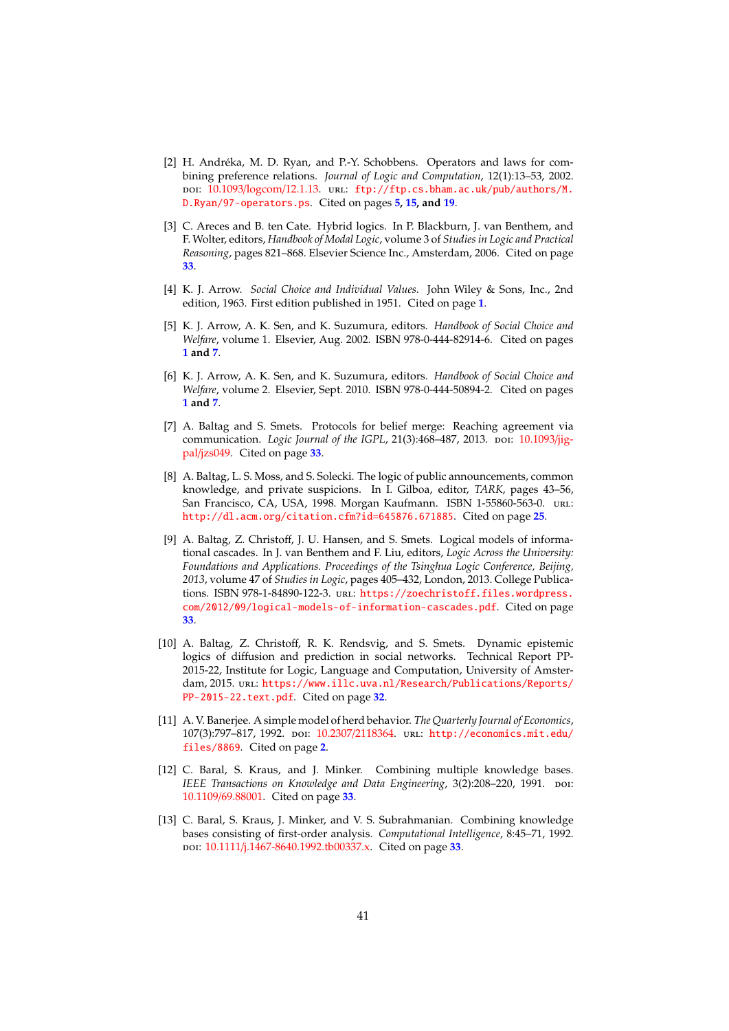[2] H. Andréka, M. D. Ryan, and P.-Y. Schobbens. Operators and laws for combining preference relations. *Journal of Logic and Computation*, 12(1):13–53, 2002. DOI: 10.1093/logcom/12.1.13. URL: ftp://ftp.cs.bham.ac.uk/pub/authors/M.D.Ryan/97-operators.ps. Cited on pages **5**, **15**, and **19**.

[3] C. Areces and B. ten Cate. Hybrid logics. In P. Blackburn, J. van Benthem, and F. Wolter, editors, *Handbook of Modal Logic*, volume 3 of *Studies in Logic and Practical Reasoning*, pages 821–868. Elsevier Science Inc., Amsterdam, 2006. Cited on page **33**.

[4] K. J. Arrow. *Social Choice and Individual Values*. John Wiley & Sons, Inc., 2nd edition, 1963. First edition published in 1951. Cited on page **1**.

[5] K. J. Arrow, A. K. Sen, and K. Suzumura, editors. *Handbook of Social Choice and Welfare*, volume 1. Elsevier, Aug. 2002. ISBN 978-0-444-82914-6. Cited on pages **1** and **7**.

[6] K. J. Arrow, A. K. Sen, and K. Suzumura, editors. *Handbook of Social Choice and Welfare*, volume 2. Elsevier, Sept. 2010. ISBN 978-0-444-50894-2. Cited on pages **1** and **7**.

[7] A. Baltag and S. Smets. Protocols for belief merge: Reaching agreement via communication. *Logic Journal of the IGPL*, 21(3):468–487, 2013. DOI: 10.1093/jigpal/jzs049. Cited on page **33**.

[8] A. Baltag, L. S. Moss, and S. Solecki. The logic of public announcements, common knowledge, and private suspicions. In I. Gilboa, editor, *TARK*, pages 43–56, San Francisco, CA, USA, 1998. Morgan Kaufmann. ISBN 1-55860-563-0. URL: http://dl.acm.org/citation.cfm?id=645876.671885. Cited on page **25**.

[9] A. Baltag, Z. Christoff, J. U. Hansen, and S. Smets. Logical models of informational cascades. In J. van Benthem and F. Liu, editors, *Logic Across the University: Foundations and Applications. Proceedings of the Tsinghua Logic Conference, Beijing, 2013*, volume 47 of *Studies in Logic*, pages 405–432, London, 2013. College Publications. ISBN 978-1-84890-122-3. URL: https://zoechristoff.files.wordpress.com/2012/09/logical-models-of-information-cascades.pdf. Cited on page **33**.

[10] A. Baltag, Z. Christoff, R. K. Rendsvig, and S. Smets. Dynamic epistemic logics of diffusion and prediction in social networks. Technical Report PP-2015-22, Institute for Logic, Language and Computation, University of Amsterdam, 2015. URL: https://www.illc.uva.nl/Research/Publications/Reports/PP-2015-22.text.pdf. Cited on page **32**.

[11] A. V. Banerjee. A simple model of herd behavior. *The Quarterly Journal of Economics*, 107(3):797–817, 1992. DOI: 10.2307/2118364. URL: http://economics.mit.edu/files/8869. Cited on page **2**.

[12] C. Baral, S. Kraus, and J. Minker. Combining multiple knowledge bases. *IEEE Transactions on Knowledge and Data Engineering*, 3(2):208–220, 1991. DOI: 10.1109/69.88001. Cited on page **33**.

[13] C. Baral, S. Kraus, J. Minker, and V. S. Subrahmanian. Combining knowledge bases consisting of first-order analysis. *Computational Intelligence*, 8:45–71, 1992. DOI: 10.1111/j.1467-8640.1992.tb00337.x. Cited on page **33**.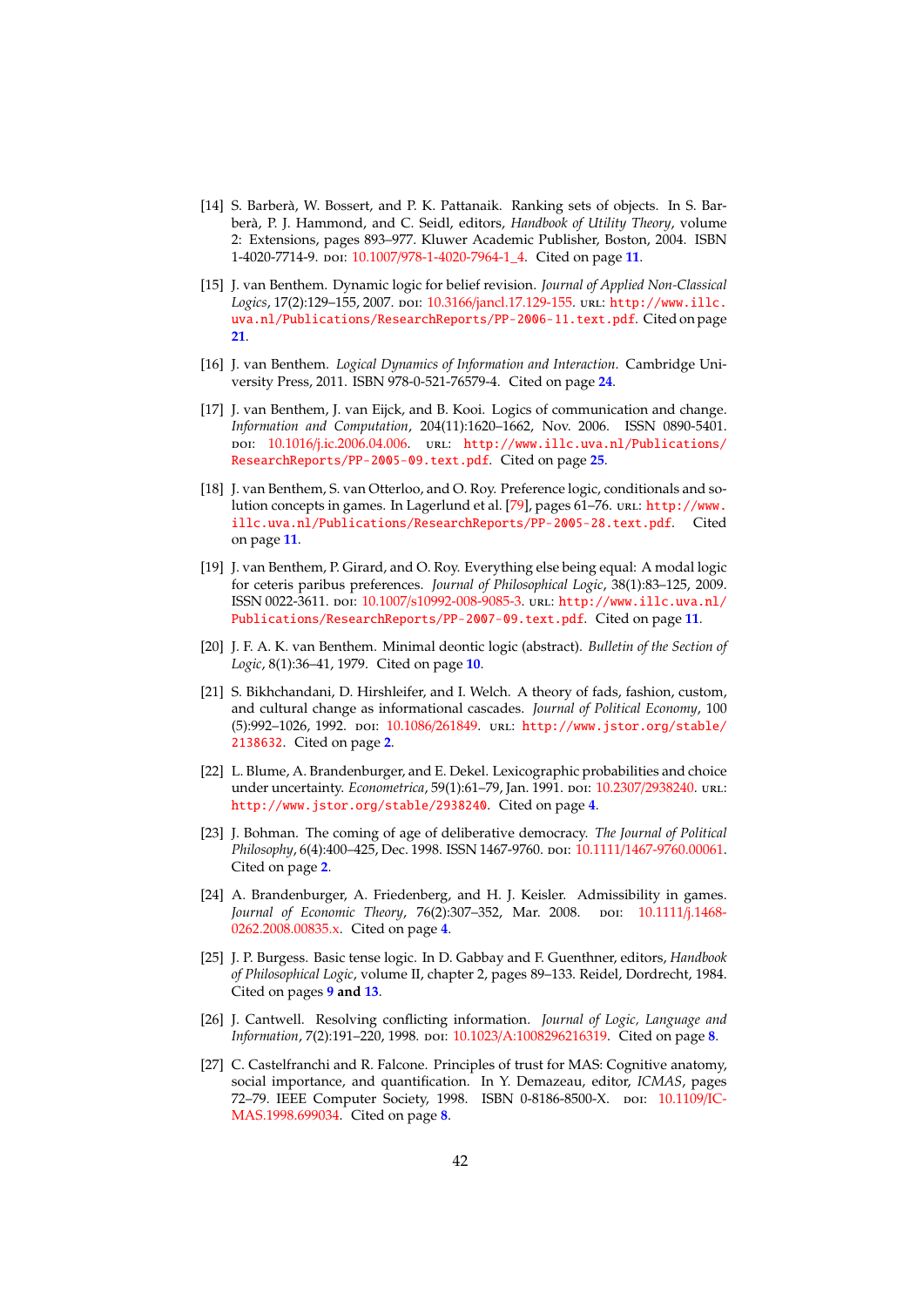[14] S. Barberà, W. Bossert, and P. K. Pattanaik. Ranking sets of objects. In S. Barberà, P. J. Hammond, and C. Seidl, editors, *Handbook of Utility Theory*, volume 2: Extensions, pages 893–977. Kluwer Academic Publisher, Boston, 2004. ISBN 1-4020-7714-9. DOI: 10.1007/978-1-4020-7964-1_4. Cited on page 11.

[15] J. van Benthem. Dynamic logic for belief revision. *Journal of Applied Non-Classical Logics*, 17(2):129–155, 2007. DOI: 10.3166/jancl.17.129-155. URL: http://www.illc.uva.nl/Publications/ResearchReports/PP-2006-11.text.pdf. Cited on page 21.

[16] J. van Benthem. *Logical Dynamics of Information and Interaction*. Cambridge University Press, 2011. ISBN 978-0-521-76579-4. Cited on page 24.

[17] J. van Benthem, J. van Eijck, and B. Kooi. Logics of communication and change. *Information and Computation*, 204(11):1620–1662, Nov. 2006. ISSN 0890-5401. DOI: 10.1016/j.ic.2006.04.006. URL: http://www.illc.uva.nl/Publications/ResearchReports/PP-2005-09.text.pdf. Cited on page 25.

[18] J. van Benthem, S. van Otterloo, and O. Roy. Preference logic, conditionals and solution concepts in games. In Lagerlund et al. [79], pages 61–76. URL: http://www.illc.uva.nl/Publications/ResearchReports/PP-2005-28.text.pdf. Cited on page 11.

[19] J. van Benthem, P. Girard, and O. Roy. Everything else being equal: A modal logic for ceteris paribus preferences. *Journal of Philosophical Logic*, 38(1):83–125, 2009. ISSN 0022-3611. DOI: 10.1007/s10992-008-9085-3. URL: http://www.illc.uva.nl/Publications/ResearchReports/PP-2007-09.text.pdf. Cited on page 11.

[20] J. F. A. K. van Benthem. Minimal deontic logic (abstract). *Bulletin of the Section of Logic*, 8(1):36–41, 1979. Cited on page 10.

[21] S. Bikhchandani, D. Hirshleifer, and I. Welch. A theory of fads, fashion, custom, and cultural change as informational cascades. *Journal of Political Economy*, 100 (5):992–1026, 1992. DOI: 10.1086/261849. URL: http://www.jstor.org/stable/2138632. Cited on page 2.

[22] L. Blume, A. Brandenburger, and E. Dekel. Lexicographic probabilities and choice under uncertainty. *Econometrica*, 59(1):61–79, Jan. 1991. DOI: 10.2307/2938240. URL: http://www.jstor.org/stable/2938240. Cited on page 4.

[23] J. Bohman. The coming of age of deliberative democracy. *The Journal of Political Philosophy*, 6(4):400–425, Dec. 1998. ISSN 1467-9760. DOI: 10.1111/1467-9760.00061. Cited on page 2.

[24] A. Brandenburger, A. Friedenberg, and H. J. Keisler. Admissibility in games. *Journal of Economic Theory*, 76(2):307–352, Mar. 2008. DOI: 10.1111/j.1468-0262.2008.00835.x. Cited on page 4.

[25] J. P. Burgess. Basic tense logic. In D. Gabbay and F. Guenthner, editors, *Handbook of Philosophical Logic*, volume II, chapter 2, pages 89–133. Reidel, Dordrecht, 1984. Cited on pages 9 and 13.

[26] J. Cantwell. Resolving conflicting information. *Journal of Logic, Language and Information*, 7(2):191–220, 1998. DOI: 10.1023/A:1008296216319. Cited on page 8.

[27] C. Castelfranchi and R. Falcone. Principles of trust for MAS: Cognitive anatomy, social importance, and quantification. In Y. Demazeau, editor, *ICMAS*, pages 72–79. IEEE Computer Society, 1998. ISBN 0-8186-8500-X. DOI: 10.1109/ICMAS.1998.699034. Cited on page 8.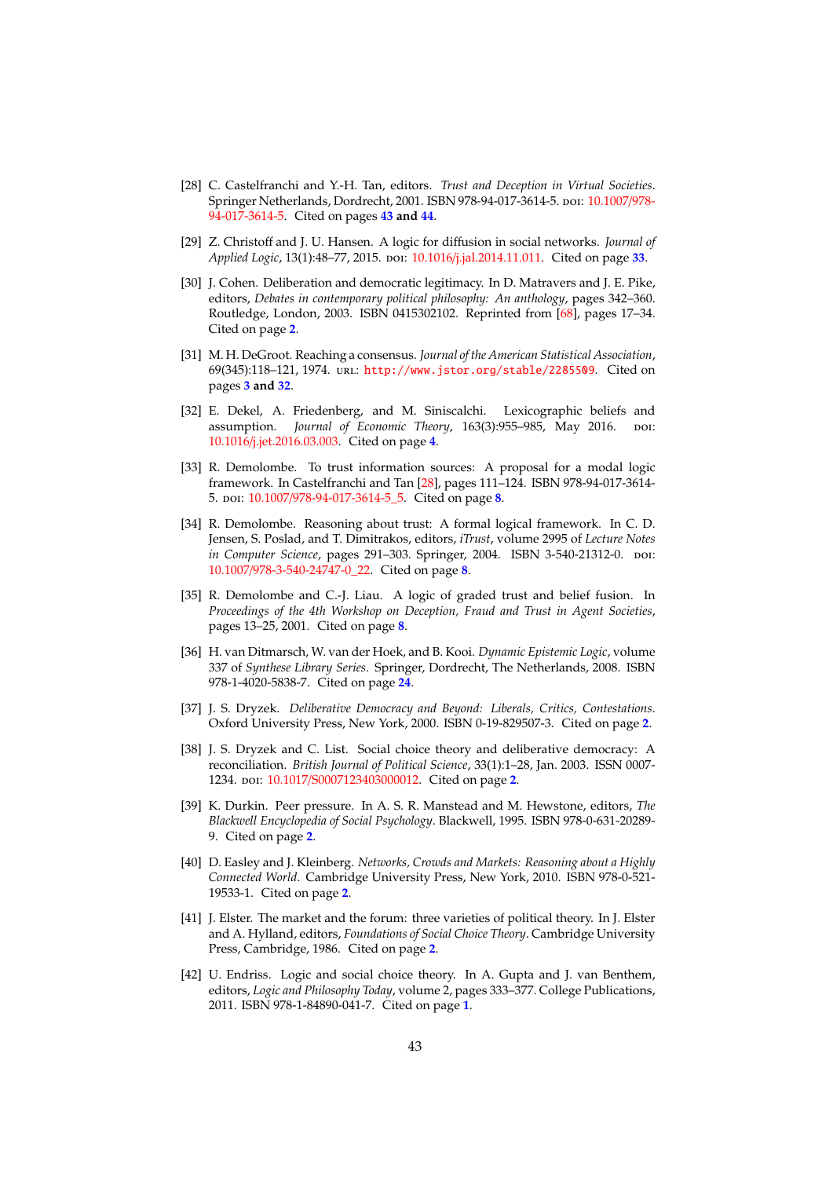[28] C. Castelfranchi and Y.-H. Tan, editors. *Trust and Deception in Virtual Societies*. Springer Netherlands, Dordrecht, 2001. ISBN 978-94-017-3614-5. DOI: 10.1007/978-94-017-3614-5. Cited on pages **43 and 44**.

[29] Z. Christoff and J. U. Hansen. A logic for diffusion in social networks. *Journal of Applied Logic*, 13(1):48–77, 2015. DOI: 10.1016/j.jal.2014.11.011. Cited on page **33**.

[30] J. Cohen. Deliberation and democratic legitimacy. In D. Matravers and J. E. Pike, editors, *Debates in contemporary political philosophy: An anthology*, pages 342–360. Routledge, London, 2003. ISBN 0415302102. Reprinted from [68], pages 17–34. Cited on page **2**.

[31] M. H. DeGroot. Reaching a consensus. *Journal of the American Statistical Association*, 69(345):118–121, 1974. URL: `http://www.jstor.org/stable/2285509`. Cited on pages **3 and 32**.

[32] E. Dekel, A. Friedenberg, and M. Siniscalchi. Lexicographic beliefs and assumption. *Journal of Economic Theory*, 163(3):955–985, May 2016. DOI: 10.1016/j.jet.2016.03.003. Cited on page **4**.

[33] R. Demolombe. To trust information sources: A proposal for a modal logic framework. In Castelfranchi and Tan [28], pages 111–124. ISBN 978-94-017-3614-5. DOI: 10.1007/978-94-017-3614-5_5. Cited on page **8**.

[34] R. Demolombe. Reasoning about trust: A formal logical framework. In C. D. Jensen, S. Poslad, and T. Dimitrakos, editors, *iTrust*, volume 2995 of *Lecture Notes in Computer Science*, pages 291–303. Springer, 2004. ISBN 3-540-21312-0. DOI: 10.1007/978-3-540-24747-0_22. Cited on page **8**.

[35] R. Demolombe and C.-J. Liau. A logic of graded trust and belief fusion. In *Proceedings of the 4th Workshop on Deception, Fraud and Trust in Agent Societies*, pages 13–25, 2001. Cited on page **8**.

[36] H. van Ditmarsch, W. van der Hoek, and B. Kooi. *Dynamic Epistemic Logic*, volume 337 of *Synthese Library Series*. Springer, Dordrecht, The Netherlands, 2008. ISBN 978-1-4020-5838-7. Cited on page **24**.

[37] J. S. Dryzek. *Deliberative Democracy and Beyond: Liberals, Critics, Contestations*. Oxford University Press, New York, 2000. ISBN 0-19-829507-3. Cited on page **2**.

[38] J. S. Dryzek and C. List. Social choice theory and deliberative democracy: A reconciliation. *British Journal of Political Science*, 33(1):1–28, Jan. 2003. ISSN 0007-1234. DOI: 10.1017/S0007123403000012. Cited on page **2**.

[39] K. Durkin. Peer pressure. In A. S. R. Manstead and M. Hewstone, editors, *The Blackwell Encyclopedia of Social Psychology*. Blackwell, 1995. ISBN 978-0-631-20289-9. Cited on page **2**.

[40] D. Easley and J. Kleinberg. *Networks, Crowds and Markets: Reasoning about a Highly Connected World*. Cambridge University Press, New York, 2010. ISBN 978-0-521-19533-1. Cited on page **2**.

[41] J. Elster. The market and the forum: three varieties of political theory. In J. Elster and A. Hylland, editors, *Foundations of Social Choice Theory*. Cambridge University Press, Cambridge, 1986. Cited on page **2**.

[42] U. Endriss. Logic and social choice theory. In A. Gupta and J. van Benthem, editors, *Logic and Philosophy Today*, volume 2, pages 333–377. College Publications, 2011. ISBN 978-1-84890-041-7. Cited on page **1**.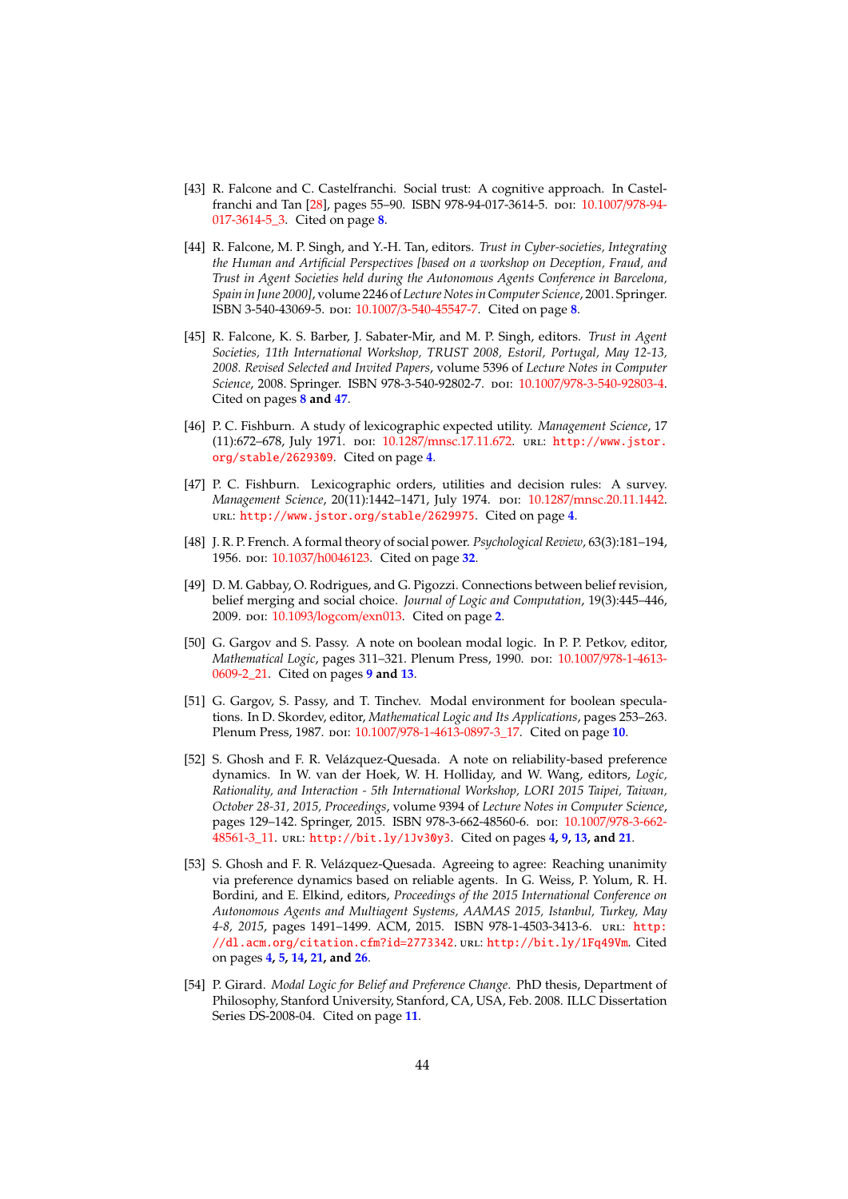[43] R. Falcone and C. Castelfranchi. Social trust: A cognitive approach. In Castelfranchi and Tan [28], pages 55–90. ISBN 978-94-017-3614-5. DOI: 10.1007/978-94-017-3614-5_3. Cited on page 8.

[44] R. Falcone, M. P. Singh, and Y.-H. Tan, editors. *Trust in Cyber-societies, Integrating the Human and Artificial Perspectives [based on a workshop on Deception, Fraud, and Trust in Agent Societies held during the Autonomous Agents Conference in Barcelona, Spain in June 2000]*, volume 2246 of *Lecture Notes in Computer Science*, 2001. Springer. ISBN 3-540-43069-5. DOI: 10.1007/3-540-45547-7. Cited on page 8.

[45] R. Falcone, K. S. Barber, J. Sabater-Mir, and M. P. Singh, editors. *Trust in Agent Societies, 11th International Workshop, TRUST 2008, Estoril, Portugal, May 12-13, 2008. Revised Selected and Invited Papers*, volume 5396 of *Lecture Notes in Computer Science*, 2008. Springer. ISBN 978-3-540-92802-7. DOI: 10.1007/978-3-540-92803-4. Cited on pages **8 and 47**.

[46] P. C. Fishburn. A study of lexicographic expected utility. *Management Science*, 17 (11):672–678, July 1971. DOI: 10.1287/mnsc.17.11.672. URL: `http://www.jstor.org/stable/2629309`. Cited on page **4**.

[47] P. C. Fishburn. Lexicographic orders, utilities and decision rules: A survey. *Management Science*, 20(11):1442–1471, July 1974. DOI: 10.1287/mnsc.20.11.1442. URL: `http://www.jstor.org/stable/2629975`. Cited on page **4**.

[48] J. R. P. French. A formal theory of social power. *Psychological Review*, 63(3):181–194, 1956. DOI: 10.1037/h0046123. Cited on page **32**.

[49] D. M. Gabbay, O. Rodrigues, and G. Pigozzi. Connections between belief revision, belief merging and social choice. *Journal of Logic and Computation*, 19(3):445–446, 2009. DOI: 10.1093/logcom/exn013. Cited on page **2**.

[50] G. Gargov and S. Passy. A note on boolean modal logic. In P. P. Petkov, editor, *Mathematical Logic*, pages 311–321. Plenum Press, 1990. DOI: 10.1007/978-1-4613-0609-2_21. Cited on pages **9 and 13**.

[51] G. Gargov, S. Passy, and T. Tinchev. Modal environment for boolean speculations. In D. Skordev, editor, *Mathematical Logic and Its Applications*, pages 253–263. Plenum Press, 1987. DOI: 10.1007/978-1-4613-0897-3_17. Cited on page **10**.

[52] S. Ghosh and F. R. Velázquez-Quesada. A note on reliability-based preference dynamics. In W. van der Hoek, W. H. Holliday, and W. Wang, editors, *Logic, Rationality, and Interaction - 5th International Workshop, LORI 2015 Taipei, Taiwan, October 28-31, 2015, Proceedings*, volume 9394 of *Lecture Notes in Computer Science*, pages 129–142. Springer, 2015. ISBN 978-3-662-48560-6. DOI: 10.1007/978-3-662-48561-3_11. URL: `http://bit.ly/1Jv30y3`. Cited on pages **4, 9, 13, and 21**.

[53] S. Ghosh and F. R. Velázquez-Quesada. Agreeing to agree: Reaching unanimity via preference dynamics based on reliable agents. In G. Weiss, P. Yolum, R. H. Bordini, and E. Elkind, editors, *Proceedings of the 2015 International Conference on Autonomous Agents and Multiagent Systems, AAMAS 2015, Istanbul, Turkey, May 4-8, 2015*, pages 1491–1499. ACM, 2015. ISBN 978-1-4503-3413-6. URL: `http://dl.acm.org/citation.cfm?id=2773342`. URL: `http://bit.ly/1Fq49Vm`. Cited on pages **4, 5, 14, 21, and 26**.

[54] P. Girard. *Modal Logic for Belief and Preference Change*. PhD thesis, Department of Philosophy, Stanford University, Stanford, CA, USA, Feb. 2008. ILLC Dissertation Series DS-2008-04. Cited on page **11**.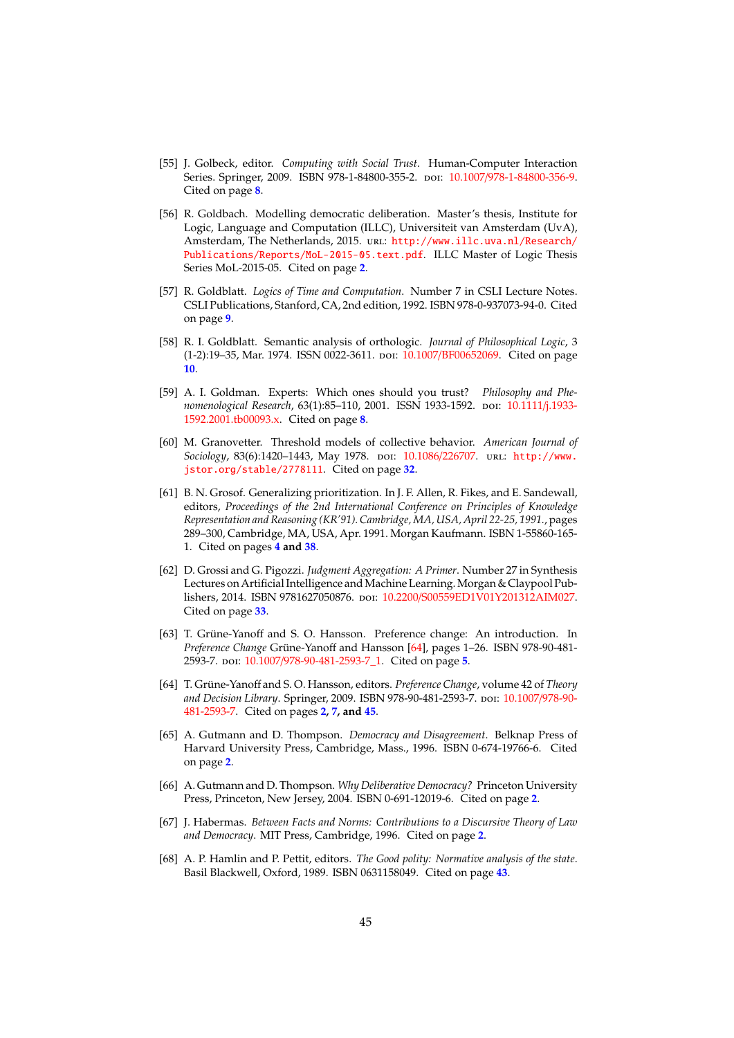[55] J. Golbeck, editor. *Computing with Social Trust*. Human-Computer Interaction Series. Springer, 2009. ISBN 978-1-84800-355-2. DOI: 10.1007/978-1-84800-356-9. Cited on page 8.

[56] R. Goldbach. Modelling democratic deliberation. Master's thesis, Institute for Logic, Language and Computation (ILLC), Universiteit van Amsterdam (UvA), Amsterdam, The Netherlands, 2015. URL: http://www.illc.uva.nl/Research/Publications/Reports/MoL-2015-05.text.pdf. ILLC Master of Logic Thesis Series MoL-2015-05. Cited on page 2.

[57] R. Goldblatt. *Logics of Time and Computation*. Number 7 in CSLI Lecture Notes. CSLI Publications, Stanford, CA, 2nd edition, 1992. ISBN 978-0-937073-94-0. Cited on page 9.

[58] R. I. Goldblatt. Semantic analysis of orthologic. *Journal of Philosophical Logic*, 3 (1-2):19–35, Mar. 1974. ISSN 0022-3611. DOI: 10.1007/BF00652069. Cited on page 10.

[59] A. I. Goldman. Experts: Which ones should you trust? *Philosophy and Phenomenological Research*, 63(1):85–110, 2001. ISSN 1933-1592. DOI: 10.1111/j.1933-1592.2001.tb00093.x. Cited on page 8.

[60] M. Granovetter. Threshold models of collective behavior. *American Journal of Sociology*, 83(6):1420–1443, May 1978. DOI: 10.1086/226707. URL: http://www.jstor.org/stable/2778111. Cited on page 32.

[61] B. N. Grosof. Generalizing prioritization. In J. F. Allen, R. Fikes, and E. Sandewall, editors, *Proceedings of the 2nd International Conference on Principles of Knowledge Representation and Reasoning (KR'91). Cambridge, MA, USA, April 22-25, 1991.*, pages 289–300, Cambridge, MA, USA, Apr. 1991. Morgan Kaufmann. ISBN 1-55860-165-1. Cited on pages 4 and 38.

[62] D. Grossi and G. Pigozzi. *Judgment Aggregation: A Primer*. Number 27 in Synthesis Lectures on Artificial Intelligence and Machine Learning. Morgan & Claypool Publishers, 2014. ISBN 9781627050876. DOI: 10.2200/S00559ED1V01Y201312AIM027. Cited on page 33.

[63] T. Grüne-Yanoff and S. O. Hansson. Preference change: An introduction. In *Preference Change* Grüne-Yanoff and Hansson [64], pages 1–26. ISBN 978-90-481-2593-7. DOI: 10.1007/978-90-481-2593-7_1. Cited on page 5.

[64] T. Grüne-Yanoff and S. O. Hansson, editors. *Preference Change*, volume 42 of *Theory and Decision Library*. Springer, 2009. ISBN 978-90-481-2593-7. DOI: 10.1007/978-90-481-2593-7. Cited on pages 2, 7, and 45.

[65] A. Gutmann and D. Thompson. *Democracy and Disagreement*. Belknap Press of Harvard University Press, Cambridge, Mass., 1996. ISBN 0-674-19766-6. Cited on page 2.

[66] A. Gutmann and D. Thompson. *Why Deliberative Democracy?* Princeton University Press, Princeton, New Jersey, 2004. ISBN 0-691-12019-6. Cited on page 2.

[67] J. Habermas. *Between Facts and Norms: Contributions to a Discursive Theory of Law and Democracy*. MIT Press, Cambridge, 1996. Cited on page 2.

[68] A. P. Hamlin and P. Pettit, editors. *The Good polity: Normative analysis of the state*. Basil Blackwell, Oxford, 1989. ISBN 0631158049. Cited on page 43.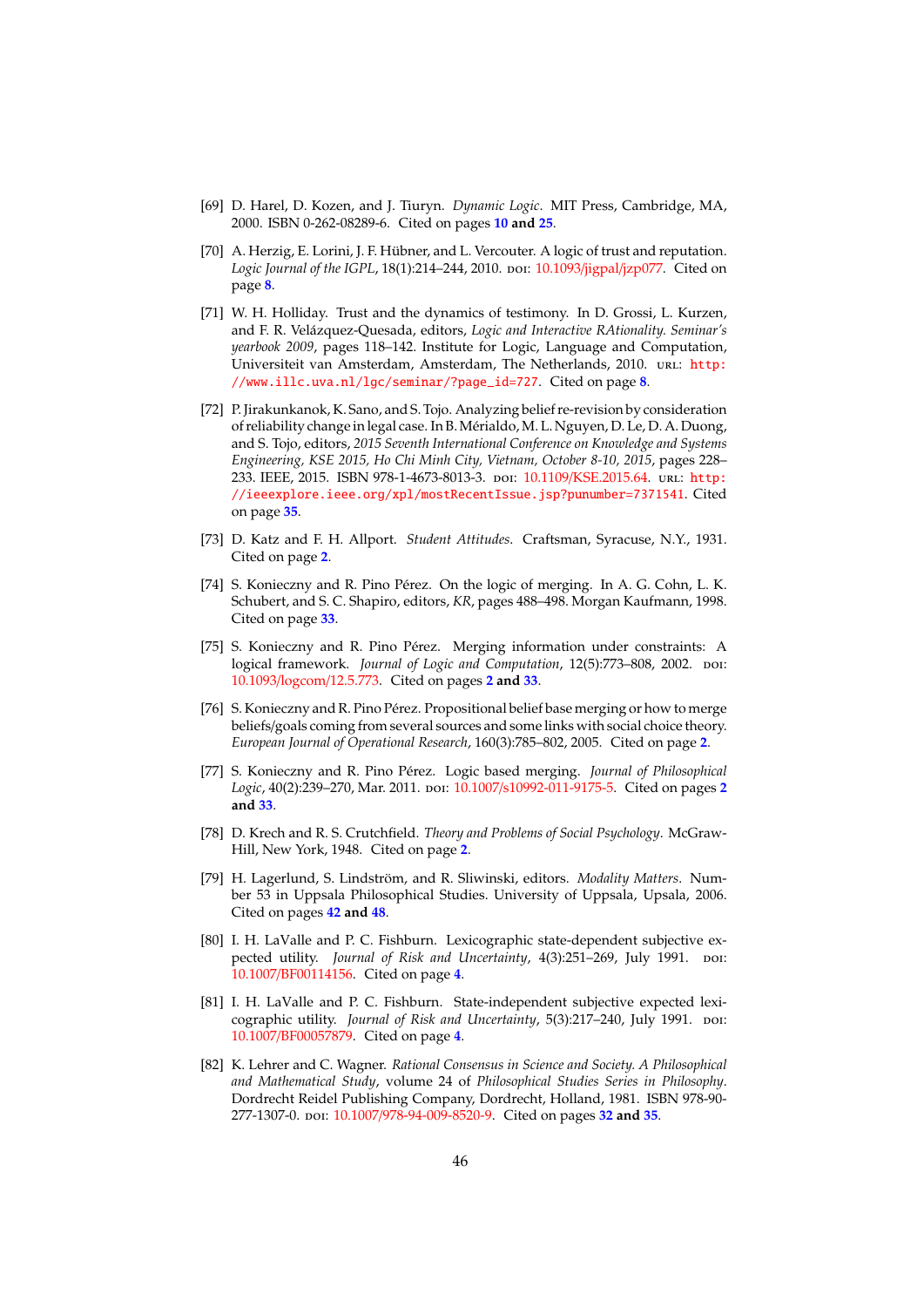[69] D. Harel, D. Kozen, and J. Tiuryn. *Dynamic Logic*. MIT Press, Cambridge, MA, 2000. ISBN 0-262-08289-6. Cited on pages **10** and **25**.

[70] A. Herzig, E. Lorini, J. F. Hübner, and L. Vercouter. A logic of trust and reputation. *Logic Journal of the IGPL*, 18(1):214–244, 2010. DOI: 10.1093/jigpal/jzp077. Cited on page **8**.

[71] W. H. Holliday. Trust and the dynamics of testimony. In D. Grossi, L. Kurzen, and F. R. Velázquez-Quesada, editors, *Logic and Interactive RAtionality. Seminar's yearbook 2009*, pages 118–142. Institute for Logic, Language and Computation, Universiteit van Amsterdam, Amsterdam, The Netherlands, 2010. URL: `http://www.illc.uva.nl/lgc/seminar/?page_id=727`. Cited on page **8**.

[72] P. Jirakunkanok, K. Sano, and S. Tojo. Analyzing belief re-revision by consideration of reliability change in legal case. In B. Mérialdo, M. L. Nguyen, D. Le, D. A. Duong, and S. Tojo, editors, *2015 Seventh International Conference on Knowledge and Systems Engineering, KSE 2015, Ho Chi Minh City, Vietnam, October 8-10, 2015*, pages 228–233. IEEE, 2015. ISBN 978-1-4673-8013-3. DOI: 10.1109/KSE.2015.64. URL: `http://ieeexplore.ieee.org/xpl/mostRecentIssue.jsp?punumber=7371541`. Cited on page **35**.

[73] D. Katz and F. H. Allport. *Student Attitudes*. Craftsman, Syracuse, N.Y., 1931. Cited on page **2**.

[74] S. Konieczny and R. Pino Pérez. On the logic of merging. In A. G. Cohn, L. K. Schubert, and S. C. Shapiro, editors, *KR*, pages 488–498. Morgan Kaufmann, 1998. Cited on page **33**.

[75] S. Konieczny and R. Pino Pérez. Merging information under constraints: A logical framework. *Journal of Logic and Computation*, 12(5):773–808, 2002. DOI: 10.1093/logcom/12.5.773. Cited on pages **2** and **33**.

[76] S. Konieczny and R. Pino Pérez. Propositional belief base merging or how to merge beliefs/goals coming from several sources and some links with social choice theory. *European Journal of Operational Research*, 160(3):785–802, 2005. Cited on page **2**.

[77] S. Konieczny and R. Pino Pérez. Logic based merging. *Journal of Philosophical Logic*, 40(2):239–270, Mar. 2011. DOI: 10.1007/s10992-011-9175-5. Cited on pages **2** and **33**.

[78] D. Krech and R. S. Crutchfield. *Theory and Problems of Social Psychology*. McGraw-Hill, New York, 1948. Cited on page **2**.

[79] H. Lagerlund, S. Lindström, and R. Sliwinski, editors. *Modality Matters*. Number 53 in Uppsala Philosophical Studies. University of Uppsala, Upsala, 2006. Cited on pages **42** and **48**.

[80] I. H. LaValle and P. C. Fishburn. Lexicographic state-dependent subjective expected utility. *Journal of Risk and Uncertainty*, 4(3):251–269, July 1991. DOI: 10.1007/BF00114156. Cited on page **4**.

[81] I. H. LaValle and P. C. Fishburn. State-independent subjective expected lexicographic utility. *Journal of Risk and Uncertainty*, 5(3):217–240, July 1991. DOI: 10.1007/BF00057879. Cited on page **4**.

[82] K. Lehrer and C. Wagner. *Rational Consensus in Science and Society. A Philosophical and Mathematical Study*, volume 24 of *Philosophical Studies Series in Philosophy*. Dordrecht Reidel Publishing Company, Dordrecht, Holland, 1981. ISBN 978-90-277-1307-0. DOI: 10.1007/978-94-009-8520-9. Cited on pages **32** and **35**.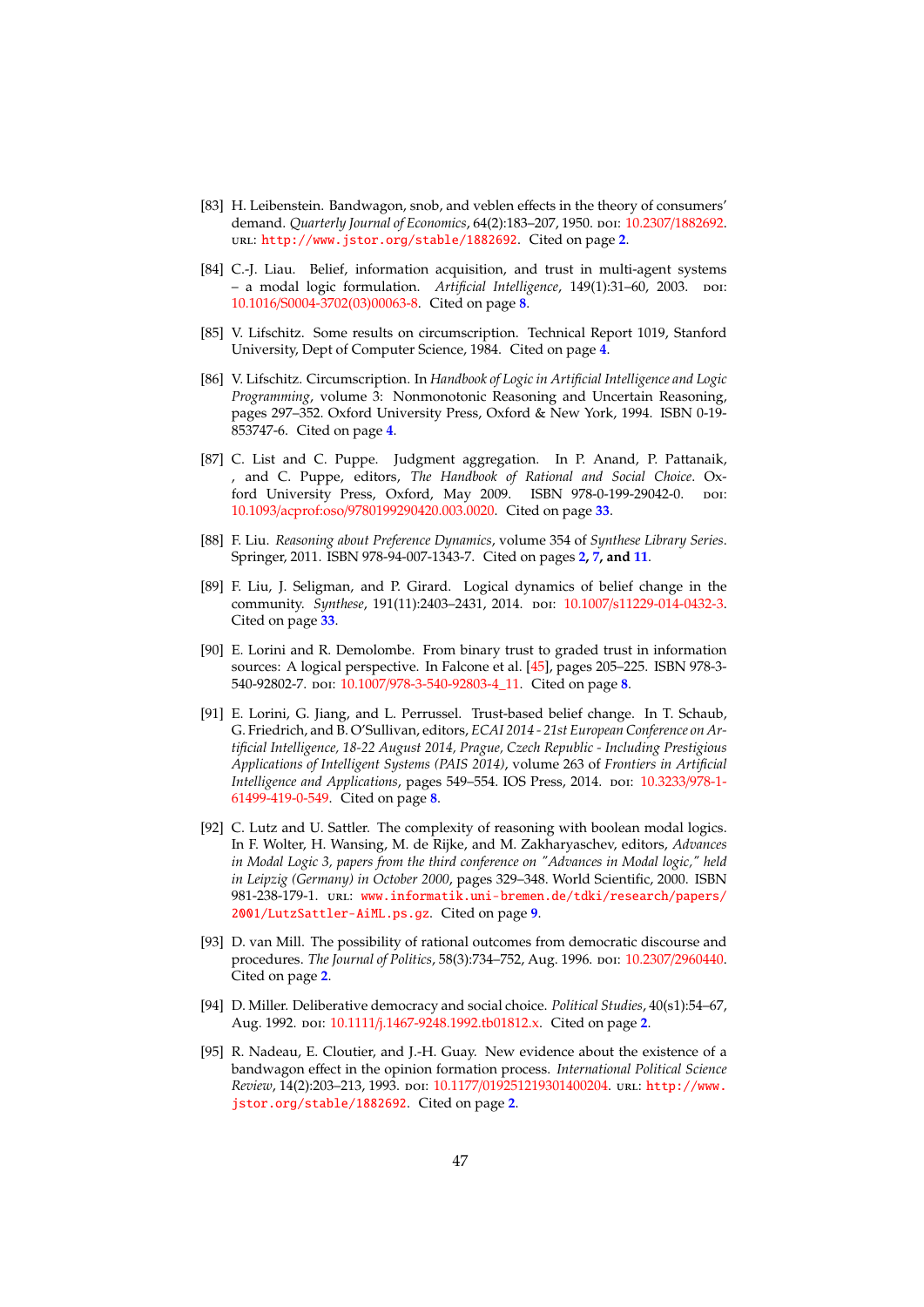[83] H. Leibenstein. Bandwagon, snob, and veblen effects in the theory of consumers' demand. *Quarterly Journal of Economics*, 64(2):183–207, 1950. DOI: 10.2307/1882692. URL: http://www.jstor.org/stable/1882692. Cited on page 2.

[84] C.-J. Liau. Belief, information acquisition, and trust in multi-agent systems – a modal logic formulation. *Artificial Intelligence*, 149(1):31–60, 2003. DOI: 10.1016/S0004-3702(03)00063-8. Cited on page 8.

[85] V. Lifschitz. Some results on circumscription. Technical Report 1019, Stanford University, Dept of Computer Science, 1984. Cited on page 4.

[86] V. Lifschitz. Circumscription. In *Handbook of Logic in Artificial Intelligence and Logic Programming*, volume 3: Nonmonotonic Reasoning and Uncertain Reasoning, pages 297–352. Oxford University Press, Oxford & New York, 1994. ISBN 0-19-853747-6. Cited on page 4.

[87] C. List and C. Puppe. Judgment aggregation. In P. Anand, P. Pattanaik, , and C. Puppe, editors, *The Handbook of Rational and Social Choice*. Oxford University Press, Oxford, May 2009. ISBN 978-0-199-29042-0. DOI: 10.1093/acprof:oso/9780199290420.003.0020. Cited on page 33.

[88] F. Liu. *Reasoning about Preference Dynamics*, volume 354 of *Synthese Library Series*. Springer, 2011. ISBN 978-94-007-1343-7. Cited on pages 2, 7, and 11.

[89] F. Liu, J. Seligman, and P. Girard. Logical dynamics of belief change in the community. *Synthese*, 191(11):2403–2431, 2014. DOI: 10.1007/s11229-014-0432-3. Cited on page 33.

[90] E. Lorini and R. Demolombe. From binary trust to graded trust in information sources: A logical perspective. In Falcone et al. [45], pages 205–225. ISBN 978-3-540-92802-7. DOI: 10.1007/978-3-540-92803-4_11. Cited on page 8.

[91] E. Lorini, G. Jiang, and L. Perrussel. Trust-based belief change. In T. Schaub, G. Friedrich, and B. O'Sullivan, editors, *ECAI 2014 - 21st European Conference on Artificial Intelligence, 18-22 August 2014, Prague, Czech Republic - Including Prestigious Applications of Intelligent Systems (PAIS 2014)*, volume 263 of *Frontiers in Artificial Intelligence and Applications*, pages 549–554. IOS Press, 2014. DOI: 10.3233/978-1-61499-419-0-549. Cited on page 8.

[92] C. Lutz and U. Sattler. The complexity of reasoning with boolean modal logics. In F. Wolter, H. Wansing, M. de Rijke, and M. Zakharyaschev, editors, *Advances in Modal Logic 3, papers from the third conference on "Advances in Modal logic," held in Leipzig (Germany) in October 2000*, pages 329–348. World Scientific, 2000. ISBN 981-238-179-1. URL: www.informatik.uni-bremen.de/tdki/research/papers/2001/LutzSattler-AiML.ps.gz. Cited on page 9.

[93] D. van Mill. The possibility of rational outcomes from democratic discourse and procedures. *The Journal of Politics*, 58(3):734–752, Aug. 1996. DOI: 10.2307/2960440. Cited on page 2.

[94] D. Miller. Deliberative democracy and social choice. *Political Studies*, 40(s1):54–67, Aug. 1992. DOI: 10.1111/j.1467-9248.1992.tb01812.x. Cited on page 2.

[95] R. Nadeau, E. Cloutier, and J.-H. Guay. New evidence about the existence of a bandwagon effect in the opinion formation process. *International Political Science Review*, 14(2):203–213, 1993. DOI: 10.1177/019251219301400204. URL: http://www.jstor.org/stable/1882692. Cited on page 2.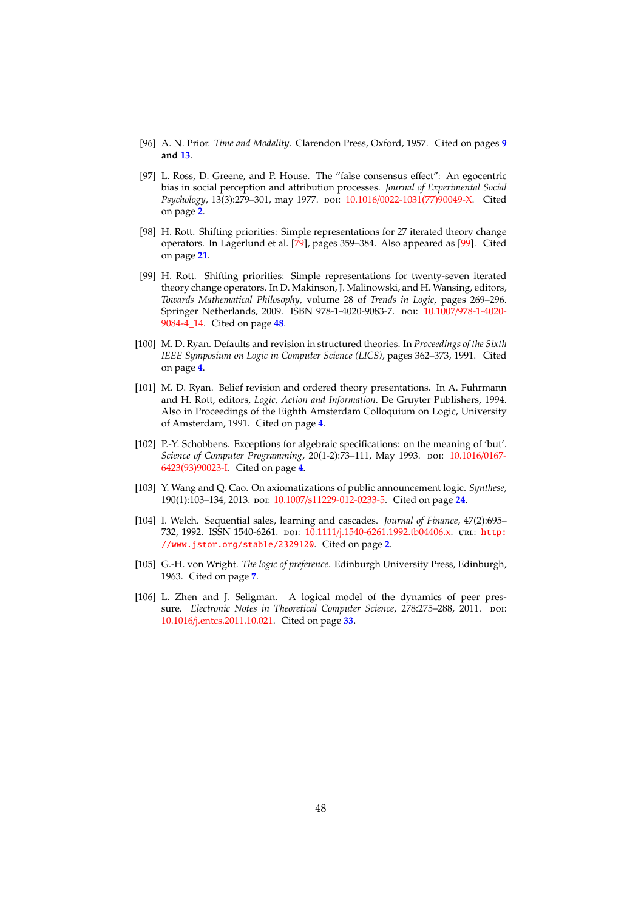[96] A. N. Prior. *Time and Modality*. Clarendon Press, Oxford, 1957. Cited on pages **9** **and** **13**.

[97] L. Ross, D. Greene, and P. House. The "false consensus effect": An egocentric bias in social perception and attribution processes. *Journal of Experimental Social Psychology*, 13(3):279–301, may 1977. DOI: 10.1016/0022-1031(77)90049-X. Cited on page **2**.

[98] H. Rott. Shifting priorities: Simple representations for 27 iterated theory change operators. In Lagerlund et al. [79], pages 359–384. Also appeared as [99]. Cited on page **21**.

[99] H. Rott. Shifting priorities: Simple representations for twenty-seven iterated theory change operators. In D. Makinson, J. Malinowski, and H. Wansing, editors, *Towards Mathematical Philosophy*, volume 28 of *Trends in Logic*, pages 269–296. Springer Netherlands, 2009. ISBN 978-1-4020-9083-7. DOI: 10.1007/978-1-4020-9084-4_14. Cited on page **48**.

[100] M. D. Ryan. Defaults and revision in structured theories. In *Proceedings of the Sixth IEEE Symposium on Logic in Computer Science (LICS)*, pages 362–373, 1991. Cited on page **4**.

[101] M. D. Ryan. Belief revision and ordered theory presentations. In A. Fuhrmann and H. Rott, editors, *Logic, Action and Information*. De Gruyter Publishers, 1994. Also in Proceedings of the Eighth Amsterdam Colloquium on Logic, University of Amsterdam, 1991. Cited on page **4**.

[102] P.-Y. Schobbens. Exceptions for algebraic specifications: on the meaning of 'but'. *Science of Computer Programming*, 20(1-2):73–111, May 1993. DOI: 10.1016/0167-6423(93)90023-I. Cited on page **4**.

[103] Y. Wang and Q. Cao. On axiomatizations of public announcement logic. *Synthese*, 190(1):103–134, 2013. DOI: 10.1007/s11229-012-0233-5. Cited on page **24**.

[104] I. Welch. Sequential sales, learning and cascades. *Journal of Finance*, 47(2):695–732, 1992. ISSN 1540-6261. DOI: 10.1111/j.1540-6261.1992.tb04406.x. URL: `http://www.jstor.org/stable/2329120`. Cited on page **2**.

[105] G.-H. von Wright. *The logic of preference*. Edinburgh University Press, Edinburgh, 1963. Cited on page **7**.

[106] L. Zhen and J. Seligman. A logical model of the dynamics of peer pressure. *Electronic Notes in Theoretical Computer Science*, 278:275–288, 2011. DOI: 10.1016/j.entcs.2011.10.021. Cited on page **33**.